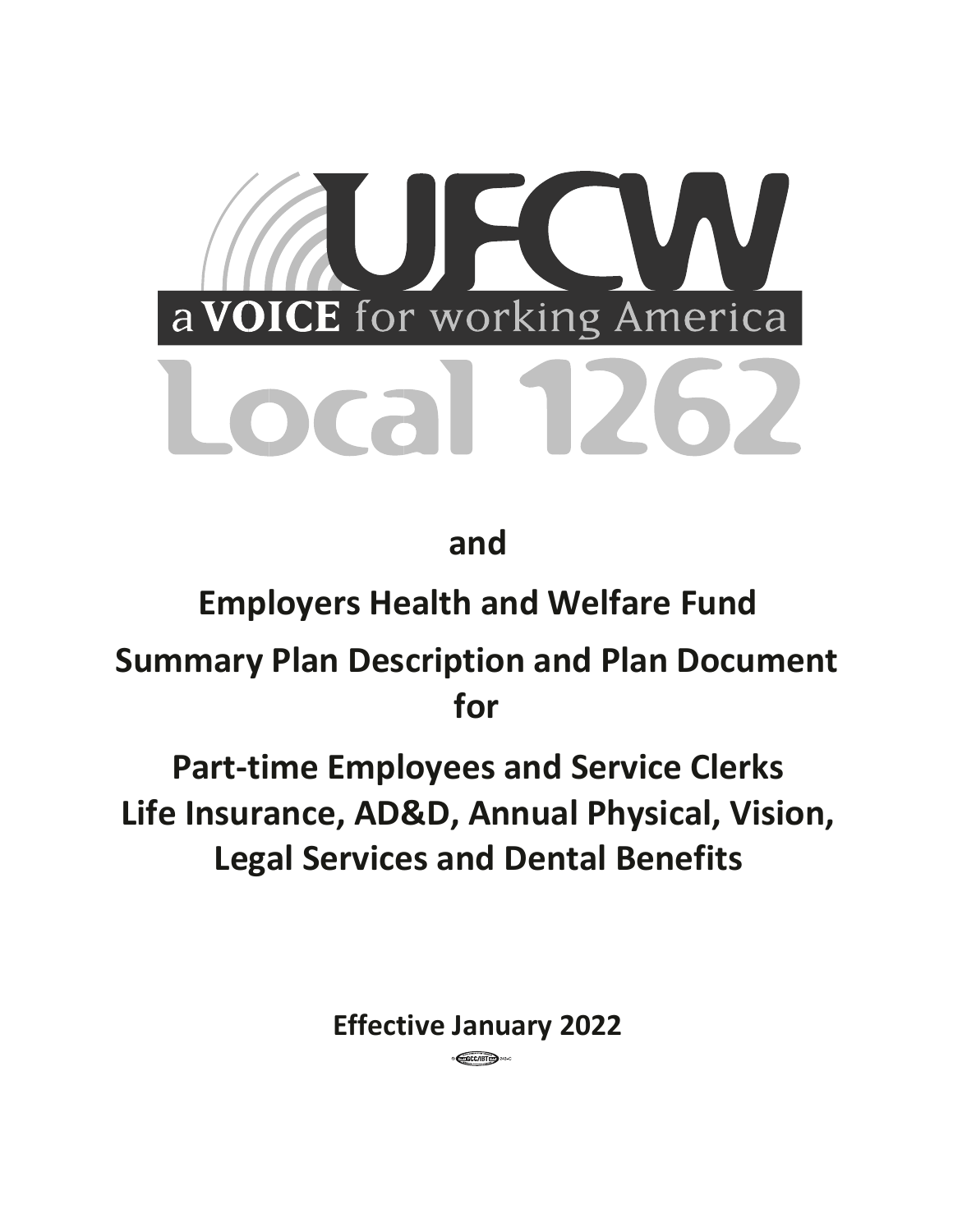# UFCW

a VOICE for working America

# Local 1262

## and

## Employers Health and Welfare Fund

## Summary Plan Description and Plan Document for

## Part-time Employees and Service Clerks Life Insurance, AD&D, Annual Physical, Vision, Legal Services and Dental Benefits

**Effective January 2022**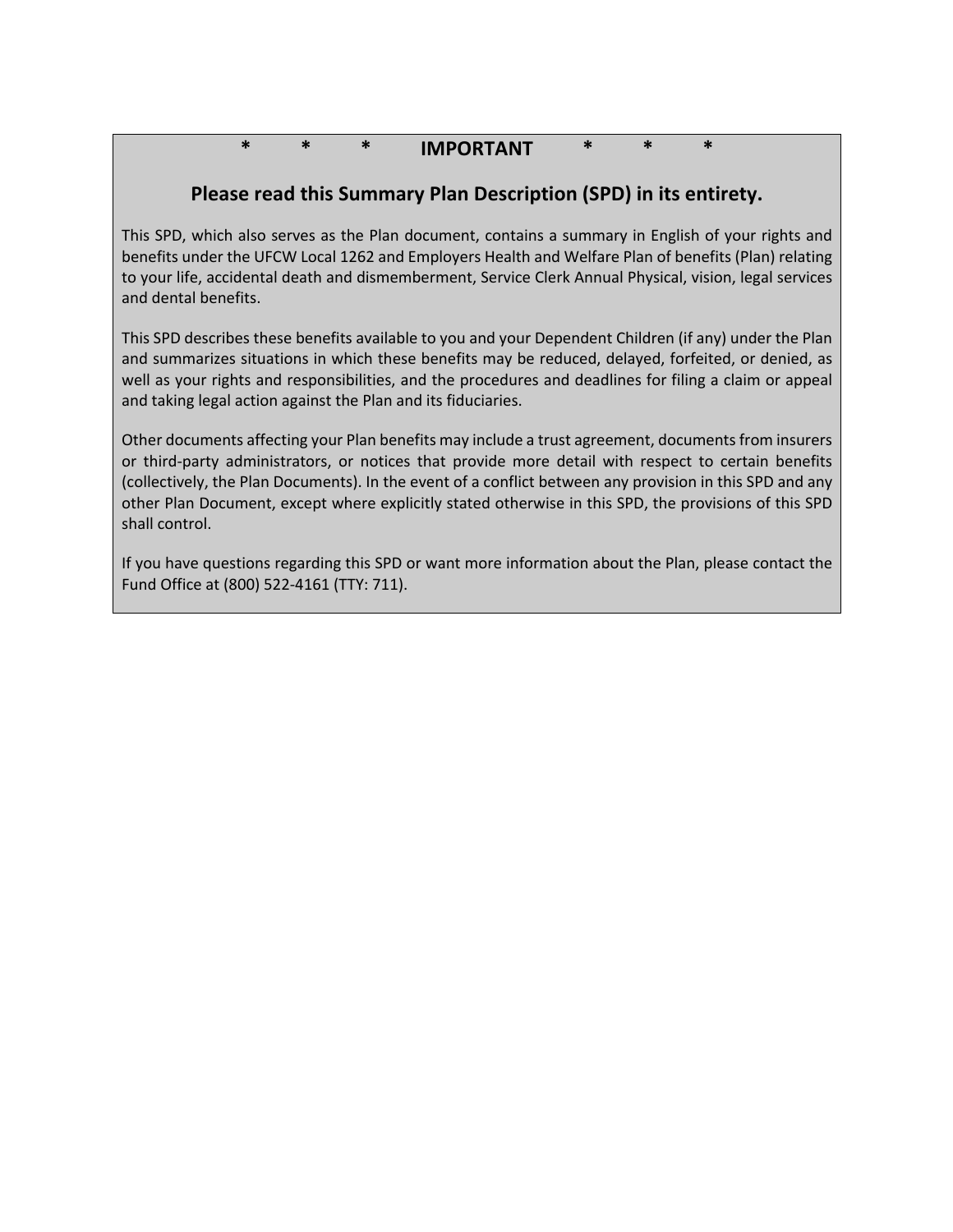**\*       \*       \*       IMPORTANT       \*       \*       \***

## Please read this Summary Plan Description (SPD) in its entirety.

This SPD, which also serves as the Plan document, contains a summary in English of your rights and benefits under the UFCW Local 1262 and Employers Health and Welfare Plan of benefits (Plan) relating to your life, accidental death and dismemberment, Service Clerk Annual Physical, vision, legal services and dental benefits.

This SPD describes these benefits available to you and your Dependent Children (if any) under the Plan and summarizes situations in which these benefits may be reduced, delayed, forfeited, or denied, as well as your rights and responsibilities, and the procedures and deadlines for filing a claim or appeal and taking legal action against the Plan and its fiduciaries.

Other documents affecting your Plan benefits may include a trust agreement, documents from insurers or third-party administrators, or notices that provide more detail with respect to certain benefits (collectively, the Plan Documents). In the event of a conflict between any provision in this SPD and any other Plan Document, except where explicitly stated otherwise in this SPD, the provisions of this SPD shall control.

If you have questions regarding this SPD or want more information about the Plan, please contact the Fund Office at (800) 522-4161 (TTY: 711).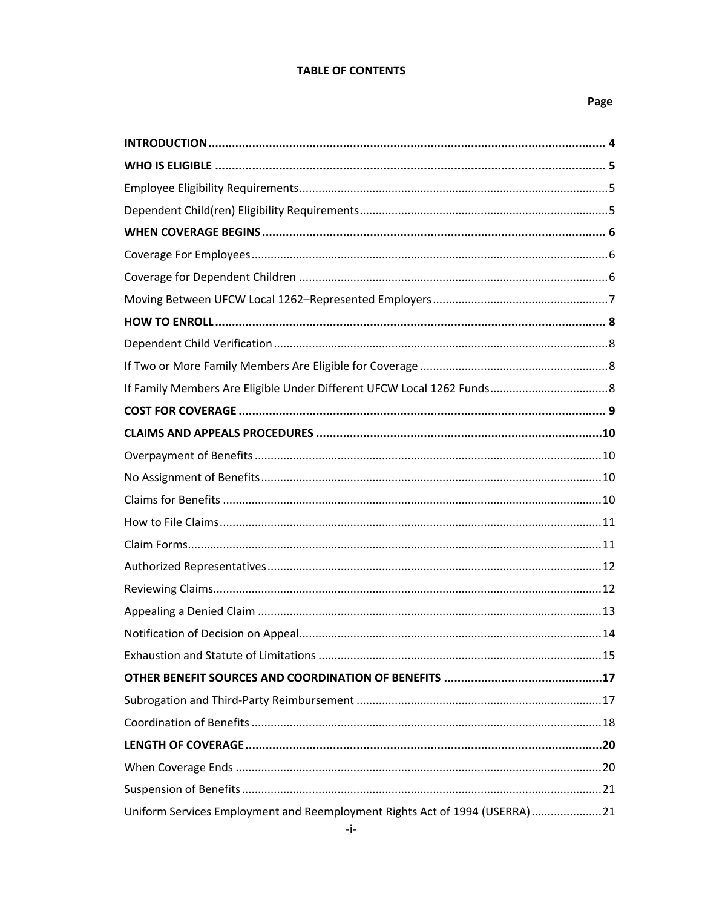**TABLE OF CONTENTS**

| | Page |
|---|---|
| **INTRODUCTION** | **4** |
| **WHO IS ELIGIBLE** | **5** |
| Employee Eligibility Requirements | 5 |
| Dependent Child(ren) Eligibility Requirements | 5 |
| **WHEN COVERAGE BEGINS** | **6** |
| Coverage For Employees | 6 |
| Coverage for Dependent Children | 6 |
| Moving Between UFCW Local 1262–Represented Employers | 7 |
| **HOW TO ENROLL** | **8** |
| Dependent Child Verification | 8 |
| If Two or More Family Members Are Eligible for Coverage | 8 |
| If Family Members Are Eligible Under Different UFCW Local 1262 Funds | 8 |
| **COST FOR COVERAGE** | **9** |
| **CLAIMS AND APPEALS PROCEDURES** | **10** |
| Overpayment of Benefits | 10 |
| No Assignment of Benefits | 10 |
| Claims for Benefits | 10 |
| How to File Claims | 11 |
| Claim Forms | 11 |
| Authorized Representatives | 12 |
| Reviewing Claims | 12 |
| Appealing a Denied Claim | 13 |
| Notification of Decision on Appeal | 14 |
| Exhaustion and Statute of Limitations | 15 |
| **OTHER BENEFIT SOURCES AND COORDINATION OF BENEFITS** | **17** |
| Subrogation and Third-Party Reimbursement | 17 |
| Coordination of Benefits | 18 |
| **LENGTH OF COVERAGE** | **20** |
| When Coverage Ends | 20 |
| Suspension of Benefits | 21 |
| Uniform Services Employment and Reemployment Rights Act of 1994 (USERRA) | 21 |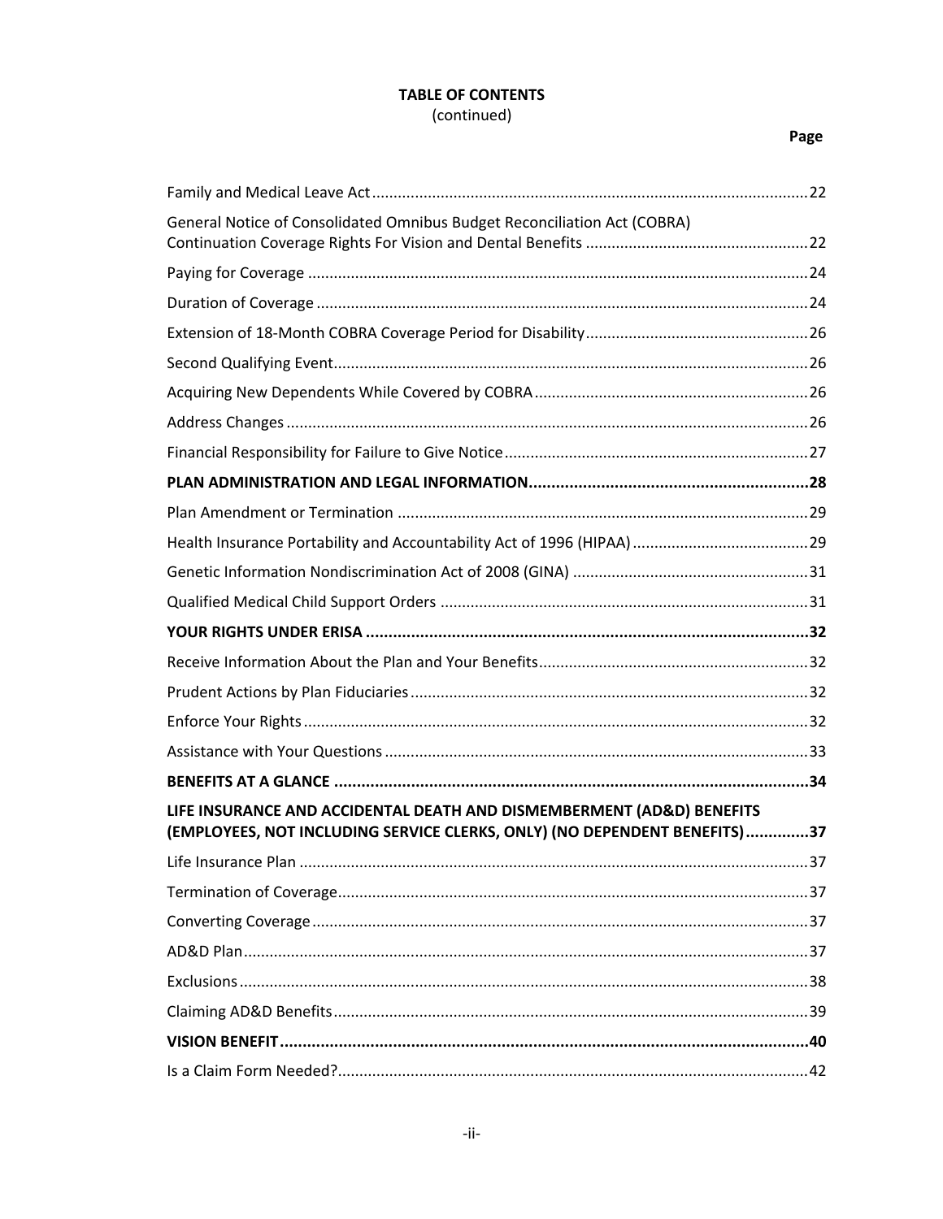**TABLE OF CONTENTS**
(continued)

| | Page |
|---|---|
| Family and Medical Leave Act | 22 |
| General Notice of Consolidated Omnibus Budget Reconciliation Act (COBRA) Continuation Coverage Rights For Vision and Dental Benefits | 22 |
| Paying for Coverage | 24 |
| Duration of Coverage | 24 |
| Extension of 18-Month COBRA Coverage Period for Disability | 26 |
| Second Qualifying Event | 26 |
| Acquiring New Dependents While Covered by COBRA | 26 |
| Address Changes | 26 |
| Financial Responsibility for Failure to Give Notice | 27 |
| **PLAN ADMINISTRATION AND LEGAL INFORMATION** | **28** |
| Plan Amendment or Termination | 29 |
| Health Insurance Portability and Accountability Act of 1996 (HIPAA) | 29 |
| Genetic Information Nondiscrimination Act of 2008 (GINA) | 31 |
| Qualified Medical Child Support Orders | 31 |
| **YOUR RIGHTS UNDER ERISA** | **32** |
| Receive Information About the Plan and Your Benefits | 32 |
| Prudent Actions by Plan Fiduciaries | 32 |
| Enforce Your Rights | 32 |
| Assistance with Your Questions | 33 |
| **BENEFITS AT A GLANCE** | **34** |
| **LIFE INSURANCE AND ACCIDENTAL DEATH AND DISMEMBERMENT (AD&D) BENEFITS (EMPLOYEES, NOT INCLUDING SERVICE CLERKS, ONLY) (NO DEPENDENT BENEFITS)** | **37** |
| Life Insurance Plan | 37 |
| Termination of Coverage | 37 |
| Converting Coverage | 37 |
| AD&D Plan | 37 |
| Exclusions | 38 |
| Claiming AD&D Benefits | 39 |
| **VISION BENEFIT** | **40** |
| Is a Claim Form Needed? | 42 |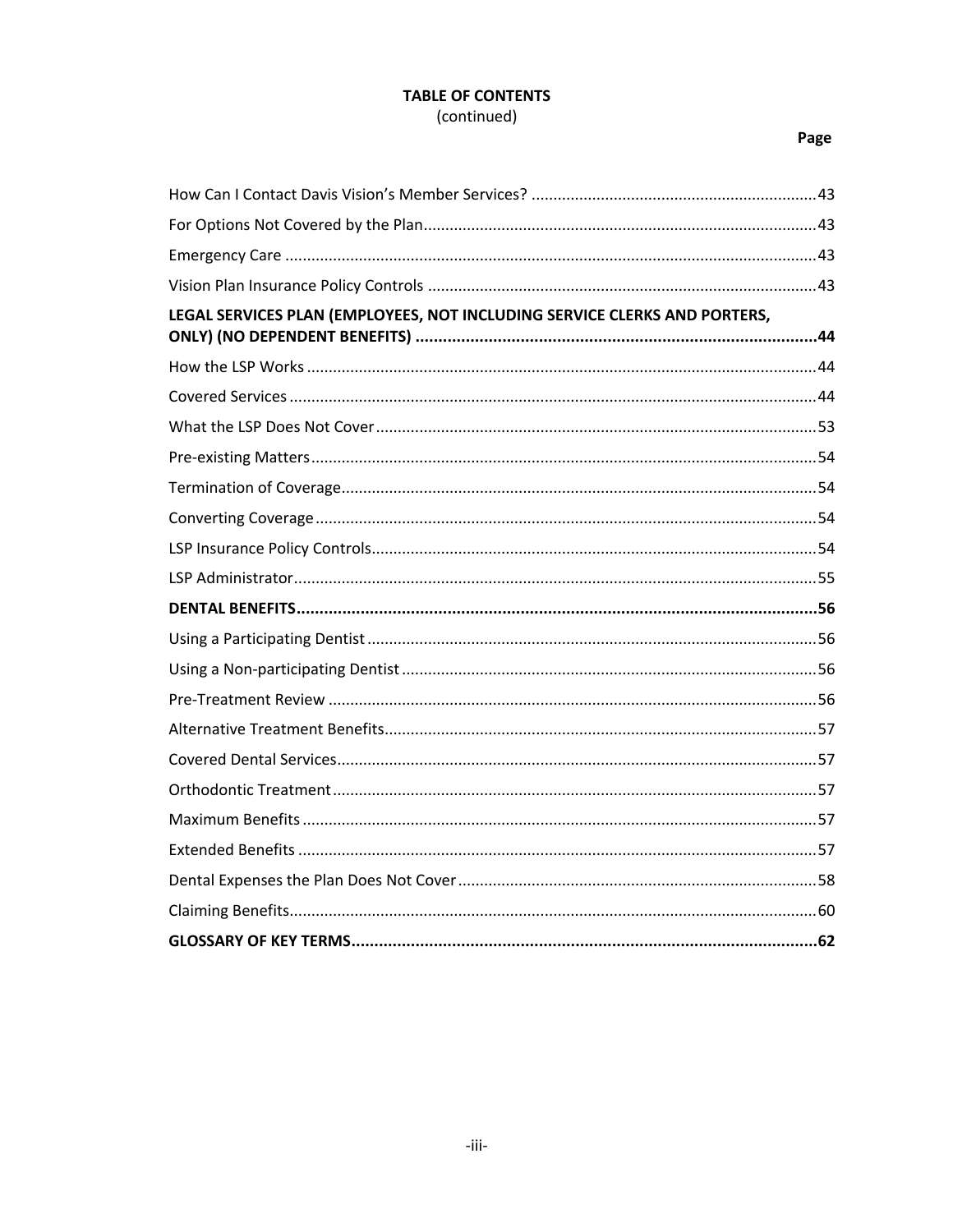**TABLE OF CONTENTS**
(continued)

| | Page |
|---|---|
| How Can I Contact Davis Vision's Member Services? | 43 |
| For Options Not Covered by the Plan | 43 |
| Emergency Care | 43 |
| Vision Plan Insurance Policy Controls | 43 |
| **LEGAL SERVICES PLAN (EMPLOYEES, NOT INCLUDING SERVICE CLERKS AND PORTERS, ONLY) (NO DEPENDENT BENEFITS)** | **44** |
| How the LSP Works | 44 |
| Covered Services | 44 |
| What the LSP Does Not Cover | 53 |
| Pre-existing Matters | 54 |
| Termination of Coverage | 54 |
| Converting Coverage | 54 |
| LSP Insurance Policy Controls | 54 |
| LSP Administrator | 55 |
| **DENTAL BENEFITS** | **56** |
| Using a Participating Dentist | 56 |
| Using a Non-participating Dentist | 56 |
| Pre-Treatment Review | 56 |
| Alternative Treatment Benefits | 57 |
| Covered Dental Services | 57 |
| Orthodontic Treatment | 57 |
| Maximum Benefits | 57 |
| Extended Benefits | 57 |
| Dental Expenses the Plan Does Not Cover | 58 |
| Claiming Benefits | 60 |
| **GLOSSARY OF KEY TERMS** | **62** |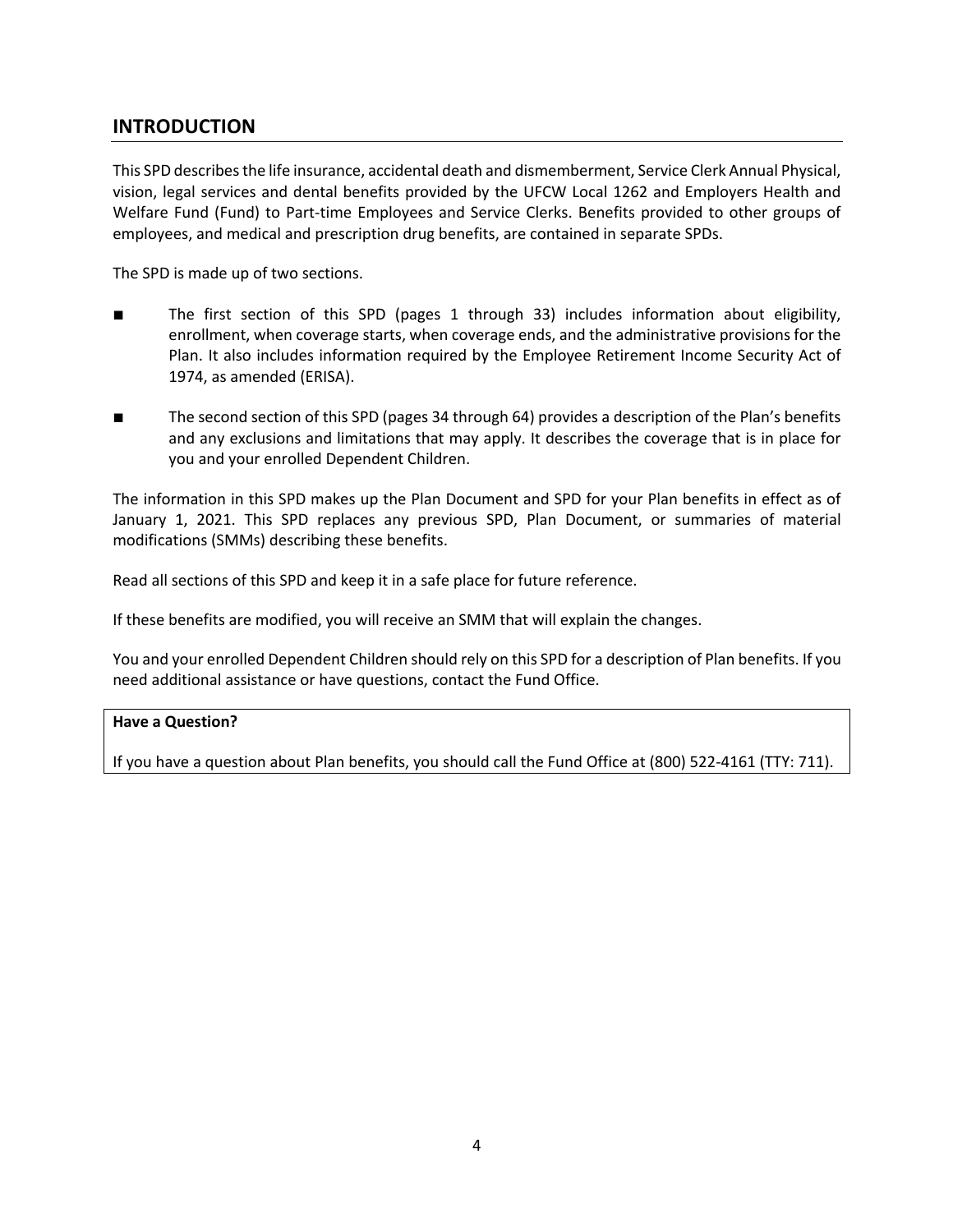## INTRODUCTION

This SPD describes the life insurance, accidental death and dismemberment, Service Clerk Annual Physical, vision, legal services and dental benefits provided by the UFCW Local 1262 and Employers Health and Welfare Fund (Fund) to Part-time Employees and Service Clerks. Benefits provided to other groups of employees, and medical and prescription drug benefits, are contained in separate SPDs.

The SPD is made up of two sections.

- The first section of this SPD (pages 1 through 33) includes information about eligibility, enrollment, when coverage starts, when coverage ends, and the administrative provisions for the Plan. It also includes information required by the Employee Retirement Income Security Act of 1974, as amended (ERISA).
- The second section of this SPD (pages 34 through 64) provides a description of the Plan's benefits and any exclusions and limitations that may apply. It describes the coverage that is in place for you and your enrolled Dependent Children.

The information in this SPD makes up the Plan Document and SPD for your Plan benefits in effect as of January 1, 2021. This SPD replaces any previous SPD, Plan Document, or summaries of material modifications (SMMs) describing these benefits.

Read all sections of this SPD and keep it in a safe place for future reference.

If these benefits are modified, you will receive an SMM that will explain the changes.

You and your enrolled Dependent Children should rely on this SPD for a description of Plan benefits. If you need additional assistance or have questions, contact the Fund Office.

**Have a Question?**

If you have a question about Plan benefits, you should call the Fund Office at (800) 522-4161 (TTY: 711).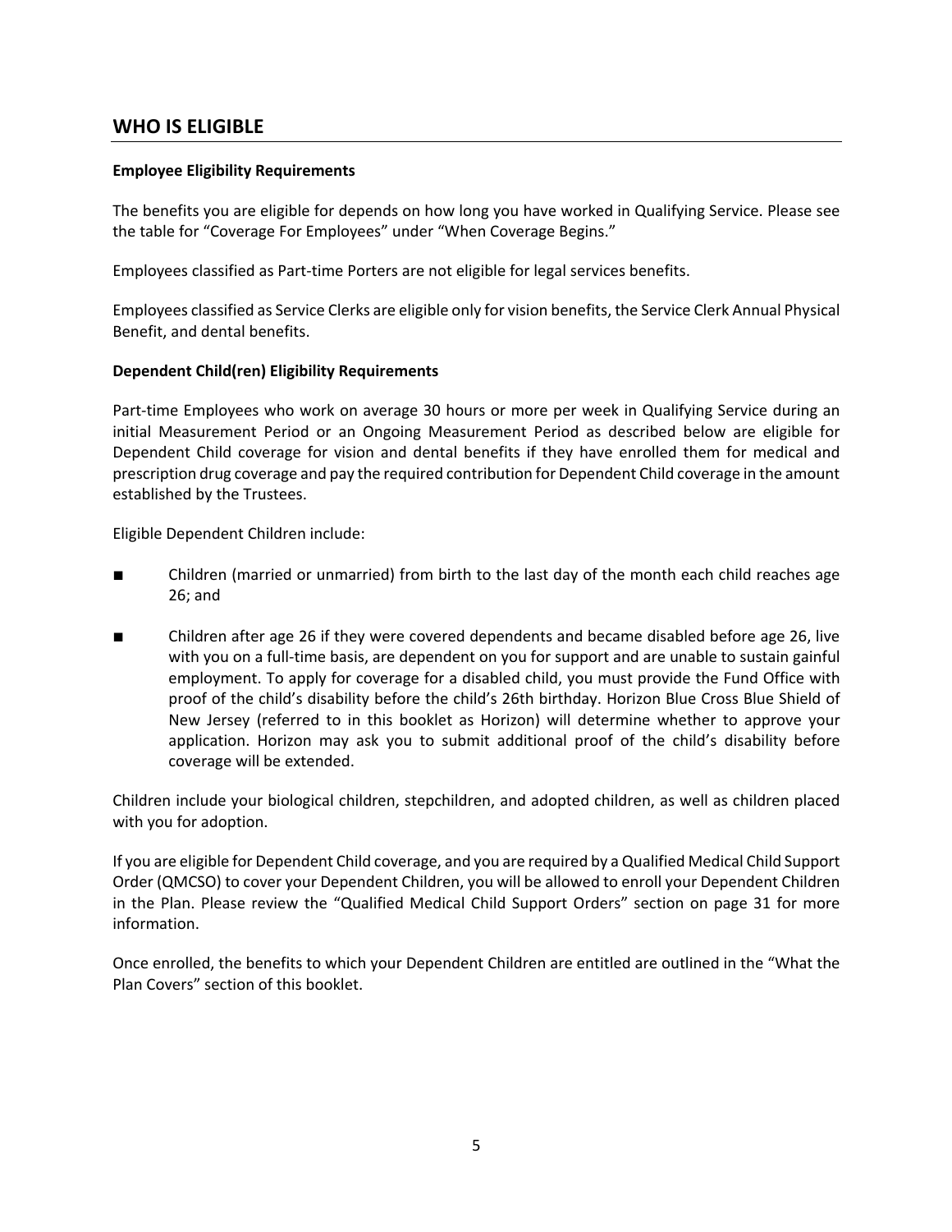## WHO IS ELIGIBLE

**Employee Eligibility Requirements**

The benefits you are eligible for depends on how long you have worked in Qualifying Service. Please see the table for "Coverage For Employees" under "When Coverage Begins."

Employees classified as Part-time Porters are not eligible for legal services benefits.

Employees classified as Service Clerks are eligible only for vision benefits, the Service Clerk Annual Physical Benefit, and dental benefits.

**Dependent Child(ren) Eligibility Requirements**

Part-time Employees who work on average 30 hours or more per week in Qualifying Service during an initial Measurement Period or an Ongoing Measurement Period as described below are eligible for Dependent Child coverage for vision and dental benefits if they have enrolled them for medical and prescription drug coverage and pay the required contribution for Dependent Child coverage in the amount established by the Trustees.

Eligible Dependent Children include:

- Children (married or unmarried) from birth to the last day of the month each child reaches age 26; and
- Children after age 26 if they were covered dependents and became disabled before age 26, live with you on a full-time basis, are dependent on you for support and are unable to sustain gainful employment. To apply for coverage for a disabled child, you must provide the Fund Office with proof of the child's disability before the child's 26th birthday. Horizon Blue Cross Blue Shield of New Jersey (referred to in this booklet as Horizon) will determine whether to approve your application. Horizon may ask you to submit additional proof of the child's disability before coverage will be extended.

Children include your biological children, stepchildren, and adopted children, as well as children placed with you for adoption.

If you are eligible for Dependent Child coverage, and you are required by a Qualified Medical Child Support Order (QMCSO) to cover your Dependent Children, you will be allowed to enroll your Dependent Children in the Plan. Please review the "Qualified Medical Child Support Orders" section on page 31 for more information.

Once enrolled, the benefits to which your Dependent Children are entitled are outlined in the "What the Plan Covers" section of this booklet.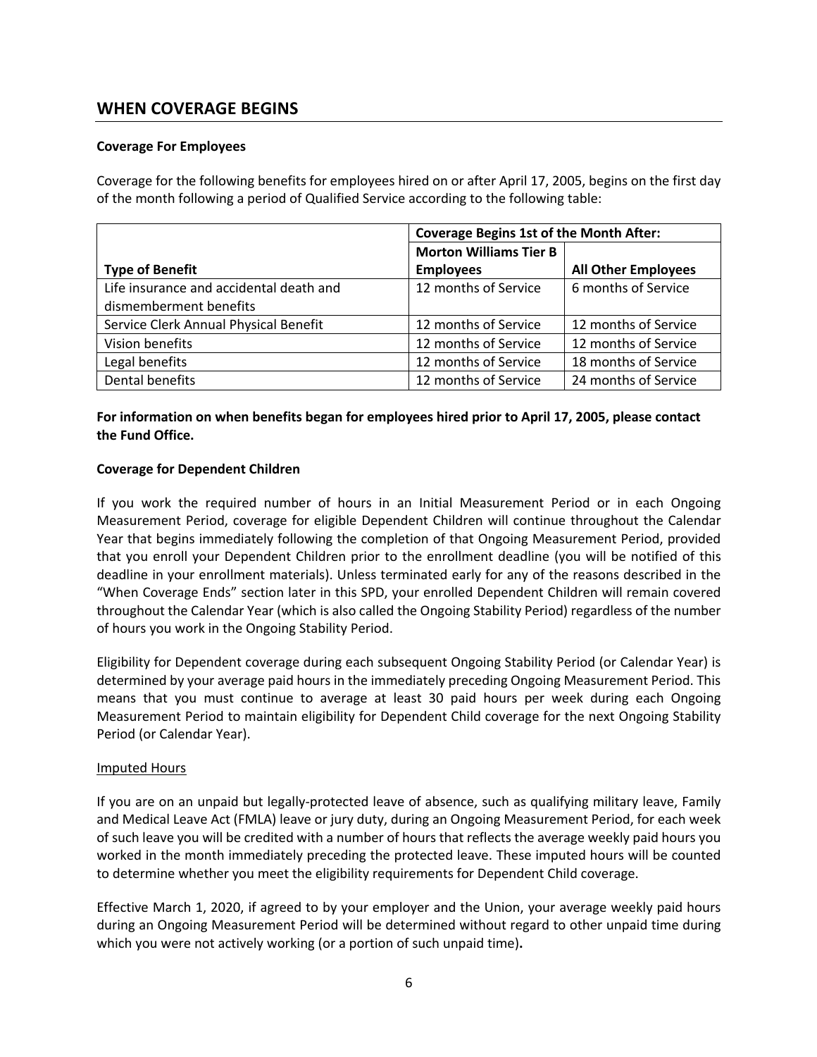## WHEN COVERAGE BEGINS

**Coverage For Employees**

Coverage for the following benefits for employees hired on or after April 17, 2005, begins on the first day of the month following a period of Qualified Service according to the following table:

| | **Coverage Begins 1st of the Month After:** | |
|---|---|---|
| **Type of Benefit** | **Morton Williams Tier B Employees** | **All Other Employees** |
| Life insurance and accidental death and dismemberment benefits | 12 months of Service | 6 months of Service |
| Service Clerk Annual Physical Benefit | 12 months of Service | 12 months of Service |
| Vision benefits | 12 months of Service | 12 months of Service |
| Legal benefits | 12 months of Service | 18 months of Service |
| Dental benefits | 12 months of Service | 24 months of Service |

**For information on when benefits began for employees hired prior to April 17, 2005, please contact the Fund Office.**

**Coverage for Dependent Children**

If you work the required number of hours in an Initial Measurement Period or in each Ongoing Measurement Period, coverage for eligible Dependent Children will continue throughout the Calendar Year that begins immediately following the completion of that Ongoing Measurement Period, provided that you enroll your Dependent Children prior to the enrollment deadline (you will be notified of this deadline in your enrollment materials). Unless terminated early for any of the reasons described in the "When Coverage Ends" section later in this SPD, your enrolled Dependent Children will remain covered throughout the Calendar Year (which is also called the Ongoing Stability Period) regardless of the number of hours you work in the Ongoing Stability Period.

Eligibility for Dependent coverage during each subsequent Ongoing Stability Period (or Calendar Year) is determined by your average paid hours in the immediately preceding Ongoing Measurement Period. This means that you must continue to average at least 30 paid hours per week during each Ongoing Measurement Period to maintain eligibility for Dependent Child coverage for the next Ongoing Stability Period (or Calendar Year).

Imputed Hours

If you are on an unpaid but legally-protected leave of absence, such as qualifying military leave, Family and Medical Leave Act (FMLA) leave or jury duty, during an Ongoing Measurement Period, for each week of such leave you will be credited with a number of hours that reflects the average weekly paid hours you worked in the month immediately preceding the protected leave. These imputed hours will be counted to determine whether you meet the eligibility requirements for Dependent Child coverage.

Effective March 1, 2020, if agreed to by your employer and the Union, your average weekly paid hours during an Ongoing Measurement Period will be determined without regard to other unpaid time during which you were not actively working (or a portion of such unpaid time).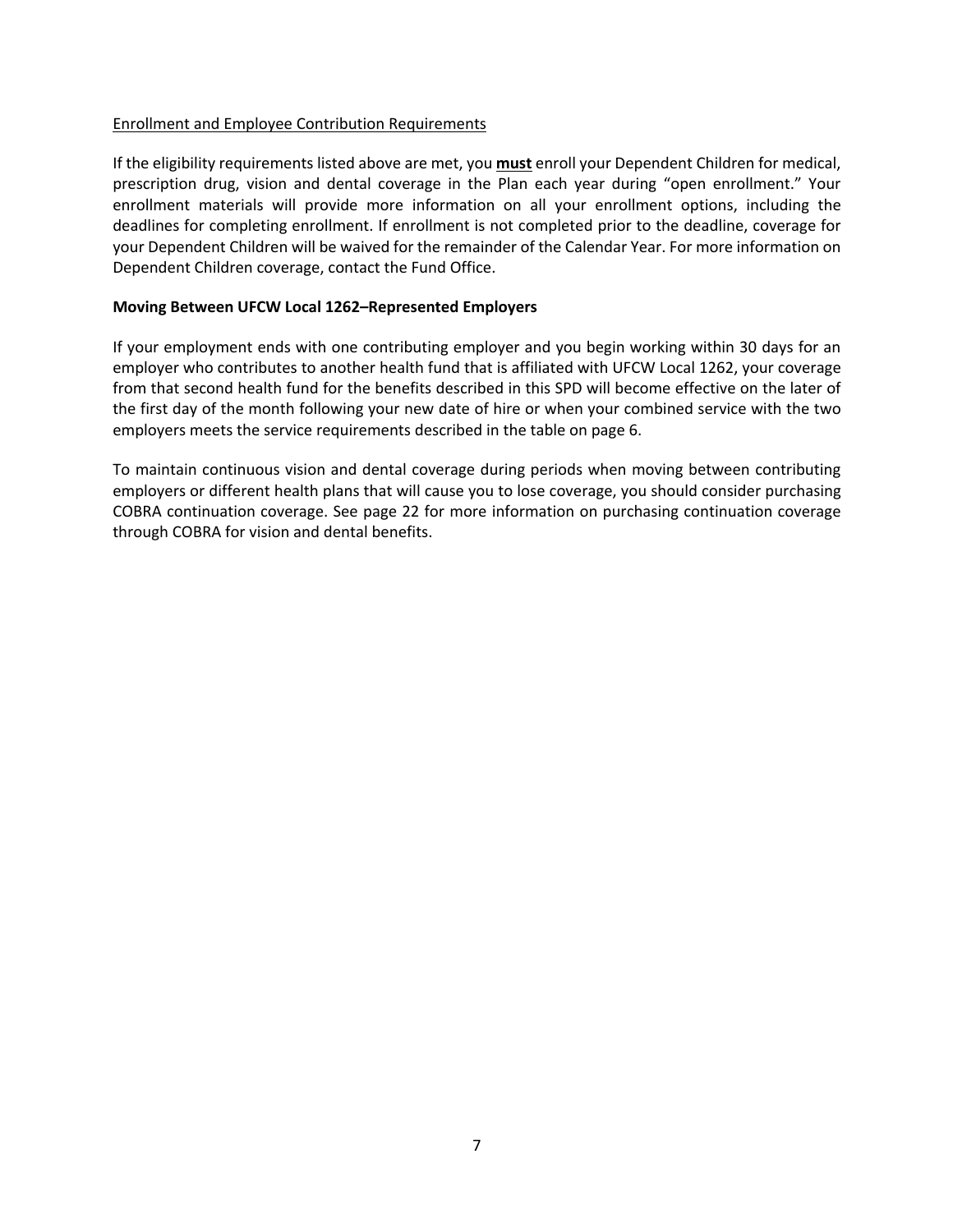Enrollment and Employee Contribution Requirements

If the eligibility requirements listed above are met, you **must** enroll your Dependent Children for medical, prescription drug, vision and dental coverage in the Plan each year during "open enrollment." Your enrollment materials will provide more information on all your enrollment options, including the deadlines for completing enrollment. If enrollment is not completed prior to the deadline, coverage for your Dependent Children will be waived for the remainder of the Calendar Year. For more information on Dependent Children coverage, contact the Fund Office.

**Moving Between UFCW Local 1262–Represented Employers**

If your employment ends with one contributing employer and you begin working within 30 days for an employer who contributes to another health fund that is affiliated with UFCW Local 1262, your coverage from that second health fund for the benefits described in this SPD will become effective on the later of the first day of the month following your new date of hire or when your combined service with the two employers meets the service requirements described in the table on page 6.

To maintain continuous vision and dental coverage during periods when moving between contributing employers or different health plans that will cause you to lose coverage, you should consider purchasing COBRA continuation coverage. See page 22 for more information on purchasing continuation coverage through COBRA for vision and dental benefits.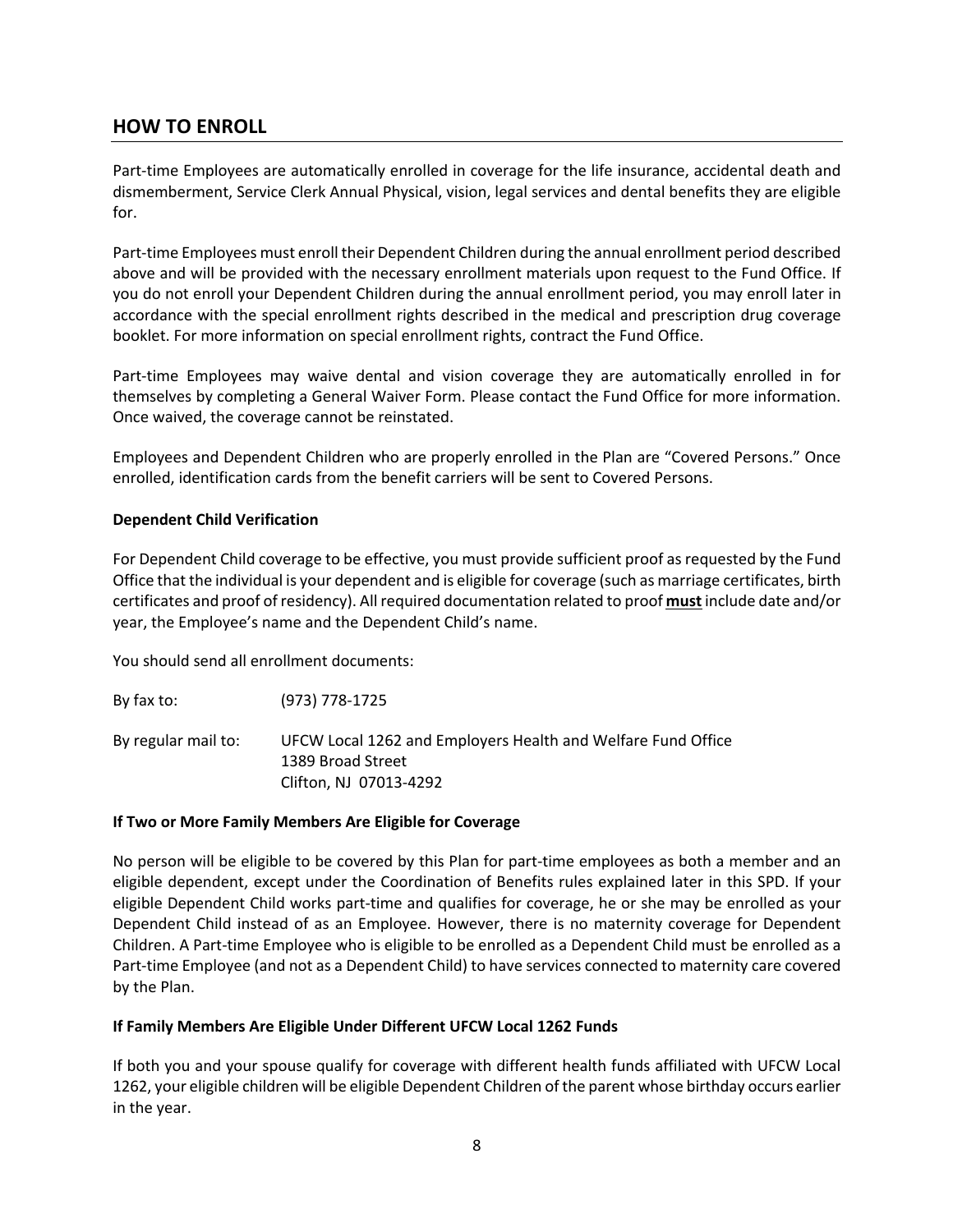## HOW TO ENROLL

Part-time Employees are automatically enrolled in coverage for the life insurance, accidental death and dismemberment, Service Clerk Annual Physical, vision, legal services and dental benefits they are eligible for.

Part-time Employees must enroll their Dependent Children during the annual enrollment period described above and will be provided with the necessary enrollment materials upon request to the Fund Office. If you do not enroll your Dependent Children during the annual enrollment period, you may enroll later in accordance with the special enrollment rights described in the medical and prescription drug coverage booklet. For more information on special enrollment rights, contract the Fund Office.

Part-time Employees may waive dental and vision coverage they are automatically enrolled in for themselves by completing a General Waiver Form. Please contact the Fund Office for more information. Once waived, the coverage cannot be reinstated.

Employees and Dependent Children who are properly enrolled in the Plan are "Covered Persons." Once enrolled, identification cards from the benefit carriers will be sent to Covered Persons.

**Dependent Child Verification**

For Dependent Child coverage to be effective, you must provide sufficient proof as requested by the Fund Office that the individual is your dependent and is eligible for coverage (such as marriage certificates, birth certificates and proof of residency). All required documentation related to proof **must** include date and/or year, the Employee's name and the Dependent Child's name.

You should send all enrollment documents:

By fax to: (973) 778-1725

By regular mail to: UFCW Local 1262 and Employers Health and Welfare Fund Office
1389 Broad Street
Clifton, NJ 07013-4292

**If Two or More Family Members Are Eligible for Coverage**

No person will be eligible to be covered by this Plan for part-time employees as both a member and an eligible dependent, except under the Coordination of Benefits rules explained later in this SPD. If your eligible Dependent Child works part-time and qualifies for coverage, he or she may be enrolled as your Dependent Child instead of as an Employee. However, there is no maternity coverage for Dependent Children. A Part-time Employee who is eligible to be enrolled as a Dependent Child must be enrolled as a Part-time Employee (and not as a Dependent Child) to have services connected to maternity care covered by the Plan.

**If Family Members Are Eligible Under Different UFCW Local 1262 Funds**

If both you and your spouse qualify for coverage with different health funds affiliated with UFCW Local 1262, your eligible children will be eligible Dependent Children of the parent whose birthday occurs earlier in the year.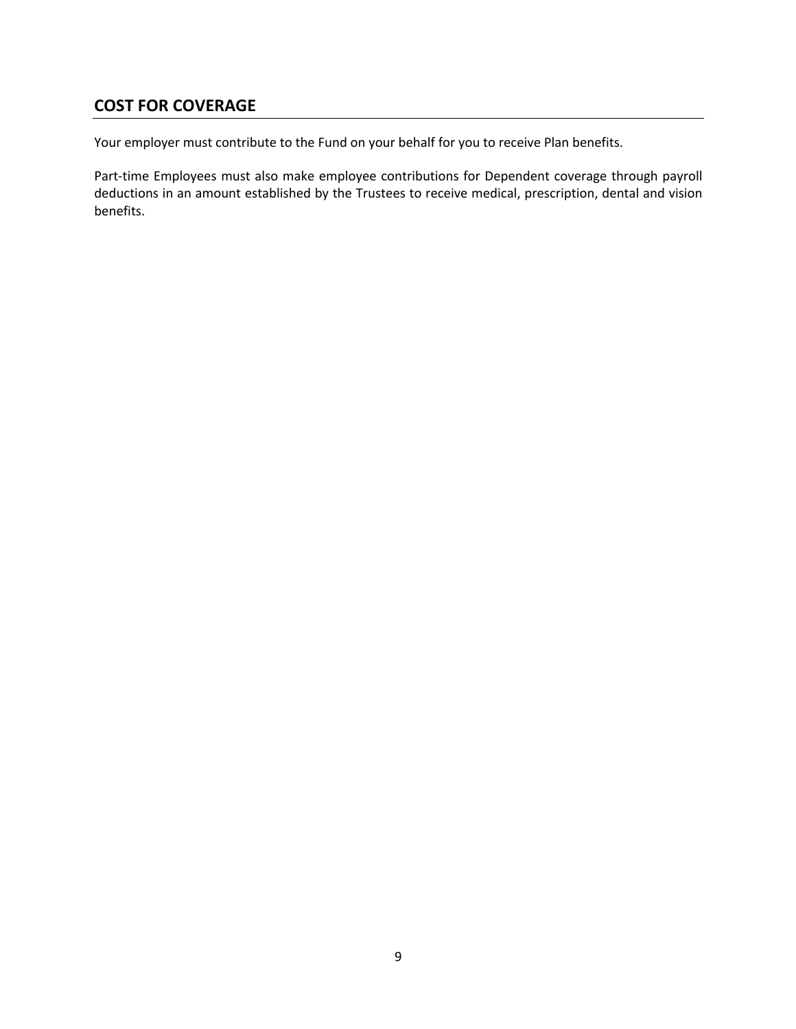## COST FOR COVERAGE

Your employer must contribute to the Fund on your behalf for you to receive Plan benefits.

Part-time Employees must also make employee contributions for Dependent coverage through payroll deductions in an amount established by the Trustees to receive medical, prescription, dental and vision benefits.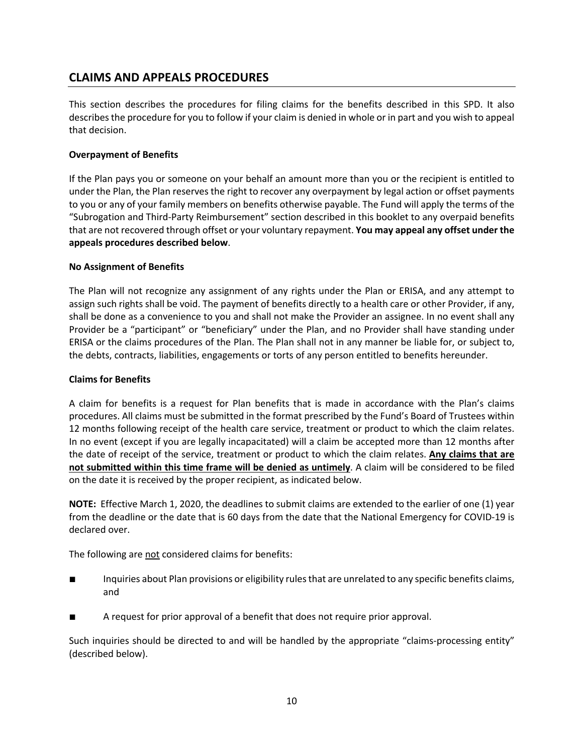## CLAIMS AND APPEALS PROCEDURES

This section describes the procedures for filing claims for the benefits described in this SPD. It also describes the procedure for you to follow if your claim is denied in whole or in part and you wish to appeal that decision.

**Overpayment of Benefits**

If the Plan pays you or someone on your behalf an amount more than you or the recipient is entitled to under the Plan, the Plan reserves the right to recover any overpayment by legal action or offset payments to you or any of your family members on benefits otherwise payable. The Fund will apply the terms of the "Subrogation and Third-Party Reimbursement" section described in this booklet to any overpaid benefits that are not recovered through offset or your voluntary repayment. **You may appeal any offset under the appeals procedures described below**.

**No Assignment of Benefits**

The Plan will not recognize any assignment of any rights under the Plan or ERISA, and any attempt to assign such rights shall be void. The payment of benefits directly to a health care or other Provider, if any, shall be done as a convenience to you and shall not make the Provider an assignee. In no event shall any Provider be a "participant" or "beneficiary" under the Plan, and no Provider shall have standing under ERISA or the claims procedures of the Plan. The Plan shall not in any manner be liable for, or subject to, the debts, contracts, liabilities, engagements or torts of any person entitled to benefits hereunder.

**Claims for Benefits**

A claim for benefits is a request for Plan benefits that is made in accordance with the Plan's claims procedures. All claims must be submitted in the format prescribed by the Fund's Board of Trustees within 12 months following receipt of the health care service, treatment or product to which the claim relates. In no event (except if you are legally incapacitated) will a claim be accepted more than 12 months after the date of receipt of the service, treatment or product to which the claim relates. <u>**Any claims that are not submitted within this time frame will be denied as untimely**</u>. A claim will be considered to be filed on the date it is received by the proper recipient, as indicated below.

**NOTE:** Effective March 1, 2020, the deadlines to submit claims are extended to the earlier of one (1) year from the deadline or the date that is 60 days from the date that the National Emergency for COVID-19 is declared over.

The following are <u>not</u> considered claims for benefits:

- Inquiries about Plan provisions or eligibility rules that are unrelated to any specific benefits claims, and
- A request for prior approval of a benefit that does not require prior approval.

Such inquiries should be directed to and will be handled by the appropriate "claims-processing entity" (described below).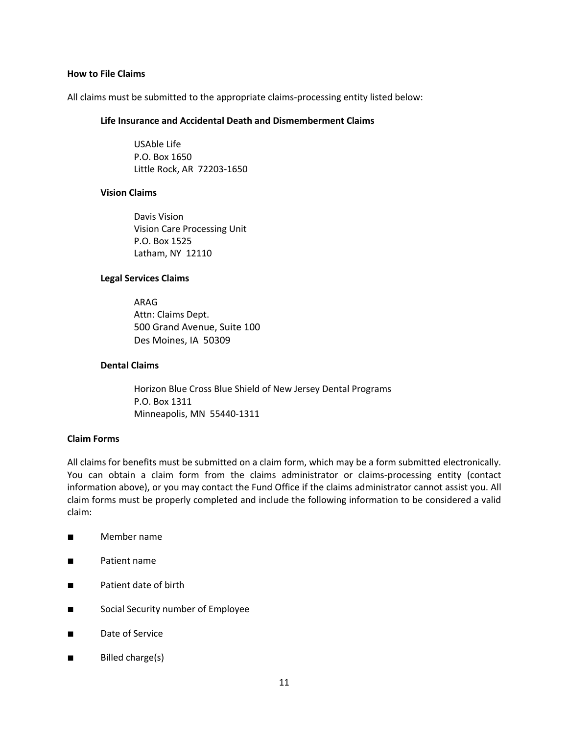**How to File Claims**

All claims must be submitted to the appropriate claims-processing entity listed below:

**Life Insurance and Accidental Death and Dismemberment Claims**

USAble Life
P.O. Box 1650
Little Rock, AR 72203-1650

**Vision Claims**

Davis Vision
Vision Care Processing Unit
P.O. Box 1525
Latham, NY 12110

**Legal Services Claims**

ARAG
Attn: Claims Dept.
500 Grand Avenue, Suite 100
Des Moines, IA 50309

**Dental Claims**

Horizon Blue Cross Blue Shield of New Jersey Dental Programs
P.O. Box 1311
Minneapolis, MN 55440-1311

**Claim Forms**

All claims for benefits must be submitted on a claim form, which may be a form submitted electronically. You can obtain a claim form from the claims administrator or claims-processing entity (contact information above), or you may contact the Fund Office if the claims administrator cannot assist you. All claim forms must be properly completed and include the following information to be considered a valid claim:

- Member name
- Patient name
- Patient date of birth
- Social Security number of Employee
- Date of Service
- Billed charge(s)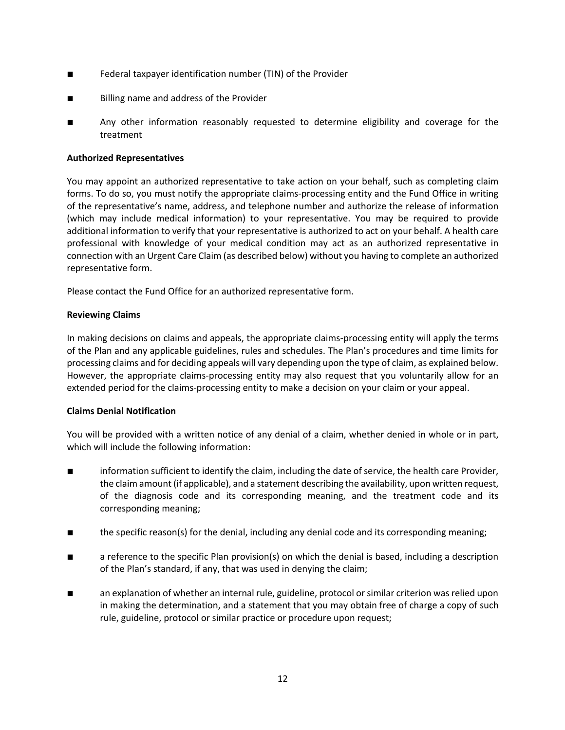- Federal taxpayer identification number (TIN) of the Provider
- Billing name and address of the Provider
- Any other information reasonably requested to determine eligibility and coverage for the treatment

**Authorized Representatives**

You may appoint an authorized representative to take action on your behalf, such as completing claim forms. To do so, you must notify the appropriate claims-processing entity and the Fund Office in writing of the representative's name, address, and telephone number and authorize the release of information (which may include medical information) to your representative. You may be required to provide additional information to verify that your representative is authorized to act on your behalf. A health care professional with knowledge of your medical condition may act as an authorized representative in connection with an Urgent Care Claim (as described below) without you having to complete an authorized representative form.

Please contact the Fund Office for an authorized representative form.

**Reviewing Claims**

In making decisions on claims and appeals, the appropriate claims-processing entity will apply the terms of the Plan and any applicable guidelines, rules and schedules. The Plan's procedures and time limits for processing claims and for deciding appeals will vary depending upon the type of claim, as explained below. However, the appropriate claims-processing entity may also request that you voluntarily allow for an extended period for the claims-processing entity to make a decision on your claim or your appeal.

**Claims Denial Notification**

You will be provided with a written notice of any denial of a claim, whether denied in whole or in part, which will include the following information:

- information sufficient to identify the claim, including the date of service, the health care Provider, the claim amount (if applicable), and a statement describing the availability, upon written request, of the diagnosis code and its corresponding meaning, and the treatment code and its corresponding meaning;
- the specific reason(s) for the denial, including any denial code and its corresponding meaning;
- a reference to the specific Plan provision(s) on which the denial is based, including a description of the Plan's standard, if any, that was used in denying the claim;
- an explanation of whether an internal rule, guideline, protocol or similar criterion was relied upon in making the determination, and a statement that you may obtain free of charge a copy of such rule, guideline, protocol or similar practice or procedure upon request;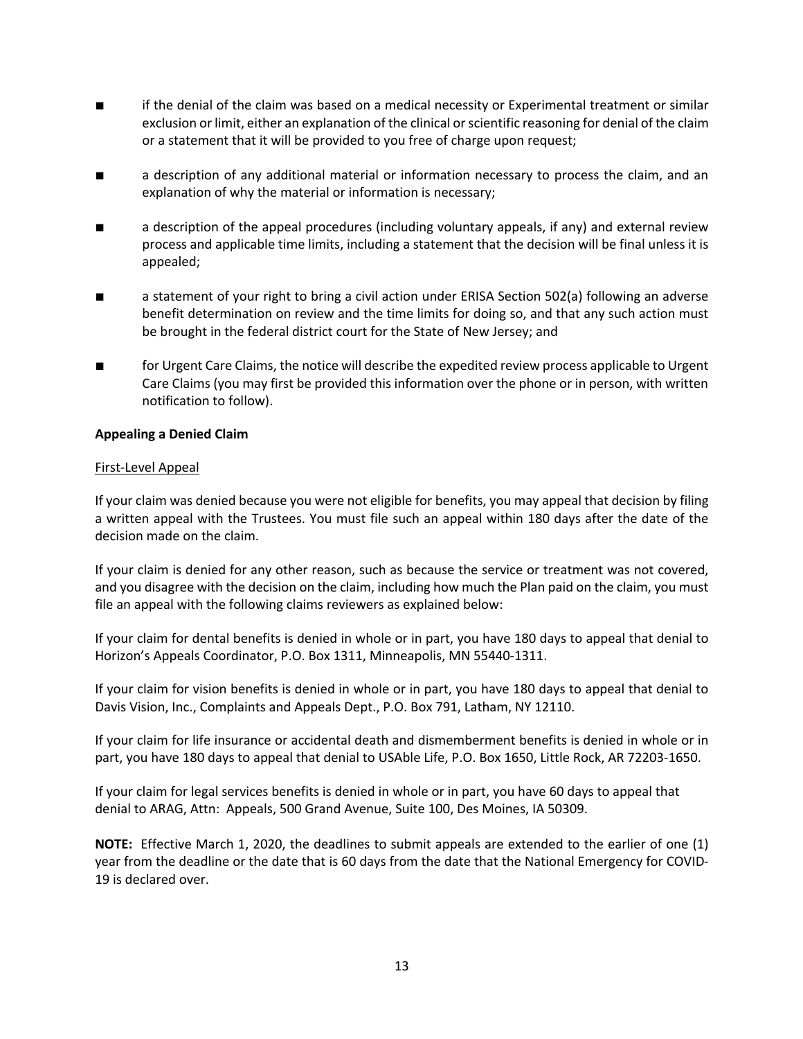- if the denial of the claim was based on a medical necessity or Experimental treatment or similar exclusion or limit, either an explanation of the clinical or scientific reasoning for denial of the claim or a statement that it will be provided to you free of charge upon request;
- a description of any additional material or information necessary to process the claim, and an explanation of why the material or information is necessary;
- a description of the appeal procedures (including voluntary appeals, if any) and external review process and applicable time limits, including a statement that the decision will be final unless it is appealed;
- a statement of your right to bring a civil action under ERISA Section 502(a) following an adverse benefit determination on review and the time limits for doing so, and that any such action must be brought in the federal district court for the State of New Jersey; and
- for Urgent Care Claims, the notice will describe the expedited review process applicable to Urgent Care Claims (you may first be provided this information over the phone or in person, with written notification to follow).

**Appealing a Denied Claim**

First-Level Appeal

If your claim was denied because you were not eligible for benefits, you may appeal that decision by filing a written appeal with the Trustees. You must file such an appeal within 180 days after the date of the decision made on the claim.

If your claim is denied for any other reason, such as because the service or treatment was not covered, and you disagree with the decision on the claim, including how much the Plan paid on the claim, you must file an appeal with the following claims reviewers as explained below:

If your claim for dental benefits is denied in whole or in part, you have 180 days to appeal that denial to Horizon's Appeals Coordinator, P.O. Box 1311, Minneapolis, MN 55440-1311.

If your claim for vision benefits is denied in whole or in part, you have 180 days to appeal that denial to Davis Vision, Inc., Complaints and Appeals Dept., P.O. Box 791, Latham, NY 12110.

If your claim for life insurance or accidental death and dismemberment benefits is denied in whole or in part, you have 180 days to appeal that denial to USAble Life, P.O. Box 1650, Little Rock, AR 72203-1650.

If your claim for legal services benefits is denied in whole or in part, you have 60 days to appeal that denial to ARAG, Attn: Appeals, 500 Grand Avenue, Suite 100, Des Moines, IA 50309.

**NOTE:** Effective March 1, 2020, the deadlines to submit appeals are extended to the earlier of one (1) year from the deadline or the date that is 60 days from the date that the National Emergency for COVID-19 is declared over.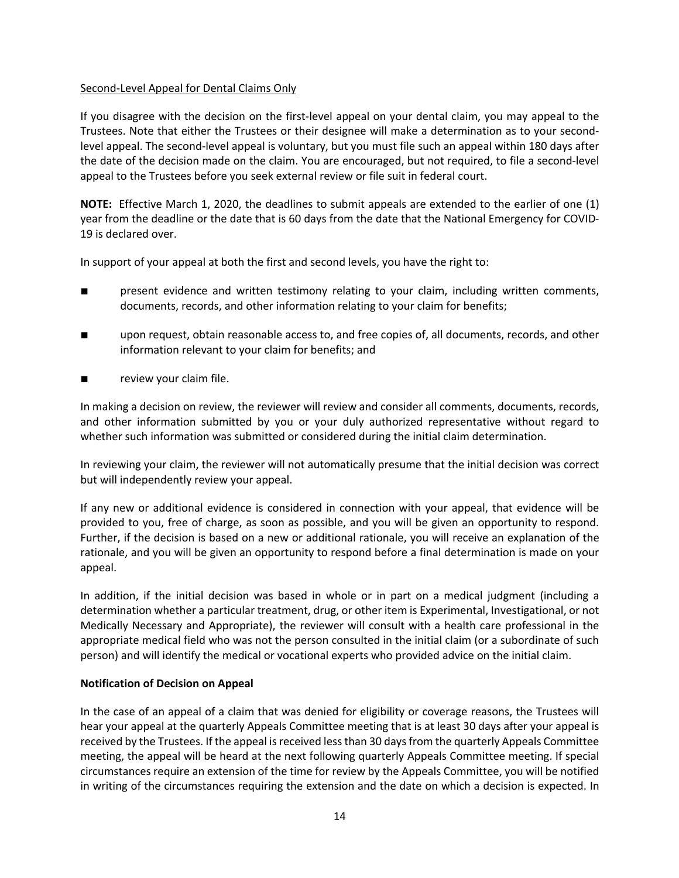<u>Second-Level Appeal for Dental Claims Only</u>

If you disagree with the decision on the first-level appeal on your dental claim, you may appeal to the Trustees. Note that either the Trustees or their designee will make a determination as to your second-level appeal. The second-level appeal is voluntary, but you must file such an appeal within 180 days after the date of the decision made on the claim. You are encouraged, but not required, to file a second-level appeal to the Trustees before you seek external review or file suit in federal court.

**NOTE:** Effective March 1, 2020, the deadlines to submit appeals are extended to the earlier of one (1) year from the deadline or the date that is 60 days from the date that the National Emergency for COVID-19 is declared over.

In support of your appeal at both the first and second levels, you have the right to:

- present evidence and written testimony relating to your claim, including written comments, documents, records, and other information relating to your claim for benefits;
- upon request, obtain reasonable access to, and free copies of, all documents, records, and other information relevant to your claim for benefits; and
- review your claim file.

In making a decision on review, the reviewer will review and consider all comments, documents, records, and other information submitted by you or your duly authorized representative without regard to whether such information was submitted or considered during the initial claim determination.

In reviewing your claim, the reviewer will not automatically presume that the initial decision was correct but will independently review your appeal.

If any new or additional evidence is considered in connection with your appeal, that evidence will be provided to you, free of charge, as soon as possible, and you will be given an opportunity to respond. Further, if the decision is based on a new or additional rationale, you will receive an explanation of the rationale, and you will be given an opportunity to respond before a final determination is made on your appeal.

In addition, if the initial decision was based in whole or in part on a medical judgment (including a determination whether a particular treatment, drug, or other item is Experimental, Investigational, or not Medically Necessary and Appropriate), the reviewer will consult with a health care professional in the appropriate medical field who was not the person consulted in the initial claim (or a subordinate of such person) and will identify the medical or vocational experts who provided advice on the initial claim.

**Notification of Decision on Appeal**

In the case of an appeal of a claim that was denied for eligibility or coverage reasons, the Trustees will hear your appeal at the quarterly Appeals Committee meeting that is at least 30 days after your appeal is received by the Trustees. If the appeal is received less than 30 days from the quarterly Appeals Committee meeting, the appeal will be heard at the next following quarterly Appeals Committee meeting. If special circumstances require an extension of the time for review by the Appeals Committee, you will be notified in writing of the circumstances requiring the extension and the date on which a decision is expected. In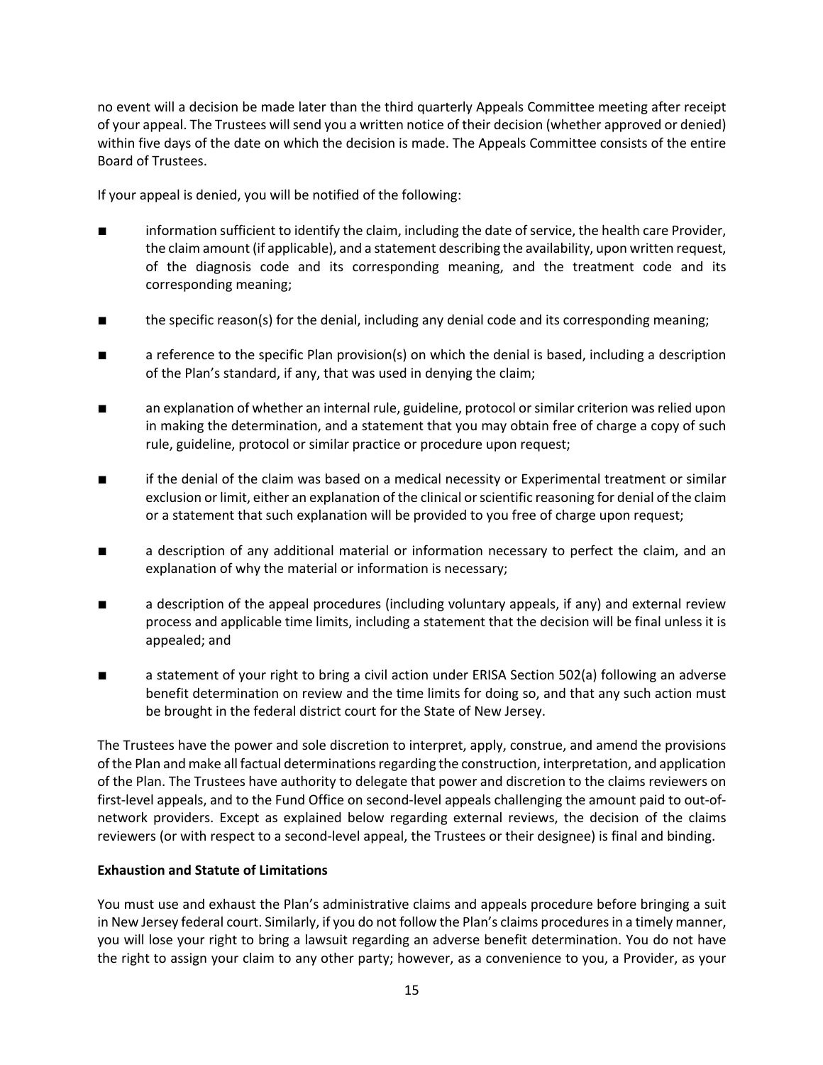no event will a decision be made later than the third quarterly Appeals Committee meeting after receipt of your appeal. The Trustees will send you a written notice of their decision (whether approved or denied) within five days of the date on which the decision is made. The Appeals Committee consists of the entire Board of Trustees.

If your appeal is denied, you will be notified of the following:

- information sufficient to identify the claim, including the date of service, the health care Provider, the claim amount (if applicable), and a statement describing the availability, upon written request, of the diagnosis code and its corresponding meaning, and the treatment code and its corresponding meaning;
- the specific reason(s) for the denial, including any denial code and its corresponding meaning;
- a reference to the specific Plan provision(s) on which the denial is based, including a description of the Plan's standard, if any, that was used in denying the claim;
- an explanation of whether an internal rule, guideline, protocol or similar criterion was relied upon in making the determination, and a statement that you may obtain free of charge a copy of such rule, guideline, protocol or similar practice or procedure upon request;
- if the denial of the claim was based on a medical necessity or Experimental treatment or similar exclusion or limit, either an explanation of the clinical or scientific reasoning for denial of the claim or a statement that such explanation will be provided to you free of charge upon request;
- a description of any additional material or information necessary to perfect the claim, and an explanation of why the material or information is necessary;
- a description of the appeal procedures (including voluntary appeals, if any) and external review process and applicable time limits, including a statement that the decision will be final unless it is appealed; and
- a statement of your right to bring a civil action under ERISA Section 502(a) following an adverse benefit determination on review and the time limits for doing so, and that any such action must be brought in the federal district court for the State of New Jersey.

The Trustees have the power and sole discretion to interpret, apply, construe, and amend the provisions of the Plan and make all factual determinations regarding the construction, interpretation, and application of the Plan. The Trustees have authority to delegate that power and discretion to the claims reviewers on first-level appeals, and to the Fund Office on second-level appeals challenging the amount paid to out-of-network providers. Except as explained below regarding external reviews, the decision of the claims reviewers (or with respect to a second-level appeal, the Trustees or their designee) is final and binding.

**Exhaustion and Statute of Limitations**

You must use and exhaust the Plan's administrative claims and appeals procedure before bringing a suit in New Jersey federal court. Similarly, if you do not follow the Plan's claims procedures in a timely manner, you will lose your right to bring a lawsuit regarding an adverse benefit determination. You do not have the right to assign your claim to any other party; however, as a convenience to you, a Provider, as your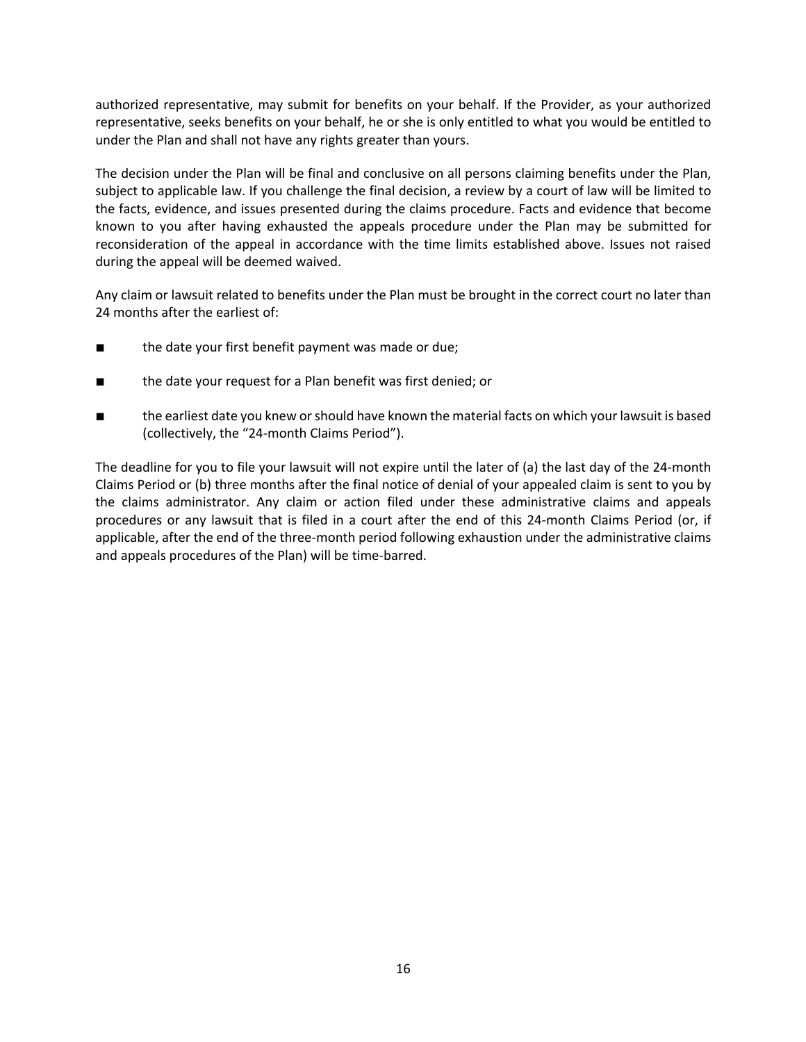authorized representative, may submit for benefits on your behalf. If the Provider, as your authorized representative, seeks benefits on your behalf, he or she is only entitled to what you would be entitled to under the Plan and shall not have any rights greater than yours.

The decision under the Plan will be final and conclusive on all persons claiming benefits under the Plan, subject to applicable law. If you challenge the final decision, a review by a court of law will be limited to the facts, evidence, and issues presented during the claims procedure. Facts and evidence that become known to you after having exhausted the appeals procedure under the Plan may be submitted for reconsideration of the appeal in accordance with the time limits established above. Issues not raised during the appeal will be deemed waived.

Any claim or lawsuit related to benefits under the Plan must be brought in the correct court no later than 24 months after the earliest of:

- the date your first benefit payment was made or due;
- the date your request for a Plan benefit was first denied; or
- the earliest date you knew or should have known the material facts on which your lawsuit is based (collectively, the "24-month Claims Period").

The deadline for you to file your lawsuit will not expire until the later of (a) the last day of the 24-month Claims Period or (b) three months after the final notice of denial of your appealed claim is sent to you by the claims administrator. Any claim or action filed under these administrative claims and appeals procedures or any lawsuit that is filed in a court after the end of this 24-month Claims Period (or, if applicable, after the end of the three-month period following exhaustion under the administrative claims and appeals procedures of the Plan) will be time-barred.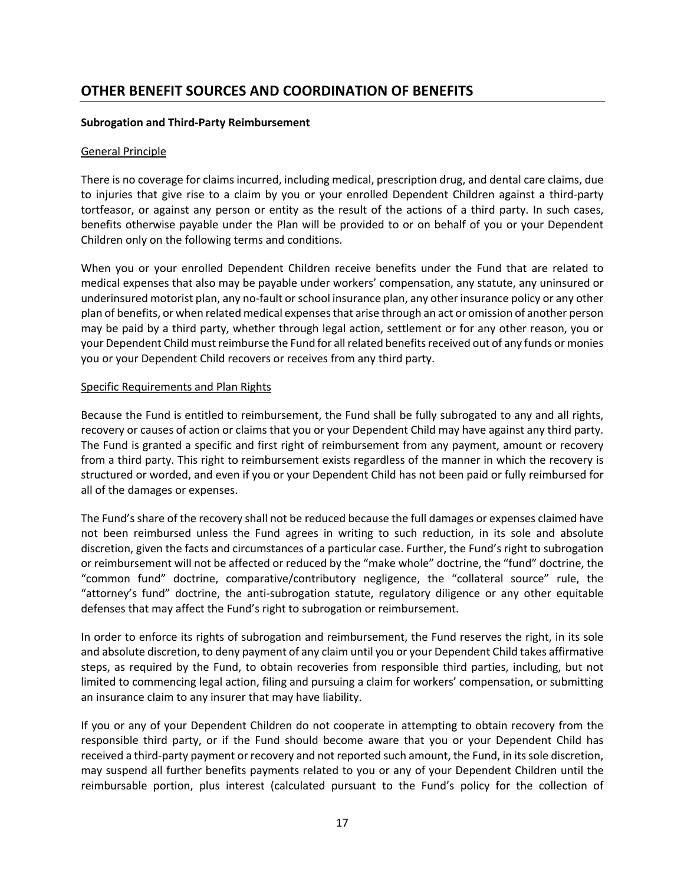## OTHER BENEFIT SOURCES AND COORDINATION OF BENEFITS

**Subrogation and Third-Party Reimbursement**

General Principle

There is no coverage for claims incurred, including medical, prescription drug, and dental care claims, due to injuries that give rise to a claim by you or your enrolled Dependent Children against a third-party tortfeasor, or against any person or entity as the result of the actions of a third party. In such cases, benefits otherwise payable under the Plan will be provided to or on behalf of you or your Dependent Children only on the following terms and conditions.

When you or your enrolled Dependent Children receive benefits under the Fund that are related to medical expenses that also may be payable under workers' compensation, any statute, any uninsured or underinsured motorist plan, any no-fault or school insurance plan, any other insurance policy or any other plan of benefits, or when related medical expenses that arise through an act or omission of another person may be paid by a third party, whether through legal action, settlement or for any other reason, you or your Dependent Child must reimburse the Fund for all related benefits received out of any funds or monies you or your Dependent Child recovers or receives from any third party.

Specific Requirements and Plan Rights

Because the Fund is entitled to reimbursement, the Fund shall be fully subrogated to any and all rights, recovery or causes of action or claims that you or your Dependent Child may have against any third party. The Fund is granted a specific and first right of reimbursement from any payment, amount or recovery from a third party. This right to reimbursement exists regardless of the manner in which the recovery is structured or worded, and even if you or your Dependent Child has not been paid or fully reimbursed for all of the damages or expenses.

The Fund's share of the recovery shall not be reduced because the full damages or expenses claimed have not been reimbursed unless the Fund agrees in writing to such reduction, in its sole and absolute discretion, given the facts and circumstances of a particular case. Further, the Fund's right to subrogation or reimbursement will not be affected or reduced by the "make whole" doctrine, the "fund" doctrine, the "common fund" doctrine, comparative/contributory negligence, the "collateral source" rule, the "attorney's fund" doctrine, the anti-subrogation statute, regulatory diligence or any other equitable defenses that may affect the Fund's right to subrogation or reimbursement.

In order to enforce its rights of subrogation and reimbursement, the Fund reserves the right, in its sole and absolute discretion, to deny payment of any claim until you or your Dependent Child takes affirmative steps, as required by the Fund, to obtain recoveries from responsible third parties, including, but not limited to commencing legal action, filing and pursuing a claim for workers' compensation, or submitting an insurance claim to any insurer that may have liability.

If you or any of your Dependent Children do not cooperate in attempting to obtain recovery from the responsible third party, or if the Fund should become aware that you or your Dependent Child has received a third-party payment or recovery and not reported such amount, the Fund, in its sole discretion, may suspend all further benefits payments related to you or any of your Dependent Children until the reimbursable portion, plus interest (calculated pursuant to the Fund's policy for the collection of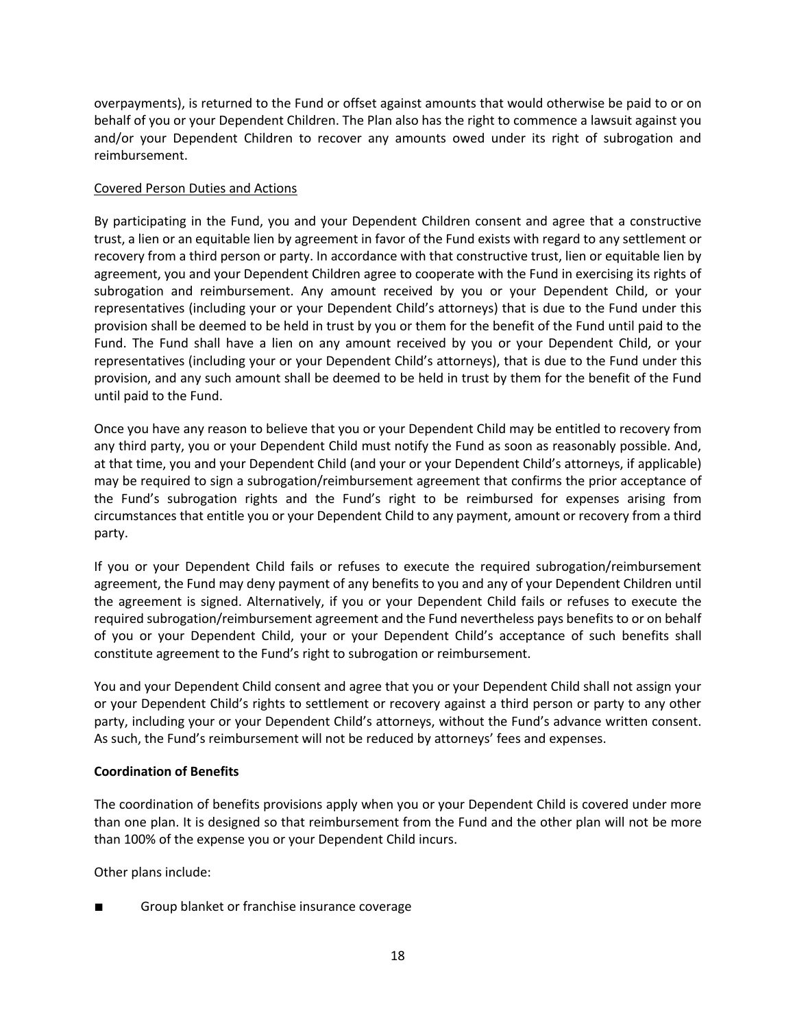overpayments), is returned to the Fund or offset against amounts that would otherwise be paid to or on behalf of you or your Dependent Children. The Plan also has the right to commence a lawsuit against you and/or your Dependent Children to recover any amounts owed under its right of subrogation and reimbursement.

Covered Person Duties and Actions

By participating in the Fund, you and your Dependent Children consent and agree that a constructive trust, a lien or an equitable lien by agreement in favor of the Fund exists with regard to any settlement or recovery from a third person or party. In accordance with that constructive trust, lien or equitable lien by agreement, you and your Dependent Children agree to cooperate with the Fund in exercising its rights of subrogation and reimbursement. Any amount received by you or your Dependent Child, or your representatives (including your or your Dependent Child's attorneys) that is due to the Fund under this provision shall be deemed to be held in trust by you or them for the benefit of the Fund until paid to the Fund. The Fund shall have a lien on any amount received by you or your Dependent Child, or your representatives (including your or your Dependent Child's attorneys), that is due to the Fund under this provision, and any such amount shall be deemed to be held in trust by them for the benefit of the Fund until paid to the Fund.

Once you have any reason to believe that you or your Dependent Child may be entitled to recovery from any third party, you or your Dependent Child must notify the Fund as soon as reasonably possible. And, at that time, you and your Dependent Child (and your or your Dependent Child's attorneys, if applicable) may be required to sign a subrogation/reimbursement agreement that confirms the prior acceptance of the Fund's subrogation rights and the Fund's right to be reimbursed for expenses arising from circumstances that entitle you or your Dependent Child to any payment, amount or recovery from a third party.

If you or your Dependent Child fails or refuses to execute the required subrogation/reimbursement agreement, the Fund may deny payment of any benefits to you and any of your Dependent Children until the agreement is signed. Alternatively, if you or your Dependent Child fails or refuses to execute the required subrogation/reimbursement agreement and the Fund nevertheless pays benefits to or on behalf of you or your Dependent Child, your or your Dependent Child's acceptance of such benefits shall constitute agreement to the Fund's right to subrogation or reimbursement.

You and your Dependent Child consent and agree that you or your Dependent Child shall not assign your or your Dependent Child's rights to settlement or recovery against a third person or party to any other party, including your or your Dependent Child's attorneys, without the Fund's advance written consent. As such, the Fund's reimbursement will not be reduced by attorneys' fees and expenses.

**Coordination of Benefits**

The coordination of benefits provisions apply when you or your Dependent Child is covered under more than one plan. It is designed so that reimbursement from the Fund and the other plan will not be more than 100% of the expense you or your Dependent Child incurs.

Other plans include:

- Group blanket or franchise insurance coverage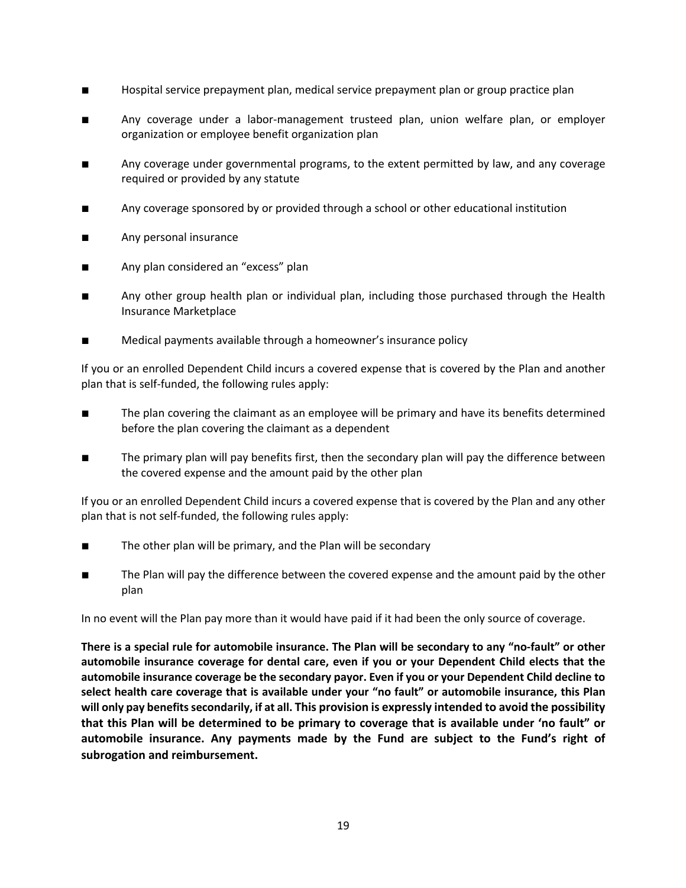- Hospital service prepayment plan, medical service prepayment plan or group practice plan
- Any coverage under a labor-management trusteed plan, union welfare plan, or employer organization or employee benefit organization plan
- Any coverage under governmental programs, to the extent permitted by law, and any coverage required or provided by any statute
- Any coverage sponsored by or provided through a school or other educational institution
- Any personal insurance
- Any plan considered an "excess" plan
- Any other group health plan or individual plan, including those purchased through the Health Insurance Marketplace
- Medical payments available through a homeowner's insurance policy

If you or an enrolled Dependent Child incurs a covered expense that is covered by the Plan and another plan that is self-funded, the following rules apply:

- The plan covering the claimant as an employee will be primary and have its benefits determined before the plan covering the claimant as a dependent
- The primary plan will pay benefits first, then the secondary plan will pay the difference between the covered expense and the amount paid by the other plan

If you or an enrolled Dependent Child incurs a covered expense that is covered by the Plan and any other plan that is not self-funded, the following rules apply:

- The other plan will be primary, and the Plan will be secondary
- The Plan will pay the difference between the covered expense and the amount paid by the other plan

In no event will the Plan pay more than it would have paid if it had been the only source of coverage.

**There is a special rule for automobile insurance. The Plan will be secondary to any "no-fault" or other automobile insurance coverage for dental care, even if you or your Dependent Child elects that the automobile insurance coverage be the secondary payor. Even if you or your Dependent Child decline to select health care coverage that is available under your "no fault" or automobile insurance, this Plan will only pay benefits secondarily, if at all. This provision is expressly intended to avoid the possibility that this Plan will be determined to be primary to coverage that is available under 'no fault" or automobile insurance. Any payments made by the Fund are subject to the Fund's right of subrogation and reimbursement.**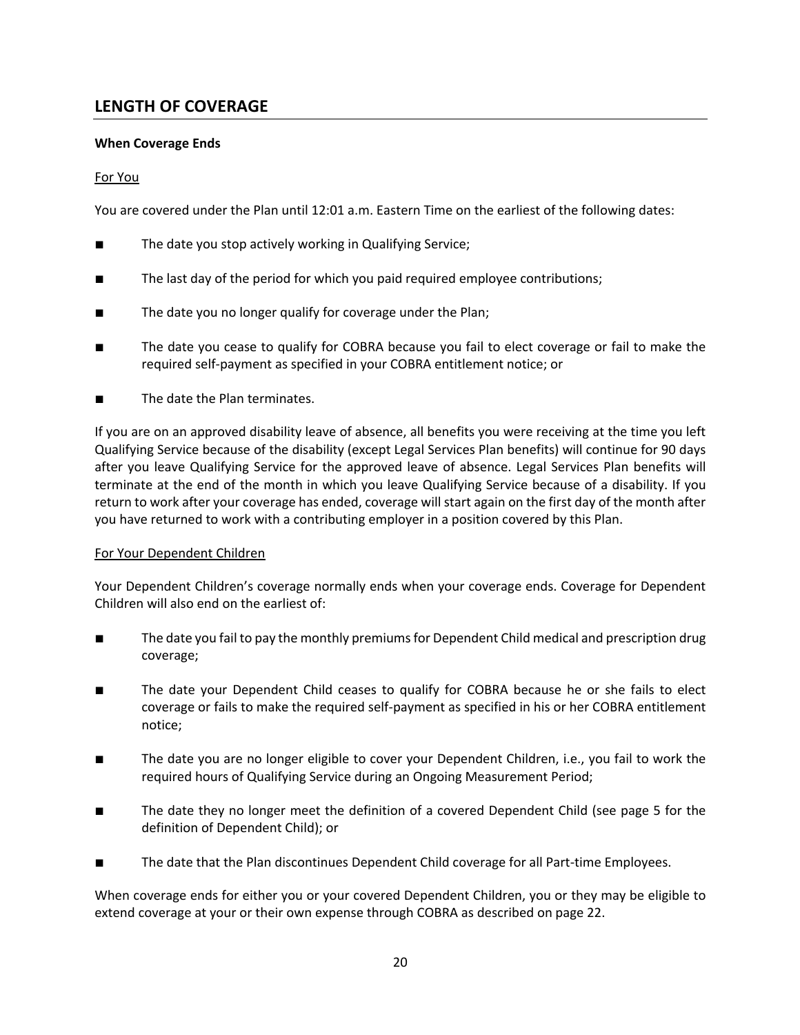## LENGTH OF COVERAGE

**When Coverage Ends**

For You

You are covered under the Plan until 12:01 a.m. Eastern Time on the earliest of the following dates:

- The date you stop actively working in Qualifying Service;
- The last day of the period for which you paid required employee contributions;
- The date you no longer qualify for coverage under the Plan;
- The date you cease to qualify for COBRA because you fail to elect coverage or fail to make the required self-payment as specified in your COBRA entitlement notice; or
- The date the Plan terminates.

If you are on an approved disability leave of absence, all benefits you were receiving at the time you left Qualifying Service because of the disability (except Legal Services Plan benefits) will continue for 90 days after you leave Qualifying Service for the approved leave of absence. Legal Services Plan benefits will terminate at the end of the month in which you leave Qualifying Service because of a disability. If you return to work after your coverage has ended, coverage will start again on the first day of the month after you have returned to work with a contributing employer in a position covered by this Plan.

For Your Dependent Children

Your Dependent Children's coverage normally ends when your coverage ends. Coverage for Dependent Children will also end on the earliest of:

- The date you fail to pay the monthly premiums for Dependent Child medical and prescription drug coverage;
- The date your Dependent Child ceases to qualify for COBRA because he or she fails to elect coverage or fails to make the required self-payment as specified in his or her COBRA entitlement notice;
- The date you are no longer eligible to cover your Dependent Children, i.e., you fail to work the required hours of Qualifying Service during an Ongoing Measurement Period;
- The date they no longer meet the definition of a covered Dependent Child (see page 5 for the definition of Dependent Child); or
- The date that the Plan discontinues Dependent Child coverage for all Part-time Employees.

When coverage ends for either you or your covered Dependent Children, you or they may be eligible to extend coverage at your or their own expense through COBRA as described on page 22.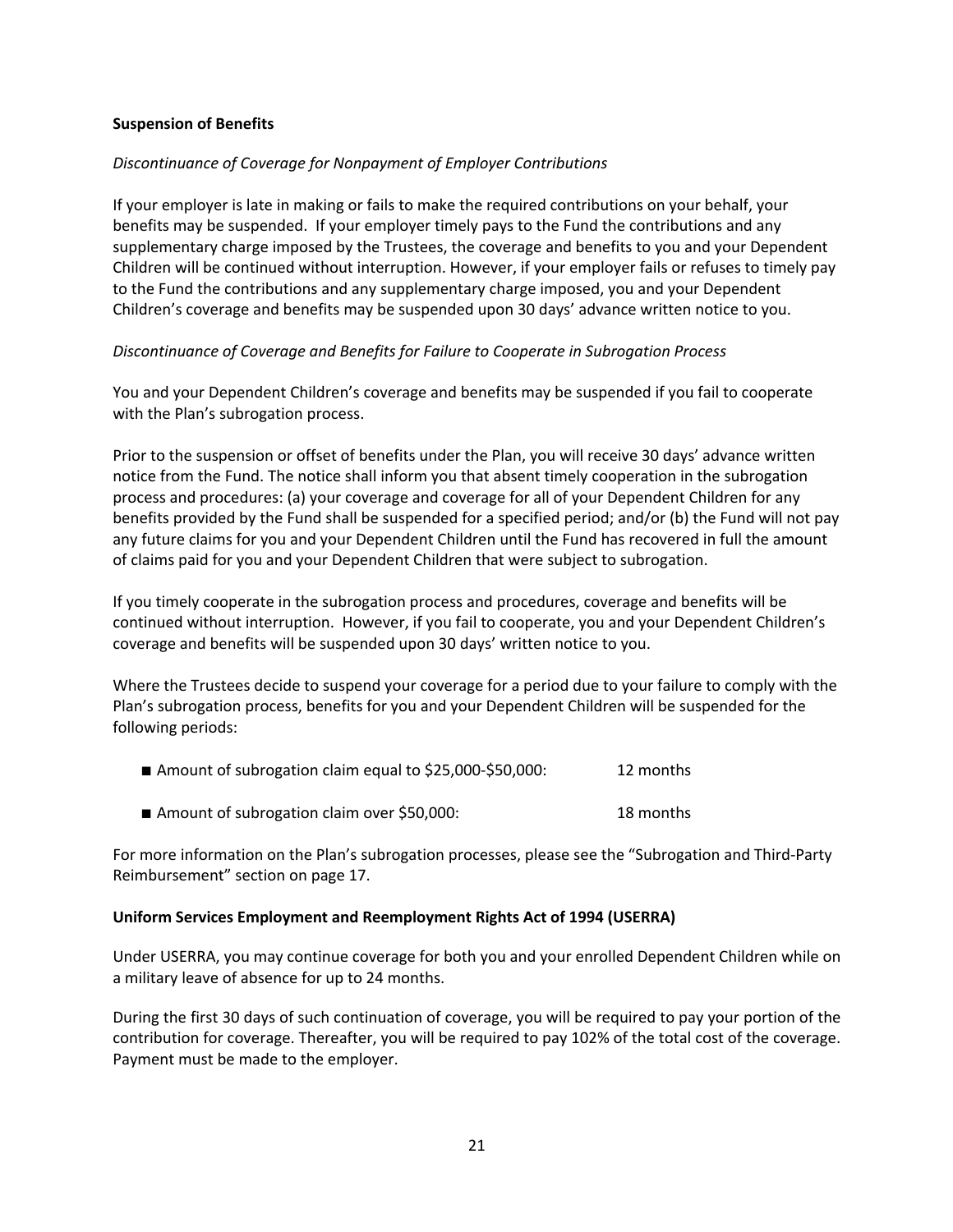## Suspension of Benefits

*Discontinuance of Coverage for Nonpayment of Employer Contributions*

If your employer is late in making or fails to make the required contributions on your behalf, your benefits may be suspended. If your employer timely pays to the Fund the contributions and any supplementary charge imposed by the Trustees, the coverage and benefits to you and your Dependent Children will be continued without interruption. However, if your employer fails or refuses to timely pay to the Fund the contributions and any supplementary charge imposed, you and your Dependent Children's coverage and benefits may be suspended upon 30 days' advance written notice to you.

*Discontinuance of Coverage and Benefits for Failure to Cooperate in Subrogation Process*

You and your Dependent Children's coverage and benefits may be suspended if you fail to cooperate with the Plan's subrogation process.

Prior to the suspension or offset of benefits under the Plan, you will receive 30 days' advance written notice from the Fund. The notice shall inform you that absent timely cooperation in the subrogation process and procedures: (a) your coverage and coverage for all of your Dependent Children for any benefits provided by the Fund shall be suspended for a specified period; and/or (b) the Fund will not pay any future claims for you and your Dependent Children until the Fund has recovered in full the amount of claims paid for you and your Dependent Children that were subject to subrogation.

If you timely cooperate in the subrogation process and procedures, coverage and benefits will be continued without interruption. However, if you fail to cooperate, you and your Dependent Children's coverage and benefits will be suspended upon 30 days' written notice to you.

Where the Trustees decide to suspend your coverage for a period due to your failure to comply with the Plan's subrogation process, benefits for you and your Dependent Children will be suspended for the following periods:

- Amount of subrogation claim equal to $25,000-$50,000: 12 months
- Amount of subrogation claim over $50,000: 18 months

For more information on the Plan's subrogation processes, please see the "Subrogation and Third-Party Reimbursement" section on page 17.

## Uniform Services Employment and Reemployment Rights Act of 1994 (USERRA)

Under USERRA, you may continue coverage for both you and your enrolled Dependent Children while on a military leave of absence for up to 24 months.

During the first 30 days of such continuation of coverage, you will be required to pay your portion of the contribution for coverage. Thereafter, you will be required to pay 102% of the total cost of the coverage. Payment must be made to the employer.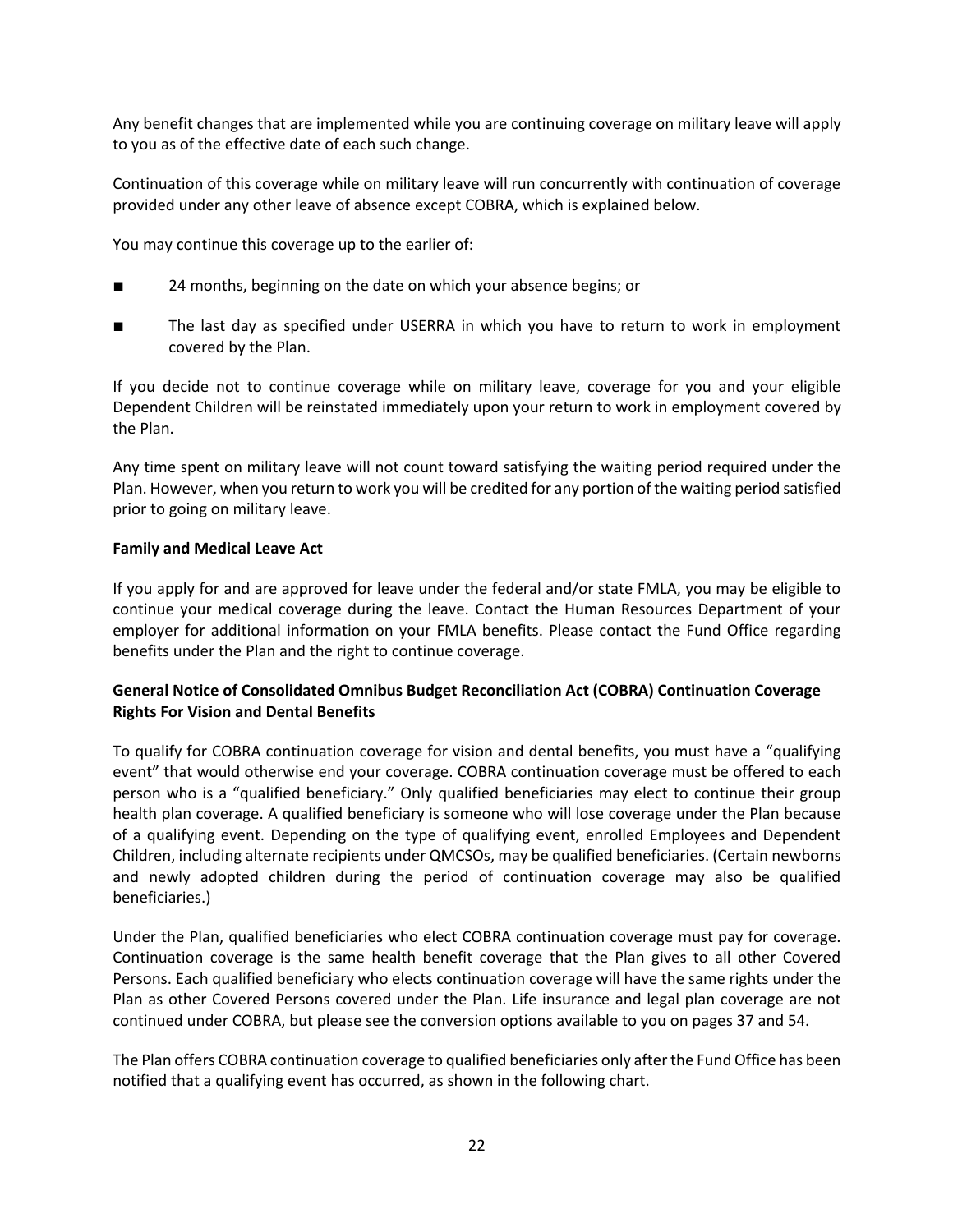Any benefit changes that are implemented while you are continuing coverage on military leave will apply to you as of the effective date of each such change.

Continuation of this coverage while on military leave will run concurrently with continuation of coverage provided under any other leave of absence except COBRA, which is explained below.

You may continue this coverage up to the earlier of:

- 24 months, beginning on the date on which your absence begins; or
- The last day as specified under USERRA in which you have to return to work in employment covered by the Plan.

If you decide not to continue coverage while on military leave, coverage for you and your eligible Dependent Children will be reinstated immediately upon your return to work in employment covered by the Plan.

Any time spent on military leave will not count toward satisfying the waiting period required under the Plan. However, when you return to work you will be credited for any portion of the waiting period satisfied prior to going on military leave.

**Family and Medical Leave Act**

If you apply for and are approved for leave under the federal and/or state FMLA, you may be eligible to continue your medical coverage during the leave. Contact the Human Resources Department of your employer for additional information on your FMLA benefits. Please contact the Fund Office regarding benefits under the Plan and the right to continue coverage.

**General Notice of Consolidated Omnibus Budget Reconciliation Act (COBRA) Continuation Coverage Rights For Vision and Dental Benefits**

To qualify for COBRA continuation coverage for vision and dental benefits, you must have a "qualifying event" that would otherwise end your coverage. COBRA continuation coverage must be offered to each person who is a "qualified beneficiary." Only qualified beneficiaries may elect to continue their group health plan coverage. A qualified beneficiary is someone who will lose coverage under the Plan because of a qualifying event. Depending on the type of qualifying event, enrolled Employees and Dependent Children, including alternate recipients under QMCSOs, may be qualified beneficiaries. (Certain newborns and newly adopted children during the period of continuation coverage may also be qualified beneficiaries.)

Under the Plan, qualified beneficiaries who elect COBRA continuation coverage must pay for coverage. Continuation coverage is the same health benefit coverage that the Plan gives to all other Covered Persons. Each qualified beneficiary who elects continuation coverage will have the same rights under the Plan as other Covered Persons covered under the Plan. Life insurance and legal plan coverage are not continued under COBRA, but please see the conversion options available to you on pages 37 and 54.

The Plan offers COBRA continuation coverage to qualified beneficiaries only after the Fund Office has been notified that a qualifying event has occurred, as shown in the following chart.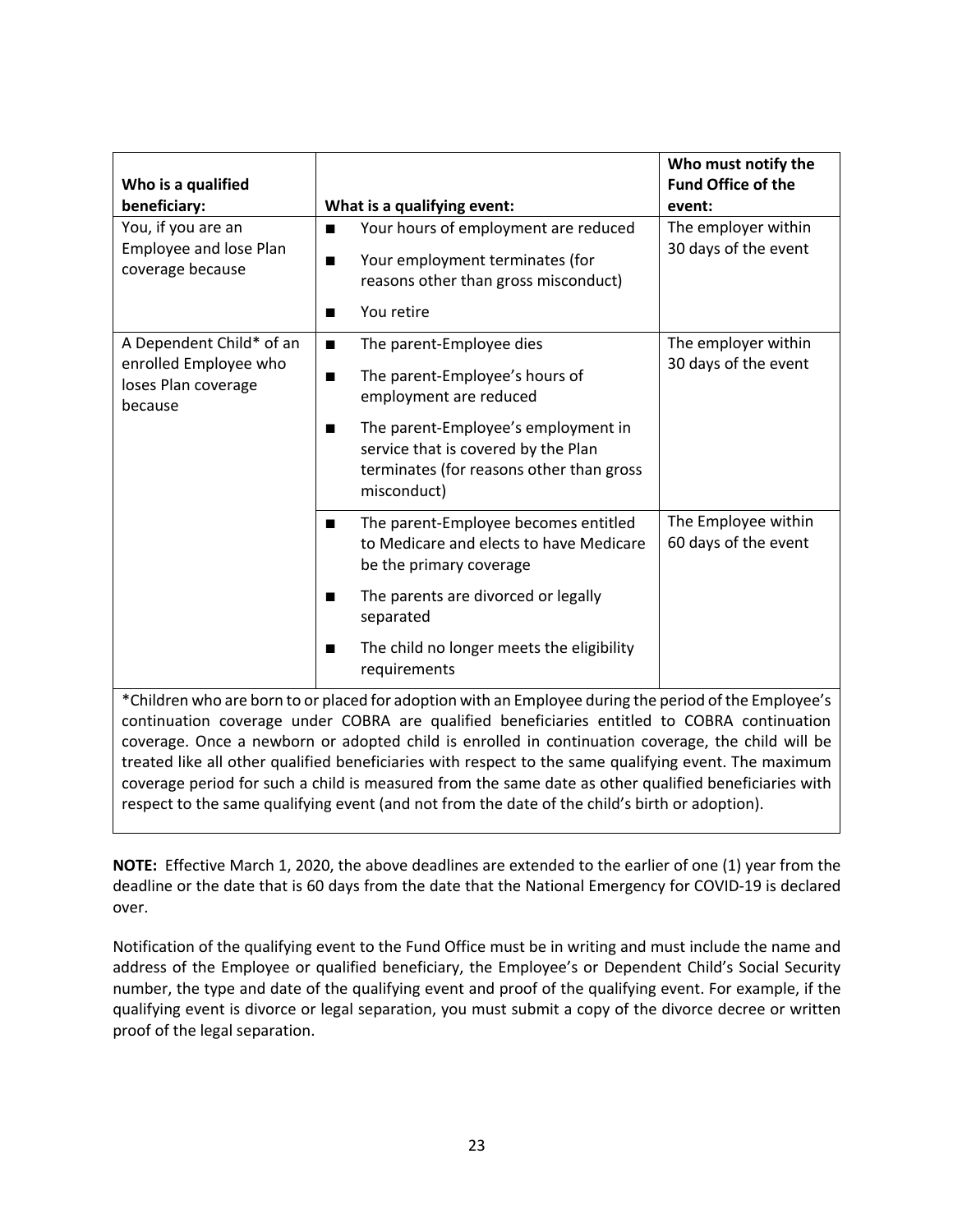| Who is a qualified beneficiary: | What is a qualifying event: | Who must notify the Fund Office of the event: |
|---|---|---|
| You, if you are an Employee and lose Plan coverage because | ■ Your hours of employment are reduced<br>■ Your employment terminates (for reasons other than gross misconduct)<br>■ You retire | The employer within 30 days of the event |
| A Dependent Child* of an enrolled Employee who loses Plan coverage because | ■ The parent-Employee dies<br>■ The parent-Employee's hours of employment are reduced<br>■ The parent-Employee's employment in service that is covered by the Plan terminates (for reasons other than gross misconduct) | The employer within 30 days of the event |
| | ■ The parent-Employee becomes entitled to Medicare and elects to have Medicare be the primary coverage<br>■ The parents are divorced or legally separated<br>■ The child no longer meets the eligibility requirements | The Employee within 60 days of the event |
| *Children who are born to or placed for adoption with an Employee during the period of the Employee's continuation coverage under COBRA are qualified beneficiaries entitled to COBRA continuation coverage. Once a newborn or adopted child is enrolled in continuation coverage, the child will be treated like all other qualified beneficiaries with respect to the same qualifying event. The maximum coverage period for such a child is measured from the same date as other qualified beneficiaries with respect to the same qualifying event (and not from the date of the child's birth or adoption). | | |

**NOTE:** Effective March 1, 2020, the above deadlines are extended to the earlier of one (1) year from the deadline or the date that is 60 days from the date that the National Emergency for COVID-19 is declared over.

Notification of the qualifying event to the Fund Office must be in writing and must include the name and address of the Employee or qualified beneficiary, the Employee's or Dependent Child's Social Security number, the type and date of the qualifying event and proof of the qualifying event. For example, if the qualifying event is divorce or legal separation, you must submit a copy of the divorce decree or written proof of the legal separation.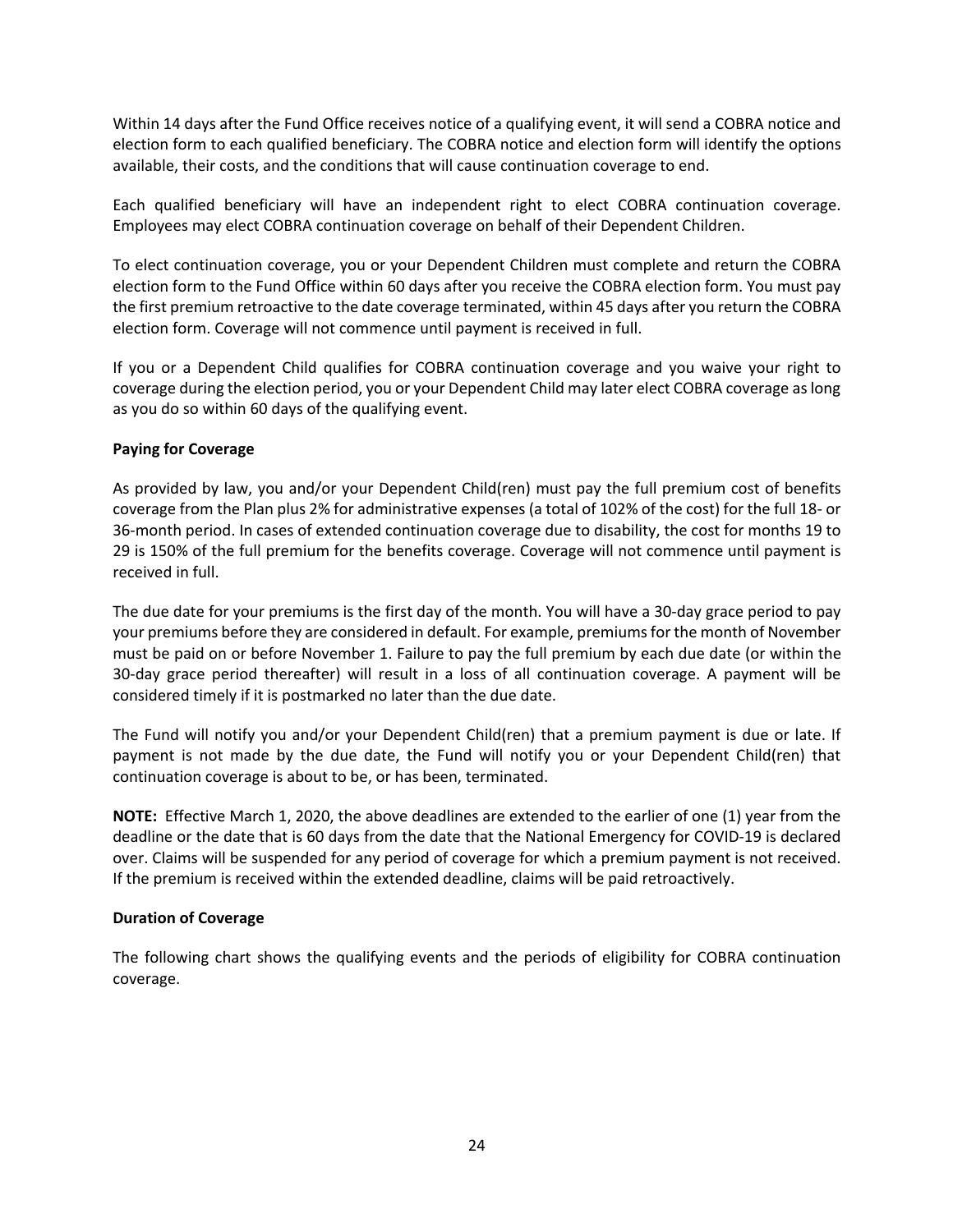Within 14 days after the Fund Office receives notice of a qualifying event, it will send a COBRA notice and election form to each qualified beneficiary. The COBRA notice and election form will identify the options available, their costs, and the conditions that will cause continuation coverage to end.

Each qualified beneficiary will have an independent right to elect COBRA continuation coverage. Employees may elect COBRA continuation coverage on behalf of their Dependent Children.

To elect continuation coverage, you or your Dependent Children must complete and return the COBRA election form to the Fund Office within 60 days after you receive the COBRA election form. You must pay the first premium retroactive to the date coverage terminated, within 45 days after you return the COBRA election form. Coverage will not commence until payment is received in full.

If you or a Dependent Child qualifies for COBRA continuation coverage and you waive your right to coverage during the election period, you or your Dependent Child may later elect COBRA coverage as long as you do so within 60 days of the qualifying event.

**Paying for Coverage**

As provided by law, you and/or your Dependent Child(ren) must pay the full premium cost of benefits coverage from the Plan plus 2% for administrative expenses (a total of 102% of the cost) for the full 18- or 36-month period. In cases of extended continuation coverage due to disability, the cost for months 19 to 29 is 150% of the full premium for the benefits coverage. Coverage will not commence until payment is received in full.

The due date for your premiums is the first day of the month. You will have a 30-day grace period to pay your premiums before they are considered in default. For example, premiums for the month of November must be paid on or before November 1. Failure to pay the full premium by each due date (or within the 30-day grace period thereafter) will result in a loss of all continuation coverage. A payment will be considered timely if it is postmarked no later than the due date.

The Fund will notify you and/or your Dependent Child(ren) that a premium payment is due or late. If payment is not made by the due date, the Fund will notify you or your Dependent Child(ren) that continuation coverage is about to be, or has been, terminated.

**NOTE:** Effective March 1, 2020, the above deadlines are extended to the earlier of one (1) year from the deadline or the date that is 60 days from the date that the National Emergency for COVID-19 is declared over. Claims will be suspended for any period of coverage for which a premium payment is not received. If the premium is received within the extended deadline, claims will be paid retroactively.

**Duration of Coverage**

The following chart shows the qualifying events and the periods of eligibility for COBRA continuation coverage.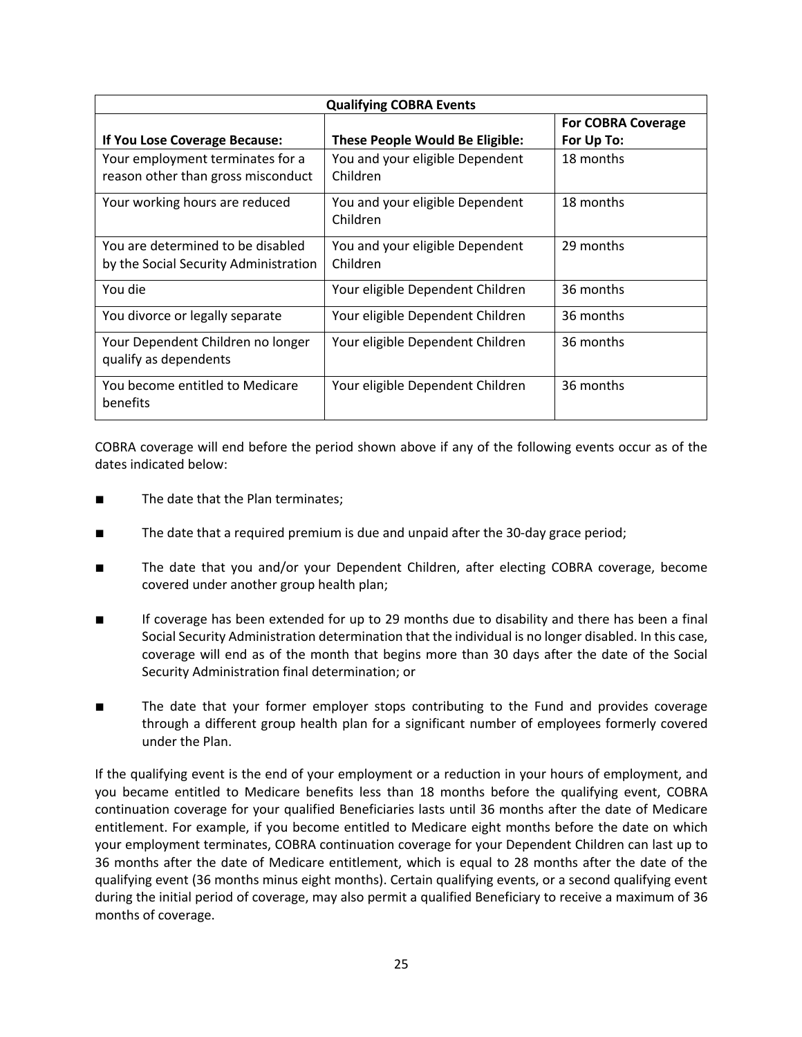| Qualifying COBRA Events | | |
|---|---|---|
| **If You Lose Coverage Because:** | **These People Would Be Eligible:** | **For COBRA Coverage For Up To:** |
| Your employment terminates for a reason other than gross misconduct | You and your eligible Dependent Children | 18 months |
| Your working hours are reduced | You and your eligible Dependent Children | 18 months |
| You are determined to be disabled by the Social Security Administration | You and your eligible Dependent Children | 29 months |
| You die | Your eligible Dependent Children | 36 months |
| You divorce or legally separate | Your eligible Dependent Children | 36 months |
| Your Dependent Children no longer qualify as dependents | Your eligible Dependent Children | 36 months |
| You become entitled to Medicare benefits | Your eligible Dependent Children | 36 months |

COBRA coverage will end before the period shown above if any of the following events occur as of the dates indicated below:

- The date that the Plan terminates;
- The date that a required premium is due and unpaid after the 30-day grace period;
- The date that you and/or your Dependent Children, after electing COBRA coverage, become covered under another group health plan;
- If coverage has been extended for up to 29 months due to disability and there has been a final Social Security Administration determination that the individual is no longer disabled. In this case, coverage will end as of the month that begins more than 30 days after the date of the Social Security Administration final determination; or
- The date that your former employer stops contributing to the Fund and provides coverage through a different group health plan for a significant number of employees formerly covered under the Plan.

If the qualifying event is the end of your employment or a reduction in your hours of employment, and you became entitled to Medicare benefits less than 18 months before the qualifying event, COBRA continuation coverage for your qualified Beneficiaries lasts until 36 months after the date of Medicare entitlement. For example, if you become entitled to Medicare eight months before the date on which your employment terminates, COBRA continuation coverage for your Dependent Children can last up to 36 months after the date of Medicare entitlement, which is equal to 28 months after the date of the qualifying event (36 months minus eight months). Certain qualifying events, or a second qualifying event during the initial period of coverage, may also permit a qualified Beneficiary to receive a maximum of 36 months of coverage.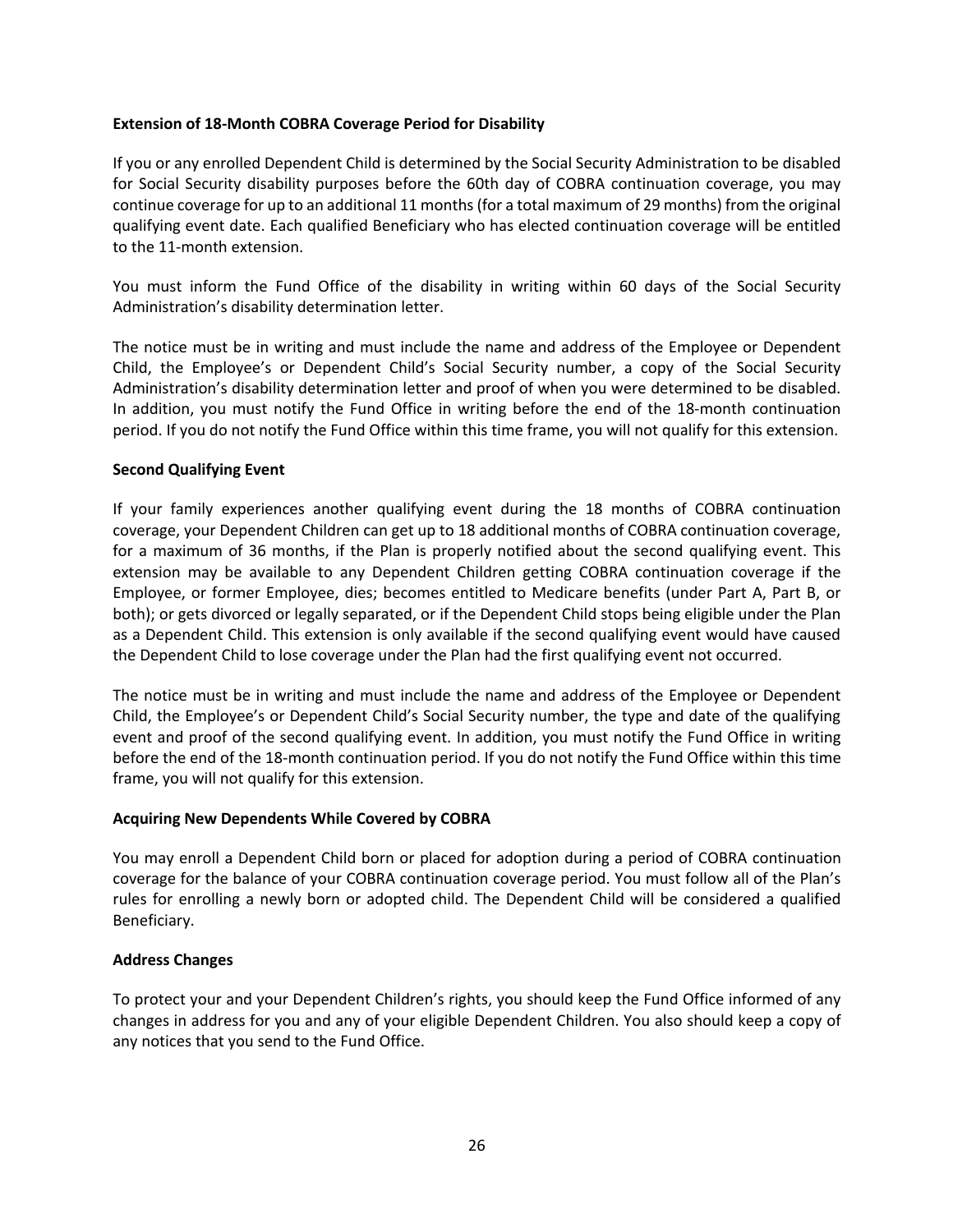**Extension of 18-Month COBRA Coverage Period for Disability**

If you or any enrolled Dependent Child is determined by the Social Security Administration to be disabled for Social Security disability purposes before the 60th day of COBRA continuation coverage, you may continue coverage for up to an additional 11 months (for a total maximum of 29 months) from the original qualifying event date. Each qualified Beneficiary who has elected continuation coverage will be entitled to the 11-month extension.

You must inform the Fund Office of the disability in writing within 60 days of the Social Security Administration's disability determination letter.

The notice must be in writing and must include the name and address of the Employee or Dependent Child, the Employee's or Dependent Child's Social Security number, a copy of the Social Security Administration's disability determination letter and proof of when you were determined to be disabled. In addition, you must notify the Fund Office in writing before the end of the 18-month continuation period. If you do not notify the Fund Office within this time frame, you will not qualify for this extension.

**Second Qualifying Event**

If your family experiences another qualifying event during the 18 months of COBRA continuation coverage, your Dependent Children can get up to 18 additional months of COBRA continuation coverage, for a maximum of 36 months, if the Plan is properly notified about the second qualifying event. This extension may be available to any Dependent Children getting COBRA continuation coverage if the Employee, or former Employee, dies; becomes entitled to Medicare benefits (under Part A, Part B, or both); or gets divorced or legally separated, or if the Dependent Child stops being eligible under the Plan as a Dependent Child. This extension is only available if the second qualifying event would have caused the Dependent Child to lose coverage under the Plan had the first qualifying event not occurred.

The notice must be in writing and must include the name and address of the Employee or Dependent Child, the Employee's or Dependent Child's Social Security number, the type and date of the qualifying event and proof of the second qualifying event. In addition, you must notify the Fund Office in writing before the end of the 18-month continuation period. If you do not notify the Fund Office within this time frame, you will not qualify for this extension.

**Acquiring New Dependents While Covered by COBRA**

You may enroll a Dependent Child born or placed for adoption during a period of COBRA continuation coverage for the balance of your COBRA continuation coverage period. You must follow all of the Plan's rules for enrolling a newly born or adopted child. The Dependent Child will be considered a qualified Beneficiary.

**Address Changes**

To protect your and your Dependent Children's rights, you should keep the Fund Office informed of any changes in address for you and any of your eligible Dependent Children. You also should keep a copy of any notices that you send to the Fund Office.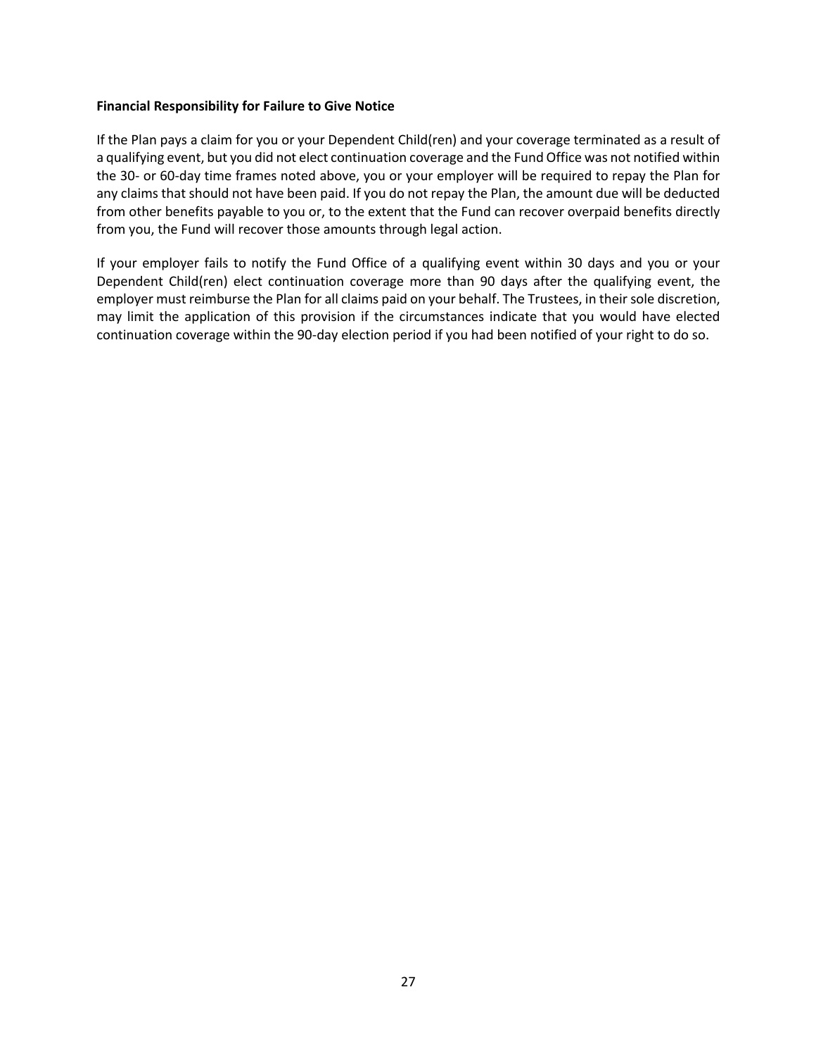**Financial Responsibility for Failure to Give Notice**

If the Plan pays a claim for you or your Dependent Child(ren) and your coverage terminated as a result of a qualifying event, but you did not elect continuation coverage and the Fund Office was not notified within the 30- or 60-day time frames noted above, you or your employer will be required to repay the Plan for any claims that should not have been paid. If you do not repay the Plan, the amount due will be deducted from other benefits payable to you or, to the extent that the Fund can recover overpaid benefits directly from you, the Fund will recover those amounts through legal action.

If your employer fails to notify the Fund Office of a qualifying event within 30 days and you or your Dependent Child(ren) elect continuation coverage more than 90 days after the qualifying event, the employer must reimburse the Plan for all claims paid on your behalf. The Trustees, in their sole discretion, may limit the application of this provision if the circumstances indicate that you would have elected continuation coverage within the 90-day election period if you had been notified of your right to do so.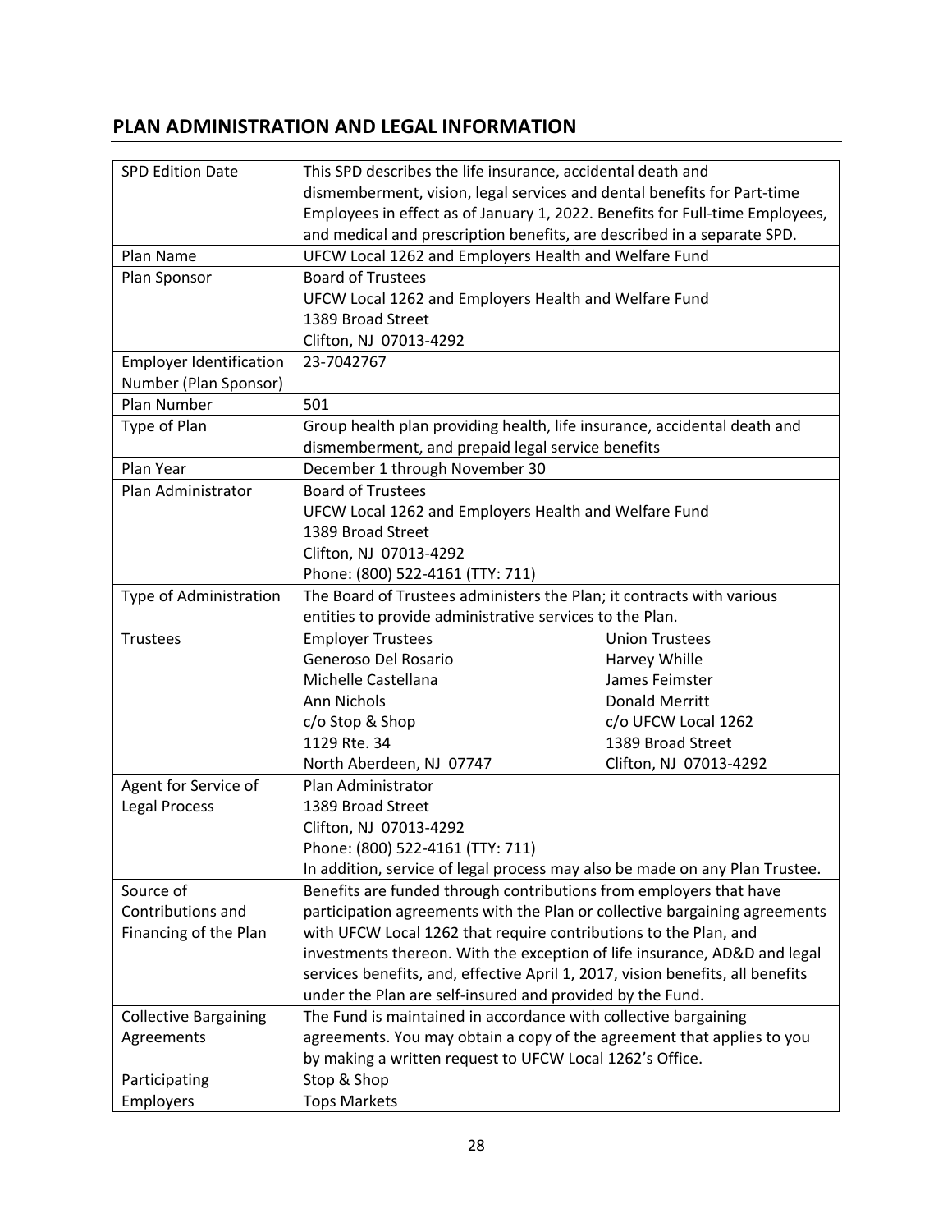## PLAN ADMINISTRATION AND LEGAL INFORMATION

| | | |
|---|---|---|
| SPD Edition Date | This SPD describes the life insurance, accidental death and dismemberment, vision, legal services and dental benefits for Part-time Employees in effect as of January 1, 2022. Benefits for Full-time Employees, and medical and prescription benefits, are described in a separate SPD. | |
| Plan Name | UFCW Local 1262 and Employers Health and Welfare Fund | |
| Plan Sponsor | Board of Trustees<br>UFCW Local 1262 and Employers Health and Welfare Fund<br>1389 Broad Street<br>Clifton, NJ 07013-4292 | |
| Employer Identification Number (Plan Sponsor) | 23-7042767 | |
| Plan Number | 501 | |
| Type of Plan | Group health plan providing health, life insurance, accidental death and dismemberment, and prepaid legal service benefits | |
| Plan Year | December 1 through November 30 | |
| Plan Administrator | Board of Trustees<br>UFCW Local 1262 and Employers Health and Welfare Fund<br>1389 Broad Street<br>Clifton, NJ 07013-4292<br>Phone: (800) 522-4161 (TTY: 711) | |
| Type of Administration | The Board of Trustees administers the Plan; it contracts with various entities to provide administrative services to the Plan. | |
| Trustees | Employer Trustees<br>Generoso Del Rosario<br>Michelle Castellana<br>Ann Nichols<br>c/o Stop & Shop<br>1129 Rte. 34<br>North Aberdeen, NJ 07747 | Union Trustees<br>Harvey Whille<br>James Feimster<br>Donald Merritt<br>c/o UFCW Local 1262<br>1389 Broad Street<br>Clifton, NJ 07013-4292 |
| Agent for Service of Legal Process | Plan Administrator<br>1389 Broad Street<br>Clifton, NJ 07013-4292<br>Phone: (800) 522-4161 (TTY: 711)<br>In addition, service of legal process may also be made on any Plan Trustee. | |
| Source of Contributions and Financing of the Plan | Benefits are funded through contributions from employers that have participation agreements with the Plan or collective bargaining agreements with UFCW Local 1262 that require contributions to the Plan, and investments thereon. With the exception of life insurance, AD&D and legal services benefits, and, effective April 1, 2017, vision benefits, all benefits under the Plan are self-insured and provided by the Fund. | |
| Collective Bargaining Agreements | The Fund is maintained in accordance with collective bargaining agreements. You may obtain a copy of the agreement that applies to you by making a written request to UFCW Local 1262's Office. | |
| Participating Employers | Stop & Shop<br>Tops Markets | |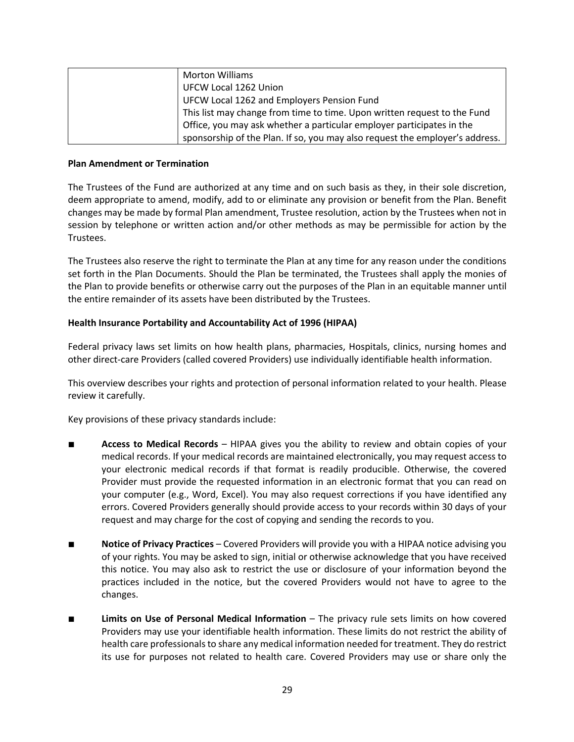| | |
|---|---|
| | Morton Williams<br>UFCW Local 1262 Union<br>UFCW Local 1262 and Employers Pension Fund<br>This list may change from time to time. Upon written request to the Fund Office, you may ask whether a particular employer participates in the sponsorship of the Plan. If so, you may also request the employer's address. |

**Plan Amendment or Termination**

The Trustees of the Fund are authorized at any time and on such basis as they, in their sole discretion, deem appropriate to amend, modify, add to or eliminate any provision or benefit from the Plan. Benefit changes may be made by formal Plan amendment, Trustee resolution, action by the Trustees when not in session by telephone or written action and/or other methods as may be permissible for action by the Trustees.

The Trustees also reserve the right to terminate the Plan at any time for any reason under the conditions set forth in the Plan Documents. Should the Plan be terminated, the Trustees shall apply the monies of the Plan to provide benefits or otherwise carry out the purposes of the Plan in an equitable manner until the entire remainder of its assets have been distributed by the Trustees.

**Health Insurance Portability and Accountability Act of 1996 (HIPAA)**

Federal privacy laws set limits on how health plans, pharmacies, Hospitals, clinics, nursing homes and other direct-care Providers (called covered Providers) use individually identifiable health information.

This overview describes your rights and protection of personal information related to your health. Please review it carefully.

Key provisions of these privacy standards include:

- **Access to Medical Records** – HIPAA gives you the ability to review and obtain copies of your medical records. If your medical records are maintained electronically, you may request access to your electronic medical records if that format is readily producible. Otherwise, the covered Provider must provide the requested information in an electronic format that you can read on your computer (e.g., Word, Excel). You may also request corrections if you have identified any errors. Covered Providers generally should provide access to your records within 30 days of your request and may charge for the cost of copying and sending the records to you.

- **Notice of Privacy Practices** – Covered Providers will provide you with a HIPAA notice advising you of your rights. You may be asked to sign, initial or otherwise acknowledge that you have received this notice. You may also ask to restrict the use or disclosure of your information beyond the practices included in the notice, but the covered Providers would not have to agree to the changes.

- **Limits on Use of Personal Medical Information** – The privacy rule sets limits on how covered Providers may use your identifiable health information. These limits do not restrict the ability of health care professionals to share any medical information needed for treatment. They do restrict its use for purposes not related to health care. Covered Providers may use or share only the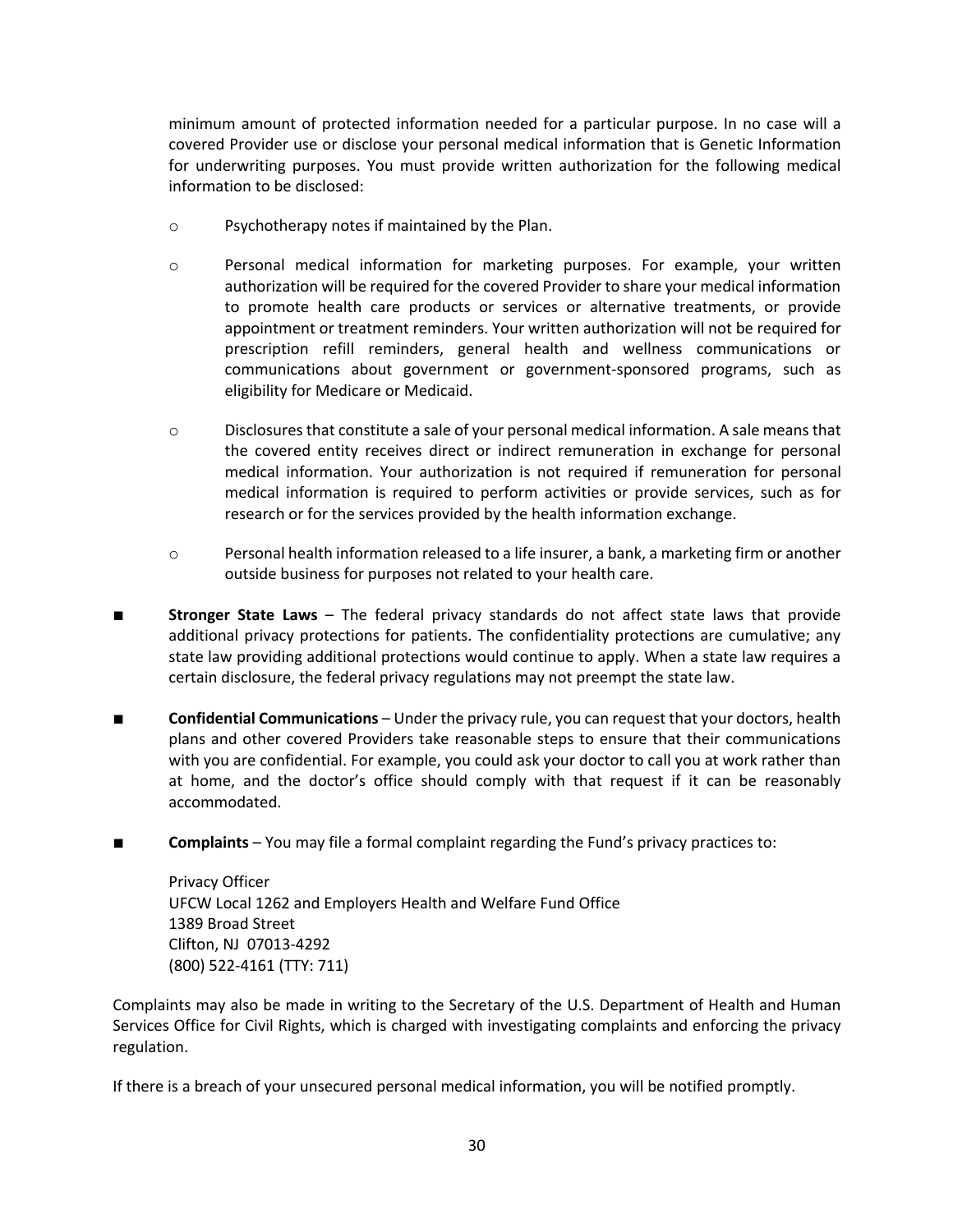minimum amount of protected information needed for a particular purpose. In no case will a covered Provider use or disclose your personal medical information that is Genetic Information for underwriting purposes. You must provide written authorization for the following medical information to be disclosed:

  - Psychotherapy notes if maintained by the Plan.

  - Personal medical information for marketing purposes. For example, your written authorization will be required for the covered Provider to share your medical information to promote health care products or services or alternative treatments, or provide appointment or treatment reminders. Your written authorization will not be required for prescription refill reminders, general health and wellness communications or communications about government or government-sponsored programs, such as eligibility for Medicare or Medicaid.

  - Disclosures that constitute a sale of your personal medical information. A sale means that the covered entity receives direct or indirect remuneration in exchange for personal medical information. Your authorization is not required if remuneration for personal medical information is required to perform activities or provide services, such as for research or for the services provided by the health information exchange.

  - Personal health information released to a life insurer, a bank, a marketing firm or another outside business for purposes not related to your health care.

- **Stronger State Laws** – The federal privacy standards do not affect state laws that provide additional privacy protections for patients. The confidentiality protections are cumulative; any state law providing additional protections would continue to apply. When a state law requires a certain disclosure, the federal privacy regulations may not preempt the state law.

- **Confidential Communications** – Under the privacy rule, you can request that your doctors, health plans and other covered Providers take reasonable steps to ensure that their communications with you are confidential. For example, you could ask your doctor to call you at work rather than at home, and the doctor's office should comply with that request if it can be reasonably accommodated.

- **Complaints** – You may file a formal complaint regarding the Fund's privacy practices to:

  Privacy Officer
  UFCW Local 1262 and Employers Health and Welfare Fund Office
  1389 Broad Street
  Clifton, NJ 07013-4292
  (800) 522-4161 (TTY: 711)

Complaints may also be made in writing to the Secretary of the U.S. Department of Health and Human Services Office for Civil Rights, which is charged with investigating complaints and enforcing the privacy regulation.

If there is a breach of your unsecured personal medical information, you will be notified promptly.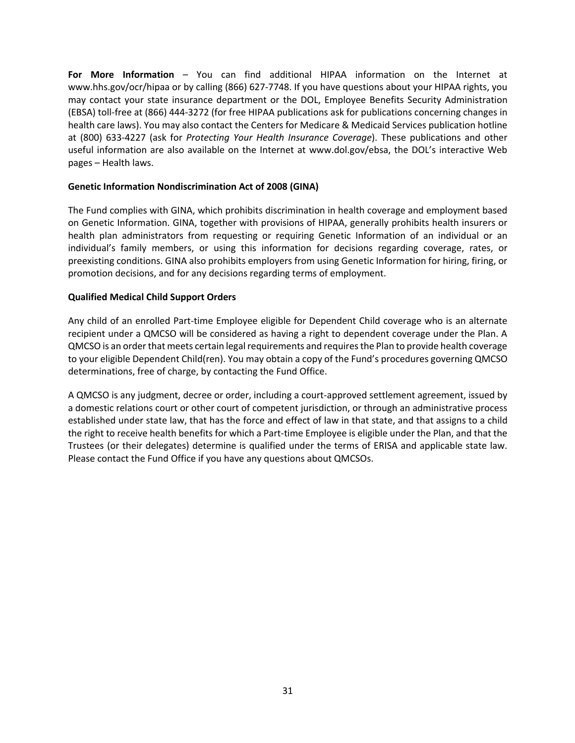**For More Information** – You can find additional HIPAA information on the Internet at www.hhs.gov/ocr/hipaa or by calling (866) 627-7748. If you have questions about your HIPAA rights, you may contact your state insurance department or the DOL, Employee Benefits Security Administration (EBSA) toll-free at (866) 444-3272 (for free HIPAA publications ask for publications concerning changes in health care laws). You may also contact the Centers for Medicare & Medicaid Services publication hotline at (800) 633-4227 (ask for *Protecting Your Health Insurance Coverage*). These publications and other useful information are also available on the Internet at www.dol.gov/ebsa, the DOL's interactive Web pages – Health laws.

**Genetic Information Nondiscrimination Act of 2008 (GINA)**

The Fund complies with GINA, which prohibits discrimination in health coverage and employment based on Genetic Information. GINA, together with provisions of HIPAA, generally prohibits health insurers or health plan administrators from requesting or requiring Genetic Information of an individual or an individual's family members, or using this information for decisions regarding coverage, rates, or preexisting conditions. GINA also prohibits employers from using Genetic Information for hiring, firing, or promotion decisions, and for any decisions regarding terms of employment.

**Qualified Medical Child Support Orders**

Any child of an enrolled Part-time Employee eligible for Dependent Child coverage who is an alternate recipient under a QMCSO will be considered as having a right to dependent coverage under the Plan. A QMCSO is an order that meets certain legal requirements and requires the Plan to provide health coverage to your eligible Dependent Child(ren). You may obtain a copy of the Fund's procedures governing QMCSO determinations, free of charge, by contacting the Fund Office.

A QMCSO is any judgment, decree or order, including a court-approved settlement agreement, issued by a domestic relations court or other court of competent jurisdiction, or through an administrative process established under state law, that has the force and effect of law in that state, and that assigns to a child the right to receive health benefits for which a Part-time Employee is eligible under the Plan, and that the Trustees (or their delegates) determine is qualified under the terms of ERISA and applicable state law. Please contact the Fund Office if you have any questions about QMCSOs.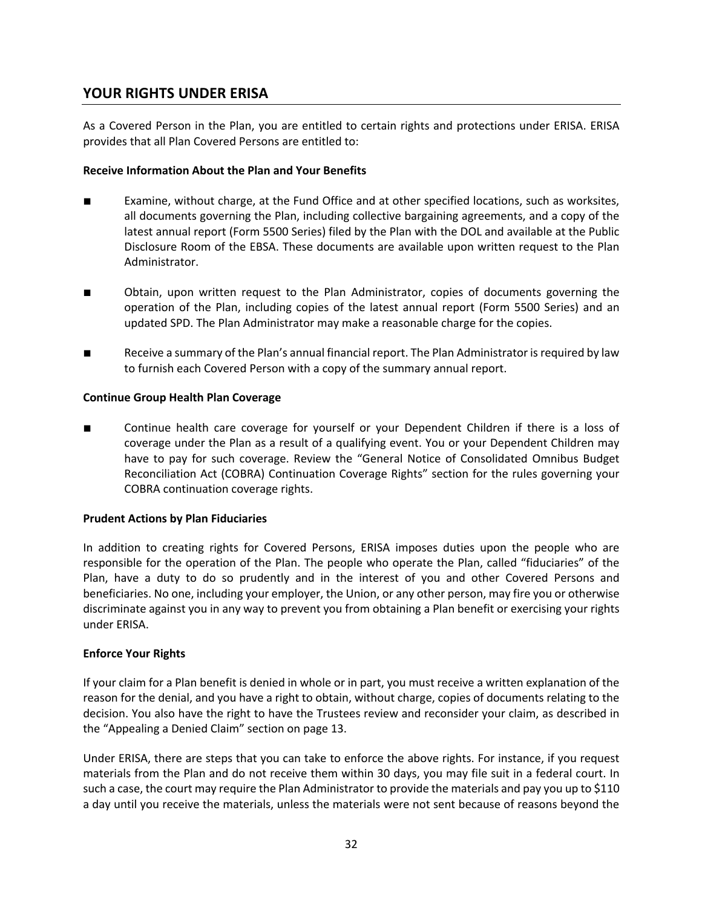## YOUR RIGHTS UNDER ERISA

As a Covered Person in the Plan, you are entitled to certain rights and protections under ERISA. ERISA provides that all Plan Covered Persons are entitled to:

**Receive Information About the Plan and Your Benefits**

- Examine, without charge, at the Fund Office and at other specified locations, such as worksites, all documents governing the Plan, including collective bargaining agreements, and a copy of the latest annual report (Form 5500 Series) filed by the Plan with the DOL and available at the Public Disclosure Room of the EBSA. These documents are available upon written request to the Plan Administrator.

- Obtain, upon written request to the Plan Administrator, copies of documents governing the operation of the Plan, including copies of the latest annual report (Form 5500 Series) and an updated SPD. The Plan Administrator may make a reasonable charge for the copies.

- Receive a summary of the Plan's annual financial report. The Plan Administrator is required by law to furnish each Covered Person with a copy of the summary annual report.

**Continue Group Health Plan Coverage**

- Continue health care coverage for yourself or your Dependent Children if there is a loss of coverage under the Plan as a result of a qualifying event. You or your Dependent Children may have to pay for such coverage. Review the "General Notice of Consolidated Omnibus Budget Reconciliation Act (COBRA) Continuation Coverage Rights" section for the rules governing your COBRA continuation coverage rights.

**Prudent Actions by Plan Fiduciaries**

In addition to creating rights for Covered Persons, ERISA imposes duties upon the people who are responsible for the operation of the Plan. The people who operate the Plan, called "fiduciaries" of the Plan, have a duty to do so prudently and in the interest of you and other Covered Persons and beneficiaries. No one, including your employer, the Union, or any other person, may fire you or otherwise discriminate against you in any way to prevent you from obtaining a Plan benefit or exercising your rights under ERISA.

**Enforce Your Rights**

If your claim for a Plan benefit is denied in whole or in part, you must receive a written explanation of the reason for the denial, and you have a right to obtain, without charge, copies of documents relating to the decision. You also have the right to have the Trustees review and reconsider your claim, as described in the "Appealing a Denied Claim" section on page 13.

Under ERISA, there are steps that you can take to enforce the above rights. For instance, if you request materials from the Plan and do not receive them within 30 days, you may file suit in a federal court. In such a case, the court may require the Plan Administrator to provide the materials and pay you up to $110 a day until you receive the materials, unless the materials were not sent because of reasons beyond the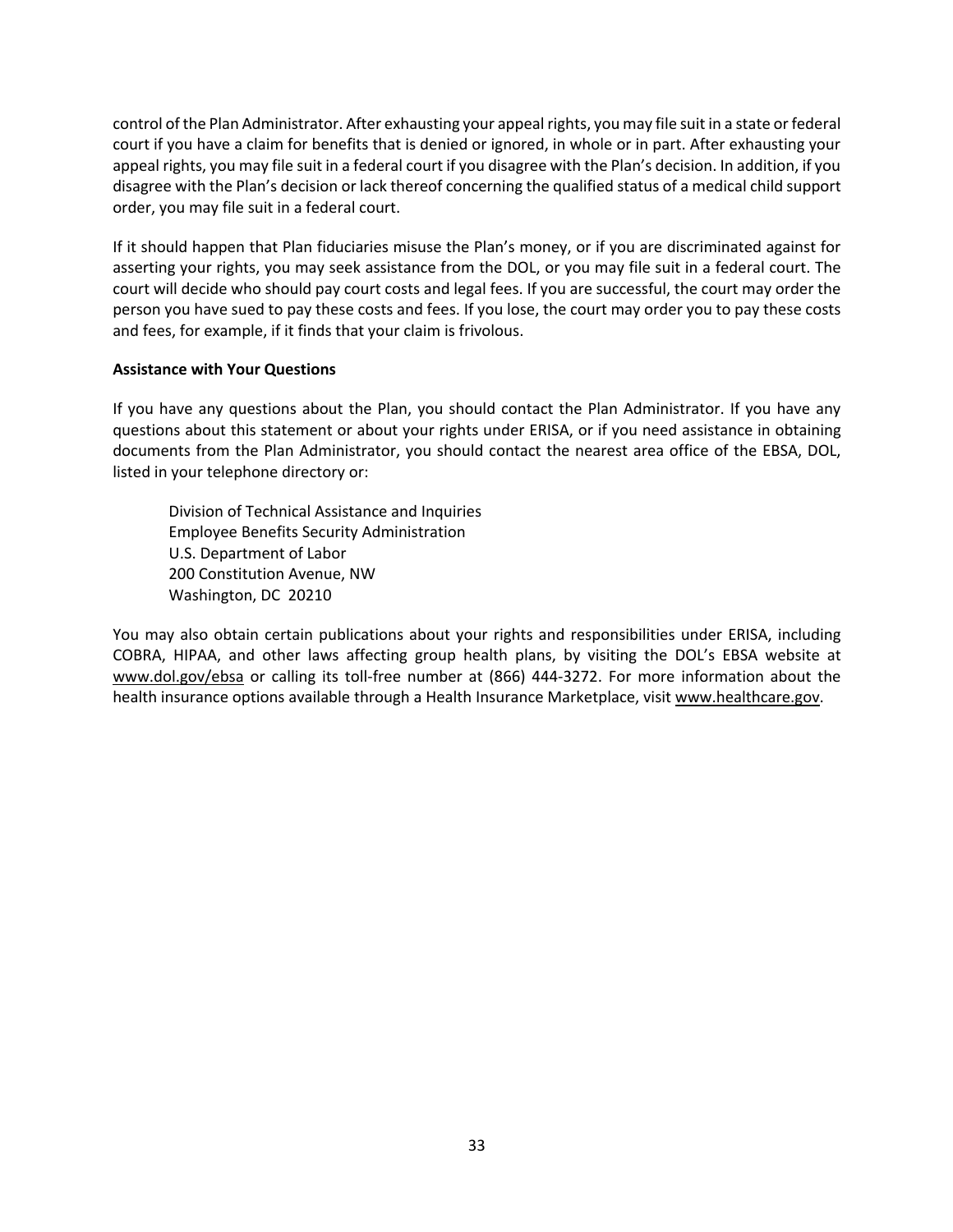control of the Plan Administrator. After exhausting your appeal rights, you may file suit in a state or federal court if you have a claim for benefits that is denied or ignored, in whole or in part. After exhausting your appeal rights, you may file suit in a federal court if you disagree with the Plan's decision. In addition, if you disagree with the Plan's decision or lack thereof concerning the qualified status of a medical child support order, you may file suit in a federal court.

If it should happen that Plan fiduciaries misuse the Plan's money, or if you are discriminated against for asserting your rights, you may seek assistance from the DOL, or you may file suit in a federal court. The court will decide who should pay court costs and legal fees. If you are successful, the court may order the person you have sued to pay these costs and fees. If you lose, the court may order you to pay these costs and fees, for example, if it finds that your claim is frivolous.

**Assistance with Your Questions**

If you have any questions about the Plan, you should contact the Plan Administrator. If you have any questions about this statement or about your rights under ERISA, or if you need assistance in obtaining documents from the Plan Administrator, you should contact the nearest area office of the EBSA, DOL, listed in your telephone directory or:

> Division of Technical Assistance and Inquiries
> Employee Benefits Security Administration
> U.S. Department of Labor
> 200 Constitution Avenue, NW
> Washington, DC 20210

You may also obtain certain publications about your rights and responsibilities under ERISA, including COBRA, HIPAA, and other laws affecting group health plans, by visiting the DOL's EBSA website at www.dol.gov/ebsa or calling its toll-free number at (866) 444-3272. For more information about the health insurance options available through a Health Insurance Marketplace, visit www.healthcare.gov.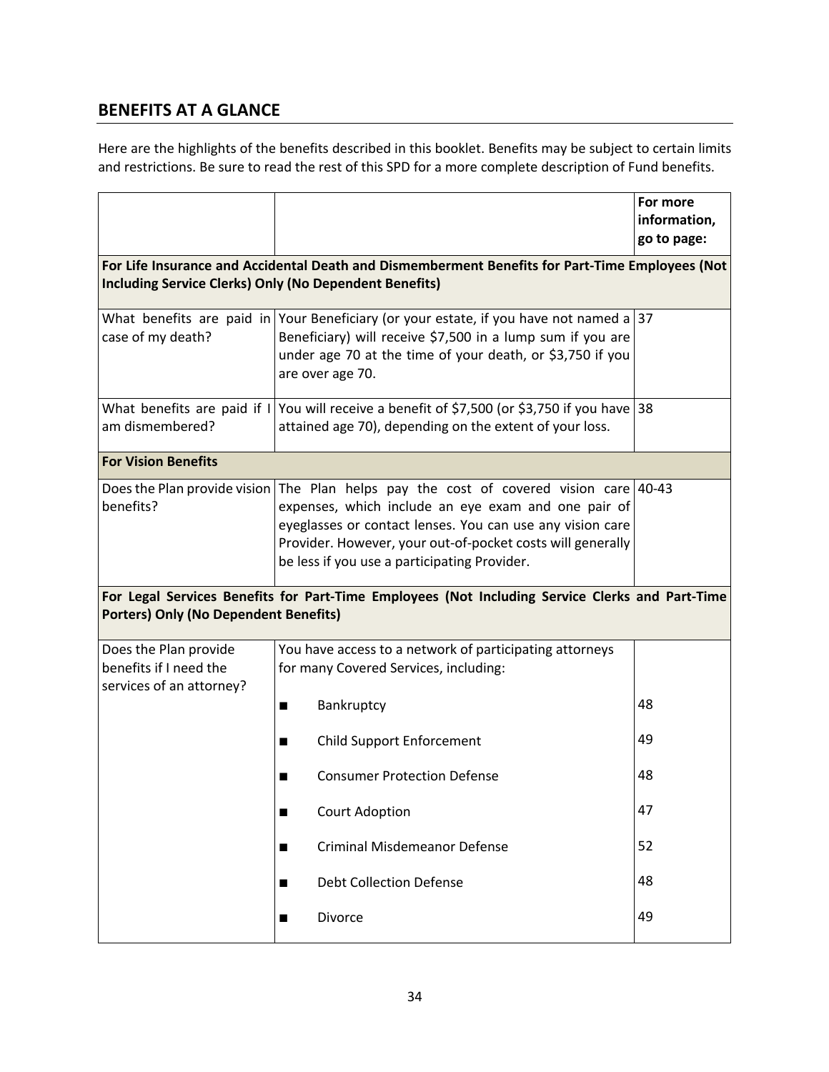## BENEFITS AT A GLANCE

Here are the highlights of the benefits described in this booklet. Benefits may be subject to certain limits and restrictions. Be sure to read the rest of this SPD for a more complete description of Fund benefits.

| | | **For more information, go to page:** |
|---|---|---|
| **For Life Insurance and Accidental Death and Dismemberment Benefits for Part-Time Employees (Not Including Service Clerks) Only (No Dependent Benefits)** | | |
| What benefits are paid in case of my death? | Your Beneficiary (or your estate, if you have not named a Beneficiary) will receive $7,500 in a lump sum if you are under age 70 at the time of your death, or $3,750 if you are over age 70. | 37 |
| What benefits are paid if I am dismembered? | You will receive a benefit of $7,500 (or $3,750 if you have attained age 70), depending on the extent of your loss. | 38 |
| **For Vision Benefits** | | |
| Does the Plan provide vision benefits? | The Plan helps pay the cost of covered vision care expenses, which include an eye exam and one pair of eyeglasses or contact lenses. You can use any vision care Provider. However, your out-of-pocket costs will generally be less if you use a participating Provider. | 40-43 |
| **For Legal Services Benefits for Part-Time Employees (Not Including Service Clerks and Part-Time Porters) Only (No Dependent Benefits)** | | |
| Does the Plan provide benefits if I need the services of an attorney? | You have access to a network of participating attorneys for many Covered Services, including: | |
| | ■ Bankruptcy | 48 |
| | ■ Child Support Enforcement | 49 |
| | ■ Consumer Protection Defense | 48 |
| | ■ Court Adoption | 47 |
| | ■ Criminal Misdemeanor Defense | 52 |
| | ■ Debt Collection Defense | 48 |
| | ■ Divorce | 49 |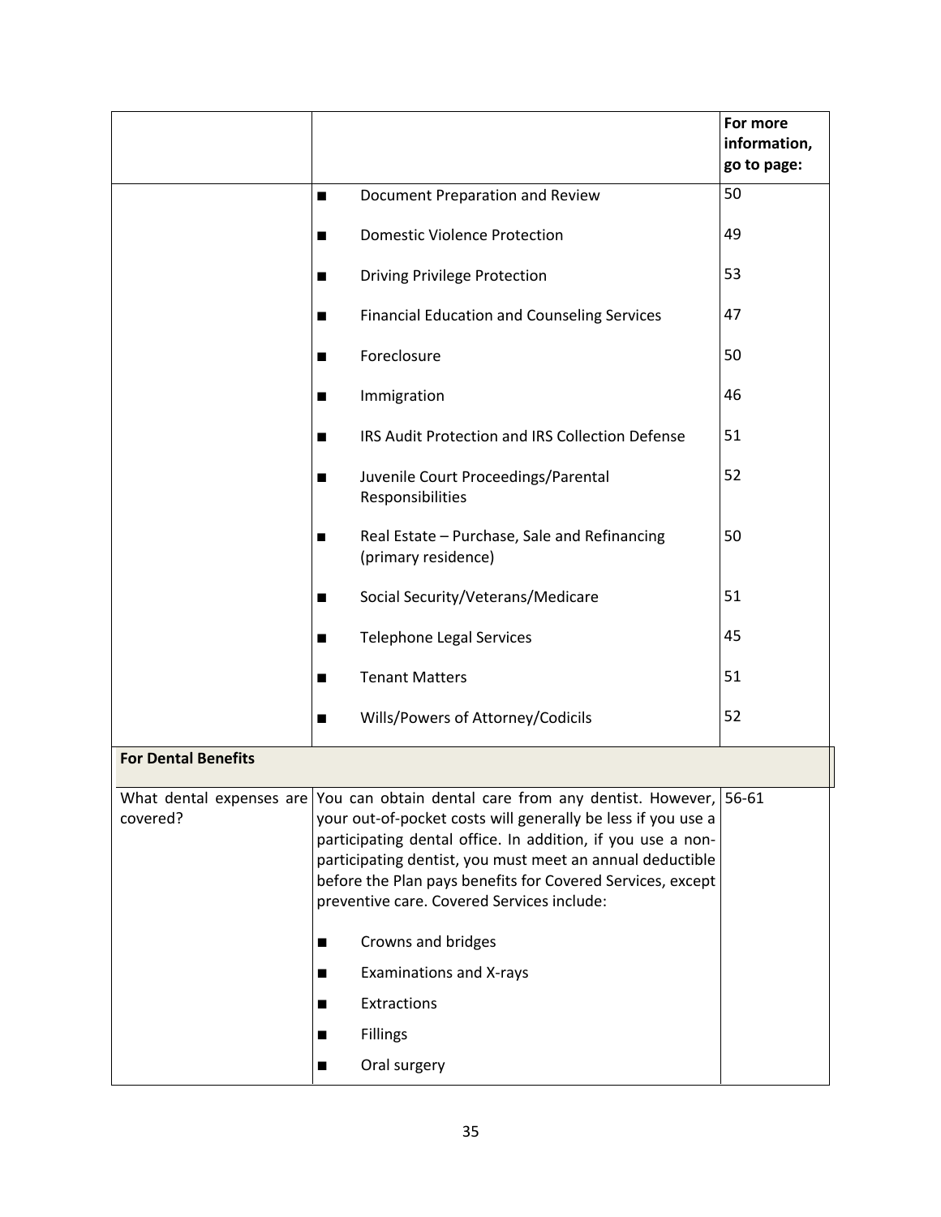| | | For more information, go to page: |
|---|---|---|
| | ■ Document Preparation and Review | 50 |
| | ■ Domestic Violence Protection | 49 |
| | ■ Driving Privilege Protection | 53 |
| | ■ Financial Education and Counseling Services | 47 |
| | ■ Foreclosure | 50 |
| | ■ Immigration | 46 |
| | ■ IRS Audit Protection and IRS Collection Defense | 51 |
| | ■ Juvenile Court Proceedings/Parental Responsibilities | 52 |
| | ■ Real Estate – Purchase, Sale and Refinancing (primary residence) | 50 |
| | ■ Social Security/Veterans/Medicare | 51 |
| | ■ Telephone Legal Services | 45 |
| | ■ Tenant Matters | 51 |
| | ■ Wills/Powers of Attorney/Codicils | 52 |
| **For Dental Benefits** | | |
| What dental expenses are covered? | You can obtain dental care from any dentist. However, your out-of-pocket costs will generally be less if you use a participating dental office. In addition, if you use a non-participating dentist, you must meet an annual deductible before the Plan pays benefits for Covered Services, except preventive care. Covered Services include: | 56-61 |
| | ■ Crowns and bridges | |
| | ■ Examinations and X-rays | |
| | ■ Extractions | |
| | ■ Fillings | |
| | ■ Oral surgery | |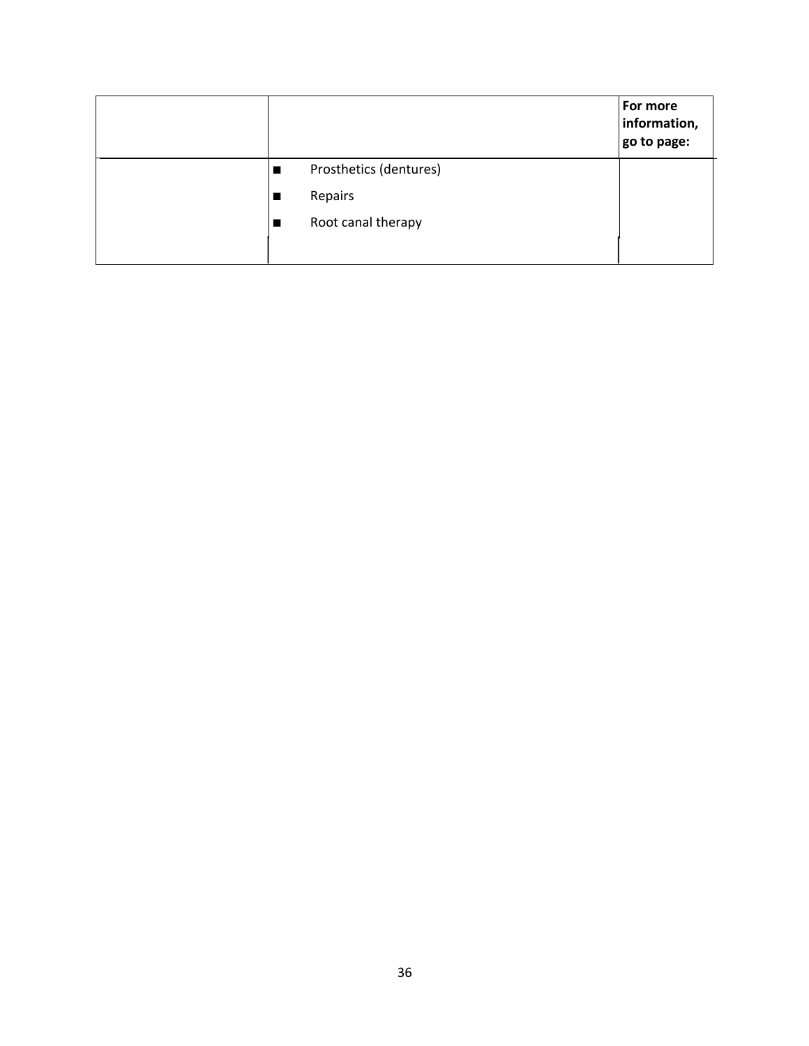| | | For more information, go to page: |
|---|---|---|
| | ■ Prosthetics (dentures)<br>■ Repairs<br>■ Root canal therapy | |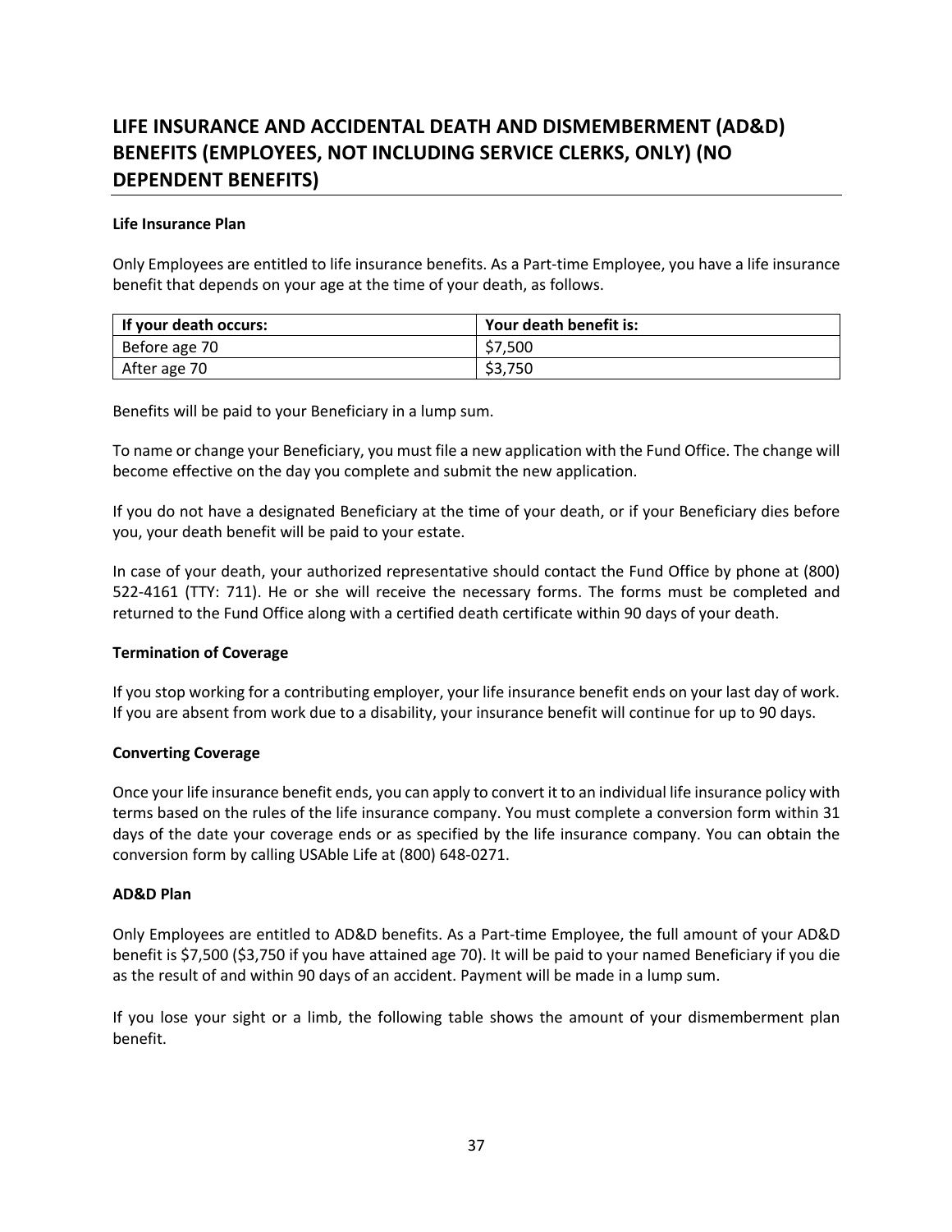## LIFE INSURANCE AND ACCIDENTAL DEATH AND DISMEMBERMENT (AD&D) BENEFITS (EMPLOYEES, NOT INCLUDING SERVICE CLERKS, ONLY) (NO DEPENDENT BENEFITS)

**Life Insurance Plan**

Only Employees are entitled to life insurance benefits. As a Part-time Employee, you have a life insurance benefit that depends on your age at the time of your death, as follows.

| If your death occurs: | Your death benefit is: |
|---|---|
| Before age 70 | $7,500 |
| After age 70 | $3,750 |

Benefits will be paid to your Beneficiary in a lump sum.

To name or change your Beneficiary, you must file a new application with the Fund Office. The change will become effective on the day you complete and submit the new application.

If you do not have a designated Beneficiary at the time of your death, or if your Beneficiary dies before you, your death benefit will be paid to your estate.

In case of your death, your authorized representative should contact the Fund Office by phone at (800) 522-4161 (TTY: 711). He or she will receive the necessary forms. The forms must be completed and returned to the Fund Office along with a certified death certificate within 90 days of your death.

**Termination of Coverage**

If you stop working for a contributing employer, your life insurance benefit ends on your last day of work. If you are absent from work due to a disability, your insurance benefit will continue for up to 90 days.

**Converting Coverage**

Once your life insurance benefit ends, you can apply to convert it to an individual life insurance policy with terms based on the rules of the life insurance company. You must complete a conversion form within 31 days of the date your coverage ends or as specified by the life insurance company. You can obtain the conversion form by calling USAble Life at (800) 648-0271.

**AD&D Plan**

Only Employees are entitled to AD&D benefits. As a Part-time Employee, the full amount of your AD&D benefit is $7,500 ($3,750 if you have attained age 70). It will be paid to your named Beneficiary if you die as the result of and within 90 days of an accident. Payment will be made in a lump sum.

If you lose your sight or a limb, the following table shows the amount of your dismemberment plan benefit.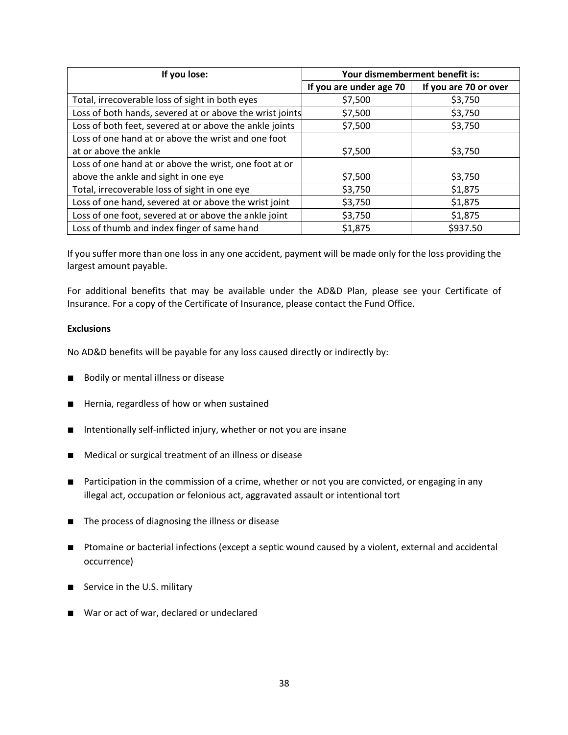| If you lose: | Your dismemberment benefit is: | |
|---|---|---|
| | If you are under age 70 | If you are 70 or over |
| Total, irrecoverable loss of sight in both eyes | $7,500 | $3,750 |
| Loss of both hands, severed at or above the wrist joints | $7,500 | $3,750 |
| Loss of both feet, severed at or above the ankle joints | $7,500 | $3,750 |
| Loss of one hand at or above the wrist and one foot at or above the ankle | $7,500 | $3,750 |
| Loss of one hand at or above the wrist, one foot at or above the ankle and sight in one eye | $7,500 | $3,750 |
| Total, irrecoverable loss of sight in one eye | $3,750 | $1,875 |
| Loss of one hand, severed at or above the wrist joint | $3,750 | $1,875 |
| Loss of one foot, severed at or above the ankle joint | $3,750 | $1,875 |
| Loss of thumb and index finger of same hand | $1,875 | $937.50 |

If you suffer more than one loss in any one accident, payment will be made only for the loss providing the largest amount payable.

For additional benefits that may be available under the AD&D Plan, please see your Certificate of Insurance. For a copy of the Certificate of Insurance, please contact the Fund Office.

**Exclusions**

No AD&D benefits will be payable for any loss caused directly or indirectly by:

- Bodily or mental illness or disease
- Hernia, regardless of how or when sustained
- Intentionally self-inflicted injury, whether or not you are insane
- Medical or surgical treatment of an illness or disease
- Participation in the commission of a crime, whether or not you are convicted, or engaging in any illegal act, occupation or felonious act, aggravated assault or intentional tort
- The process of diagnosing the illness or disease
- Ptomaine or bacterial infections (except a septic wound caused by a violent, external and accidental occurrence)
- Service in the U.S. military
- War or act of war, declared or undeclared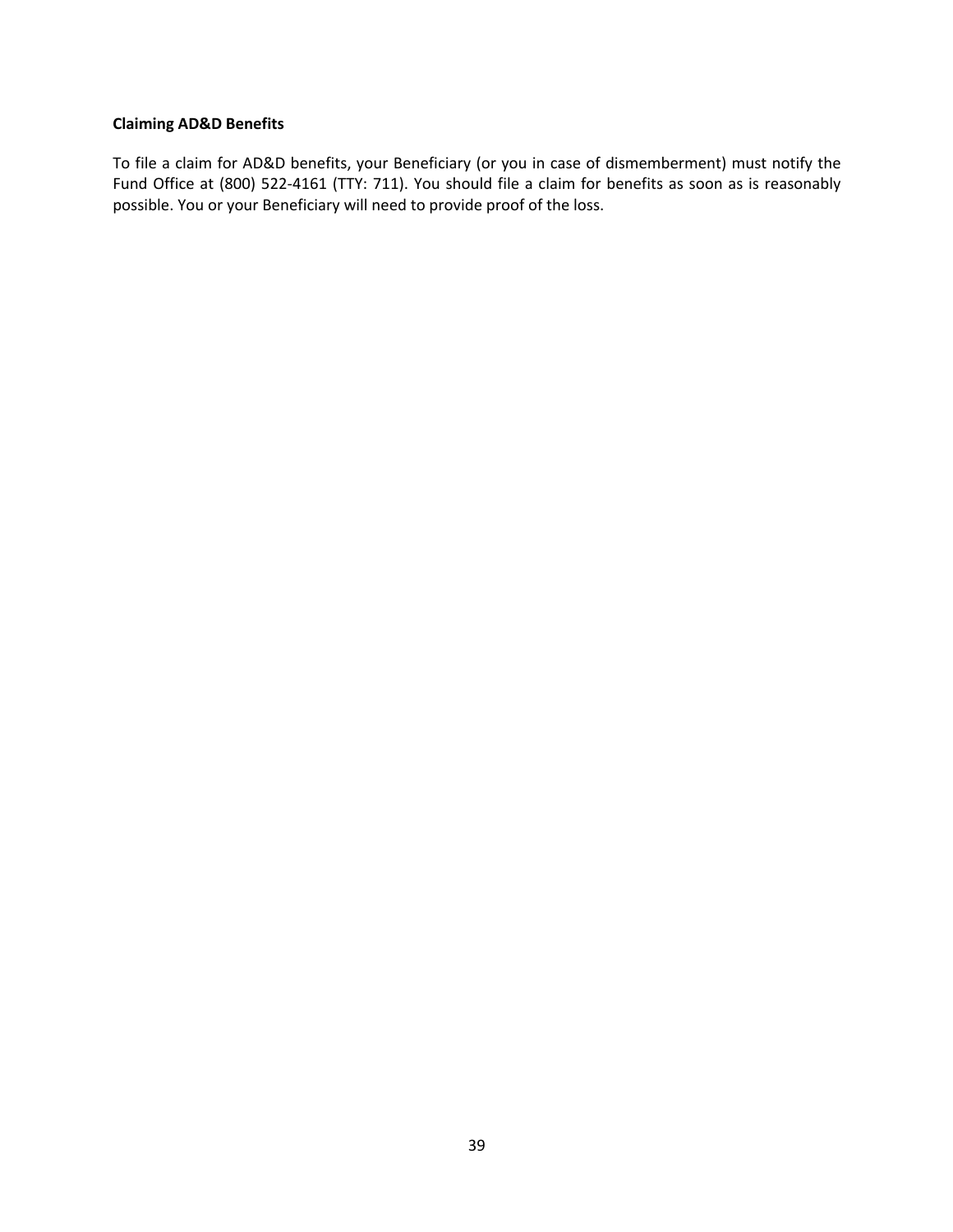### Claiming AD&D Benefits

To file a claim for AD&D benefits, your Beneficiary (or you in case of dismemberment) must notify the Fund Office at (800) 522-4161 (TTY: 711). You should file a claim for benefits as soon as is reasonably possible. You or your Beneficiary will need to provide proof of the loss.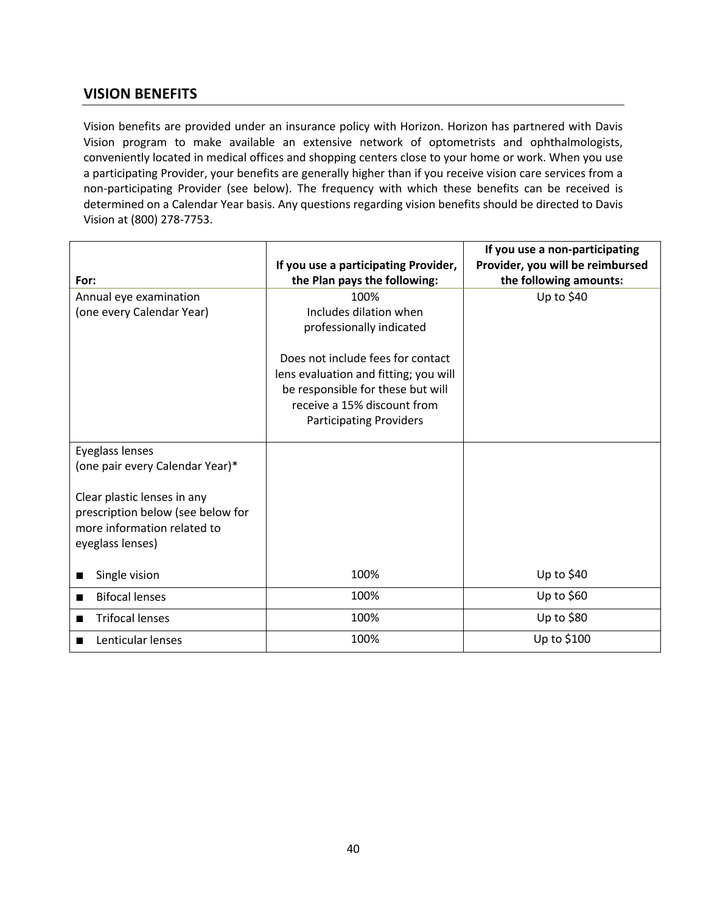## VISION BENEFITS

Vision benefits are provided under an insurance policy with Horizon. Horizon has partnered with Davis Vision program to make available an extensive network of optometrists and ophthalmologists, conveniently located in medical offices and shopping centers close to your home or work. When you use a participating Provider, your benefits are generally higher than if you receive vision care services from a non-participating Provider (see below). The frequency with which these benefits can be received is determined on a Calendar Year basis. Any questions regarding vision benefits should be directed to Davis Vision at (800) 278-7753.

| For: | If you use a participating Provider, the Plan pays the following: | If you use a non-participating Provider, you will be reimbursed the following amounts: |
|---|---|---|
| Annual eye examination (one every Calendar Year) | 100% Includes dilation when professionally indicated<br><br>Does not include fees for contact lens evaluation and fitting; you will be responsible for these but will receive a 15% discount from Participating Providers | Up to $40 |
| Eyeglass lenses (one pair every Calendar Year)*<br><br>Clear plastic lenses in any prescription below (see below for more information related to eyeglass lenses)<br><br>■ Single vision | 100% | Up to $40 |
| ■ Bifocal lenses | 100% | Up to $60 |
| ■ Trifocal lenses | 100% | Up to $80 |
| ■ Lenticular lenses | 100% | Up to $100 |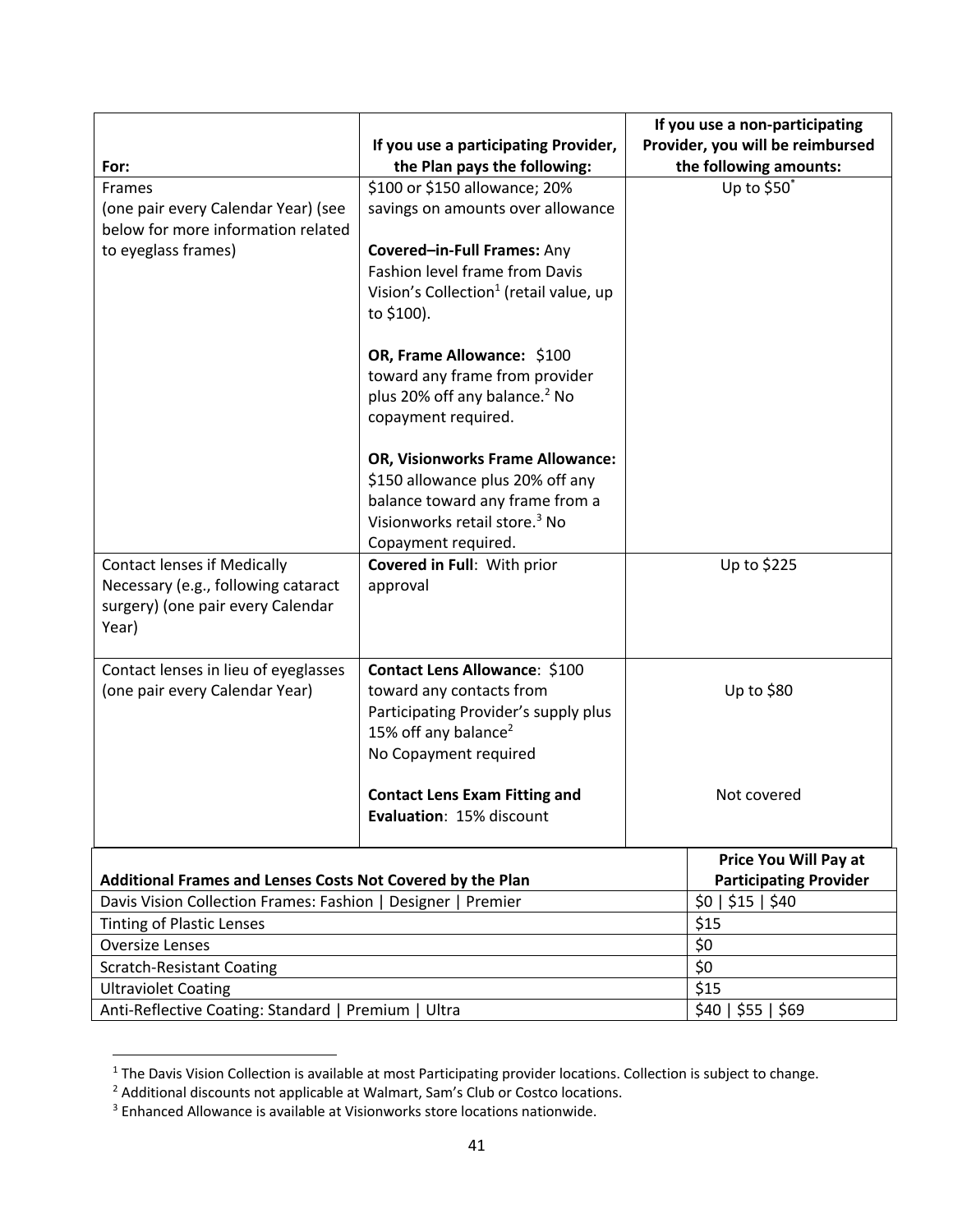| For: | If you use a participating Provider, the Plan pays the following: | If you use a non-participating Provider, you will be reimbursed the following amounts: |
|---|---|---|
| Frames (one pair every Calendar Year) (see below for more information related to eyeglass frames) | $100 or $150 allowance; 20% savings on amounts over allowance<br><br>**Covered–in-Full Frames:** Any Fashion level frame from Davis Vision's Collection[1] (retail value, up to $100).<br><br>**OR, Frame Allowance:** $100 toward any frame from provider plus 20% off any balance.[2] No copayment required.<br><br>**OR, Visionworks Frame Allowance:** $150 allowance plus 20% off any balance toward any frame from a Visionworks retail store.[3] No Copayment required. | Up to $50* |
| Contact lenses if Medically Necessary (e.g., following cataract surgery) (one pair every Calendar Year) | **Covered in Full**: With prior approval | Up to $225 |
| Contact lenses in lieu of eyeglasses (one pair every Calendar Year) | **Contact Lens Allowance**: $100 toward any contacts from Participating Provider's supply plus 15% off any balance[2]<br>No Copayment required<br><br>**Contact Lens Exam Fitting and Evaluation**: 15% discount | Up to $80<br><br>Not covered |

| Additional Frames and Lenses Costs Not Covered by the Plan | Price You Will Pay at Participating Provider |
|---|---|
| Davis Vision Collection Frames: Fashion \| Designer \| Premier | $0 \| $15 \| $40 |
| Tinting of Plastic Lenses | $15 |
| Oversize Lenses | $0 |
| Scratch-Resistant Coating | $0 |
| Ultraviolet Coating | $15 |
| Anti-Reflective Coating: Standard \| Premium \| Ultra | $40 \| $55 \| $69 |

[1] The Davis Vision Collection is available at most Participating provider locations. Collection is subject to change.

[2] Additional discounts not applicable at Walmart, Sam's Club or Costco locations.

[3] Enhanced Allowance is available at Visionworks store locations nationwide.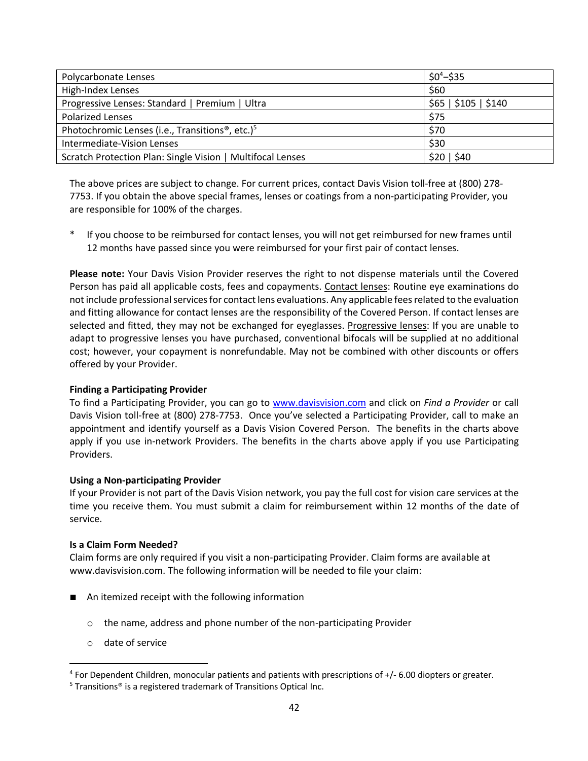| Polycarbonate Lenses | $0[4]–$35 |
|---|---|
| High-Index Lenses | $60 |
| Progressive Lenses: Standard \| Premium \| Ultra | $65 \| $105 \| $140 |
| Polarized Lenses | $75 |
| Photochromic Lenses (i.e., Transitions®, etc.)[5] | $70 |
| Intermediate-Vision Lenses | $30 |
| Scratch Protection Plan: Single Vision \| Multifocal Lenses | $20 \| $40 |

The above prices are subject to change. For current prices, contact Davis Vision toll-free at (800) 278-7753. If you obtain the above special frames, lenses or coatings from a non-participating Provider, you are responsible for 100% of the charges.

\* If you choose to be reimbursed for contact lenses, you will not get reimbursed for new frames until 12 months have passed since you were reimbursed for your first pair of contact lenses.

**Please note:** Your Davis Vision Provider reserves the right to not dispense materials until the Covered Person has paid all applicable costs, fees and copayments. Contact lenses: Routine eye examinations do not include professional services for contact lens evaluations. Any applicable fees related to the evaluation and fitting allowance for contact lenses are the responsibility of the Covered Person. If contact lenses are selected and fitted, they may not be exchanged for eyeglasses. Progressive lenses: If you are unable to adapt to progressive lenses you have purchased, conventional bifocals will be supplied at no additional cost; however, your copayment is nonrefundable. May not be combined with other discounts or offers offered by your Provider.

**Finding a Participating Provider**

To find a Participating Provider, you can go to www.davisvision.com and click on *Find a Provider* or call Davis Vision toll-free at (800) 278-7753. Once you've selected a Participating Provider, call to make an appointment and identify yourself as a Davis Vision Covered Person. The benefits in the charts above apply if you use in-network Providers. The benefits in the charts above apply if you use Participating Providers.

**Using a Non-participating Provider**

If your Provider is not part of the Davis Vision network, you pay the full cost for vision care services at the time you receive them. You must submit a claim for reimbursement within 12 months of the date of service.

**Is a Claim Form Needed?**

Claim forms are only required if you visit a non-participating Provider. Claim forms are available at www.davisvision.com. The following information will be needed to file your claim:

- An itemized receipt with the following information
  - the name, address and phone number of the non-participating Provider
  - date of service

[4] For Dependent Children, monocular patients and patients with prescriptions of +/- 6.00 diopters or greater.

[5] Transitions® is a registered trademark of Transitions Optical Inc.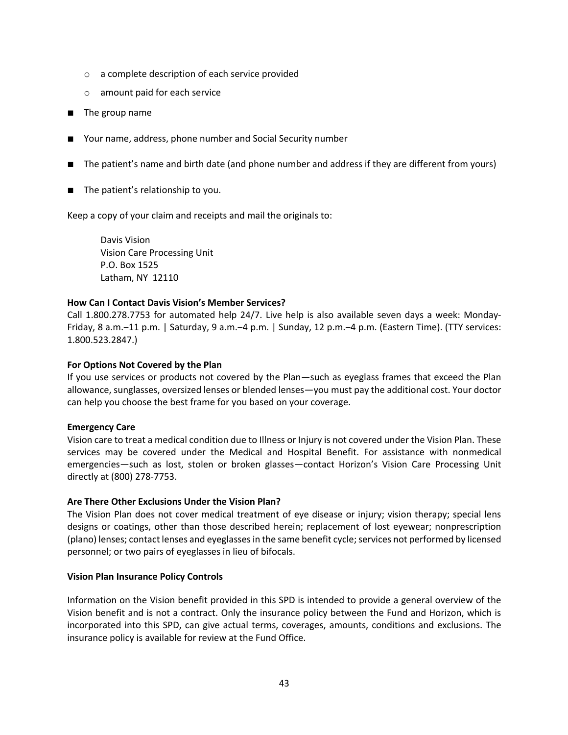- a complete description of each service provided
  - amount paid for each service
- The group name
- Your name, address, phone number and Social Security number
- The patient's name and birth date (and phone number and address if they are different from yours)
- The patient's relationship to you.

Keep a copy of your claim and receipts and mail the originals to:

> Davis Vision
> Vision Care Processing Unit
> P.O. Box 1525
> Latham, NY 12110

**How Can I Contact Davis Vision's Member Services?**
Call 1.800.278.7753 for automated help 24/7. Live help is also available seven days a week: Monday-Friday, 8 a.m.–11 p.m. | Saturday, 9 a.m.–4 p.m. | Sunday, 12 p.m.–4 p.m. (Eastern Time). (TTY services: 1.800.523.2847.)

**For Options Not Covered by the Plan**
If you use services or products not covered by the Plan—such as eyeglass frames that exceed the Plan allowance, sunglasses, oversized lenses or blended lenses—you must pay the additional cost. Your doctor can help you choose the best frame for you based on your coverage.

**Emergency Care**
Vision care to treat a medical condition due to Illness or Injury is not covered under the Vision Plan. These services may be covered under the Medical and Hospital Benefit. For assistance with nonmedical emergencies—such as lost, stolen or broken glasses—contact Horizon's Vision Care Processing Unit directly at (800) 278-7753.

**Are There Other Exclusions Under the Vision Plan?**
The Vision Plan does not cover medical treatment of eye disease or injury; vision therapy; special lens designs or coatings, other than those described herein; replacement of lost eyewear; nonprescription (plano) lenses; contact lenses and eyeglasses in the same benefit cycle; services not performed by licensed personnel; or two pairs of eyeglasses in lieu of bifocals.

**Vision Plan Insurance Policy Controls**

Information on the Vision benefit provided in this SPD is intended to provide a general overview of the Vision benefit and is not a contract. Only the insurance policy between the Fund and Horizon, which is incorporated into this SPD, can give actual terms, coverages, amounts, conditions and exclusions. The insurance policy is available for review at the Fund Office.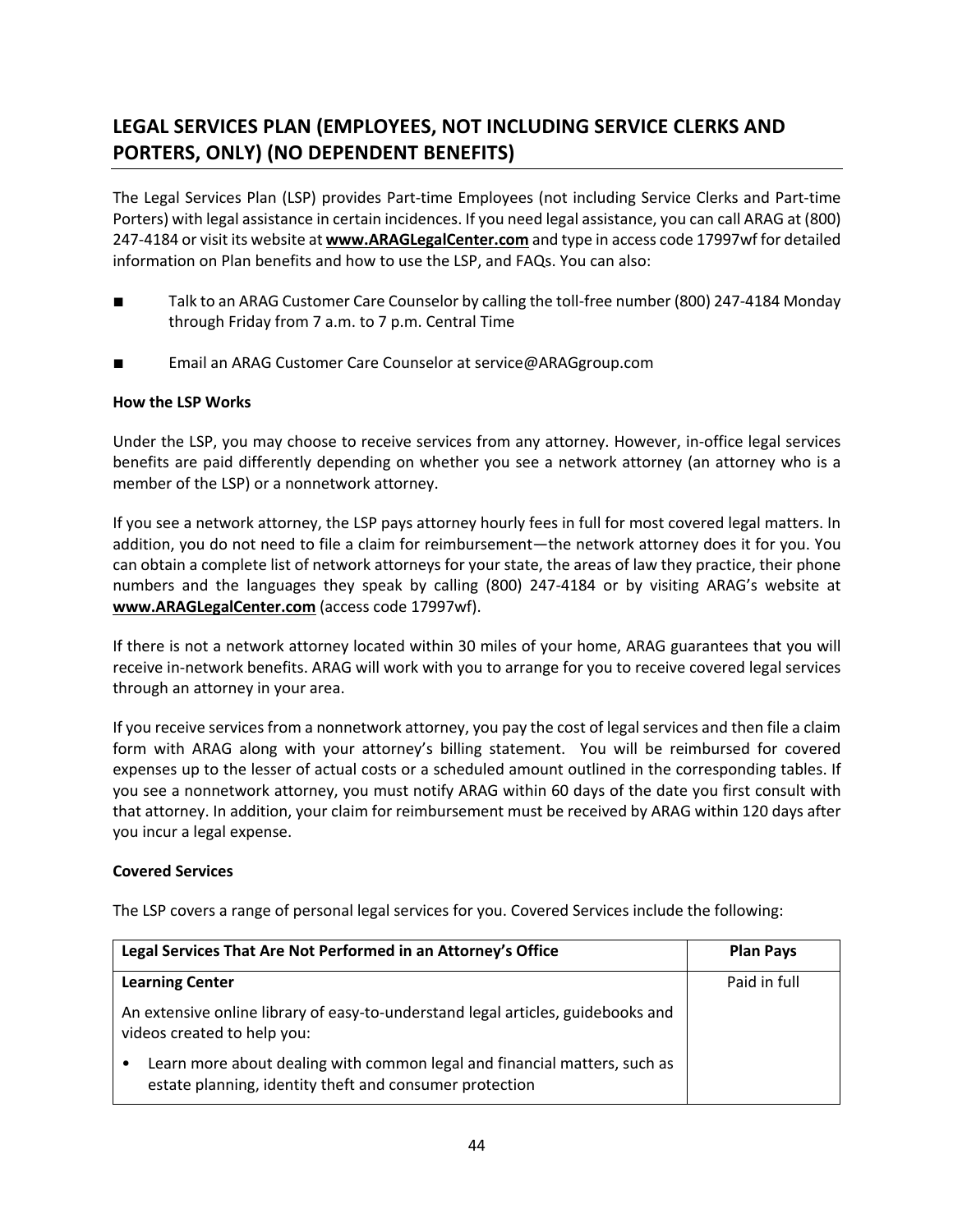## LEGAL SERVICES PLAN (EMPLOYEES, NOT INCLUDING SERVICE CLERKS AND PORTERS, ONLY) (NO DEPENDENT BENEFITS)

The Legal Services Plan (LSP) provides Part-time Employees (not including Service Clerks and Part-time Porters) with legal assistance in certain incidences. If you need legal assistance, you can call ARAG at (800) 247-4184 or visit its website at **www.ARAGLegalCenter.com** and type in access code 17997wf for detailed information on Plan benefits and how to use the LSP, and FAQs. You can also:

- Talk to an ARAG Customer Care Counselor by calling the toll-free number (800) 247-4184 Monday through Friday from 7 a.m. to 7 p.m. Central Time
- Email an ARAG Customer Care Counselor at service@ARAGgroup.com

**How the LSP Works**

Under the LSP, you may choose to receive services from any attorney. However, in-office legal services benefits are paid differently depending on whether you see a network attorney (an attorney who is a member of the LSP) or a nonnetwork attorney.

If you see a network attorney, the LSP pays attorney hourly fees in full for most covered legal matters. In addition, you do not need to file a claim for reimbursement—the network attorney does it for you. You can obtain a complete list of network attorneys for your state, the areas of law they practice, their phone numbers and the languages they speak by calling (800) 247-4184 or by visiting ARAG's website at **www.ARAGLegalCenter.com** (access code 17997wf).

If there is not a network attorney located within 30 miles of your home, ARAG guarantees that you will receive in-network benefits. ARAG will work with you to arrange for you to receive covered legal services through an attorney in your area.

If you receive services from a nonnetwork attorney, you pay the cost of legal services and then file a claim form with ARAG along with your attorney's billing statement. You will be reimbursed for covered expenses up to the lesser of actual costs or a scheduled amount outlined in the corresponding tables. If you see a nonnetwork attorney, you must notify ARAG within 60 days of the date you first consult with that attorney. In addition, your claim for reimbursement must be received by ARAG within 120 days after you incur a legal expense.

**Covered Services**

The LSP covers a range of personal legal services for you. Covered Services include the following:

| Legal Services That Are Not Performed in an Attorney's Office | Plan Pays |
|---|---|
| **Learning Center**<br><br>An extensive online library of easy-to-understand legal articles, guidebooks and videos created to help you:<br><br>• Learn more about dealing with common legal and financial matters, such as estate planning, identity theft and consumer protection | Paid in full |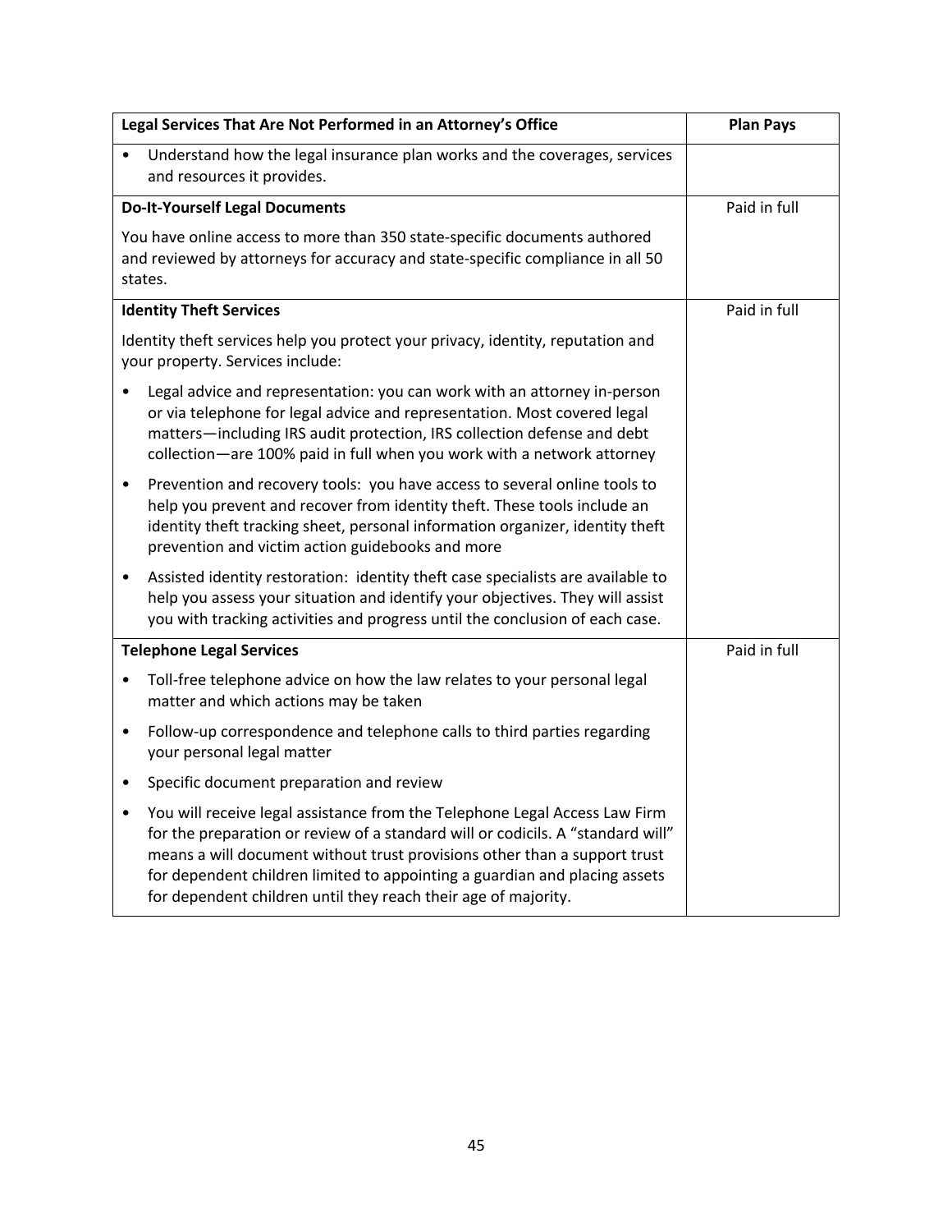| Legal Services That Are Not Performed in an Attorney's Office | Plan Pays |
|---|---|
| • Understand how the legal insurance plan works and the coverages, services and resources it provides. | |
| **Do-It-Yourself Legal Documents**<br><br>You have online access to more than 350 state-specific documents authored and reviewed by attorneys for accuracy and state-specific compliance in all 50 states. | Paid in full |
| **Identity Theft Services**<br><br>Identity theft services help you protect your privacy, identity, reputation and your property. Services include:<br><br>• Legal advice and representation: you can work with an attorney in-person or via telephone for legal advice and representation. Most covered legal matters—including IRS audit protection, IRS collection defense and debt collection—are 100% paid in full when you work with a network attorney<br><br>• Prevention and recovery tools: you have access to several online tools to help you prevent and recover from identity theft. These tools include an identity theft tracking sheet, personal information organizer, identity theft prevention and victim action guidebooks and more<br><br>• Assisted identity restoration: identity theft case specialists are available to help you assess your situation and identify your objectives. They will assist you with tracking activities and progress until the conclusion of each case. | Paid in full |
| **Telephone Legal Services**<br><br>• Toll-free telephone advice on how the law relates to your personal legal matter and which actions may be taken<br><br>• Follow-up correspondence and telephone calls to third parties regarding your personal legal matter<br><br>• Specific document preparation and review<br><br>• You will receive legal assistance from the Telephone Legal Access Law Firm for the preparation or review of a standard will or codicils. A "standard will" means a will document without trust provisions other than a support trust for dependent children limited to appointing a guardian and placing assets for dependent children until they reach their age of majority. | Paid in full |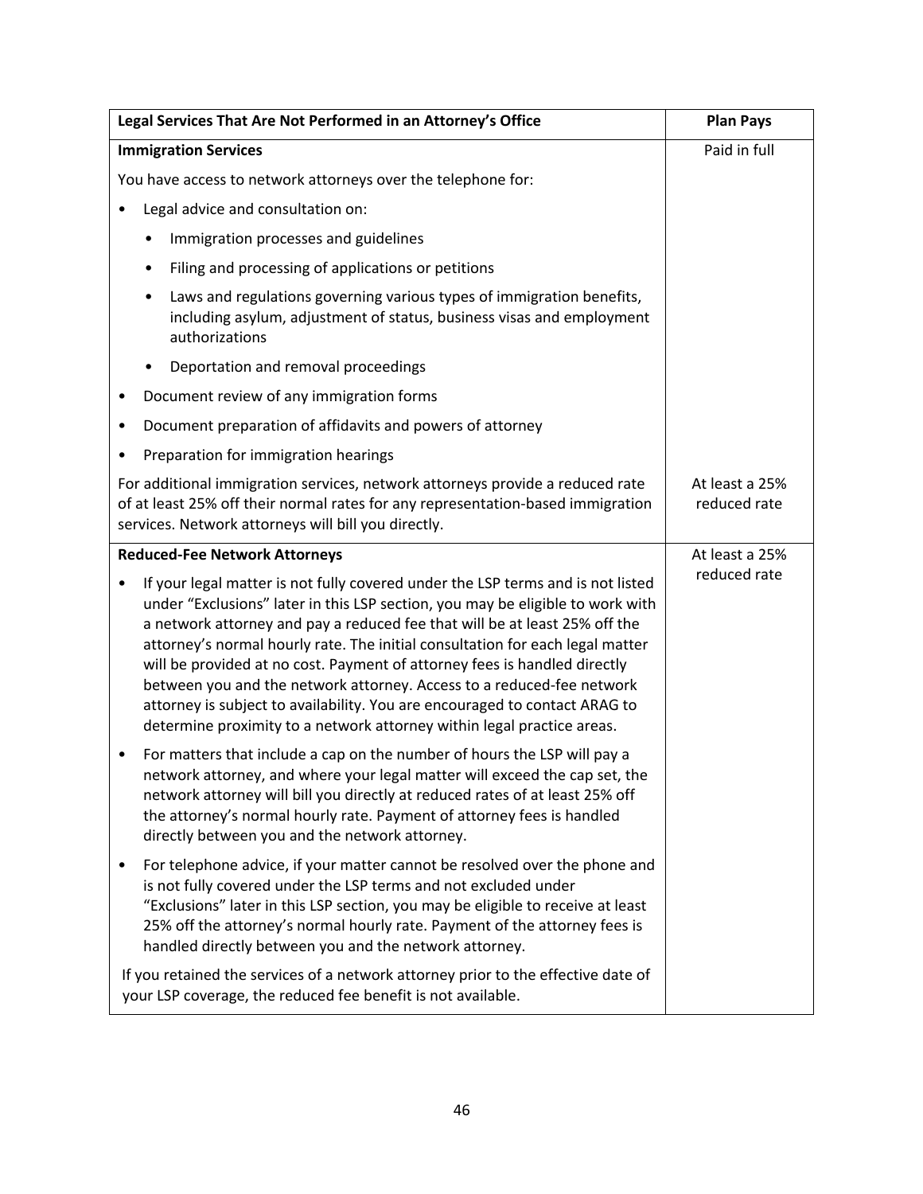| Legal Services That Are Not Performed in an Attorney's Office | Plan Pays |
|---|---|
| **Immigration Services**<br><br>You have access to network attorneys over the telephone for:<br><br>• Legal advice and consultation on:<br>  ◦ Immigration processes and guidelines<br>  ◦ Filing and processing of applications or petitions<br>  ◦ Laws and regulations governing various types of immigration benefits, including asylum, adjustment of status, business visas and employment authorizations<br>  ◦ Deportation and removal proceedings<br>• Document review of any immigration forms<br>• Document preparation of affidavits and powers of attorney<br>• Preparation for immigration hearings | Paid in full |
| For additional immigration services, network attorneys provide a reduced rate of at least 25% off their normal rates for any representation-based immigration services. Network attorneys will bill you directly. | At least a 25% reduced rate |
| **Reduced-Fee Network Attorneys**<br><br>• If your legal matter is not fully covered under the LSP terms and is not listed under "Exclusions" later in this LSP section, you may be eligible to work with a network attorney and pay a reduced fee that will be at least 25% off the attorney's normal hourly rate. The initial consultation for each legal matter will be provided at no cost. Payment of attorney fees is handled directly between you and the network attorney. Access to a reduced-fee network attorney is subject to availability. You are encouraged to contact ARAG to determine proximity to a network attorney within legal practice areas.<br>• For matters that include a cap on the number of hours the LSP will pay a network attorney, and where your legal matter will exceed the cap set, the network attorney will bill you directly at reduced rates of at least 25% off the attorney's normal hourly rate. Payment of attorney fees is handled directly between you and the network attorney.<br>• For telephone advice, if your matter cannot be resolved over the phone and is not fully covered under the LSP terms and not excluded under "Exclusions" later in this LSP section, you may be eligible to receive at least 25% off the attorney's normal hourly rate. Payment of the attorney fees is handled directly between you and the network attorney.<br><br>If you retained the services of a network attorney prior to the effective date of your LSP coverage, the reduced fee benefit is not available. | At least a 25% reduced rate |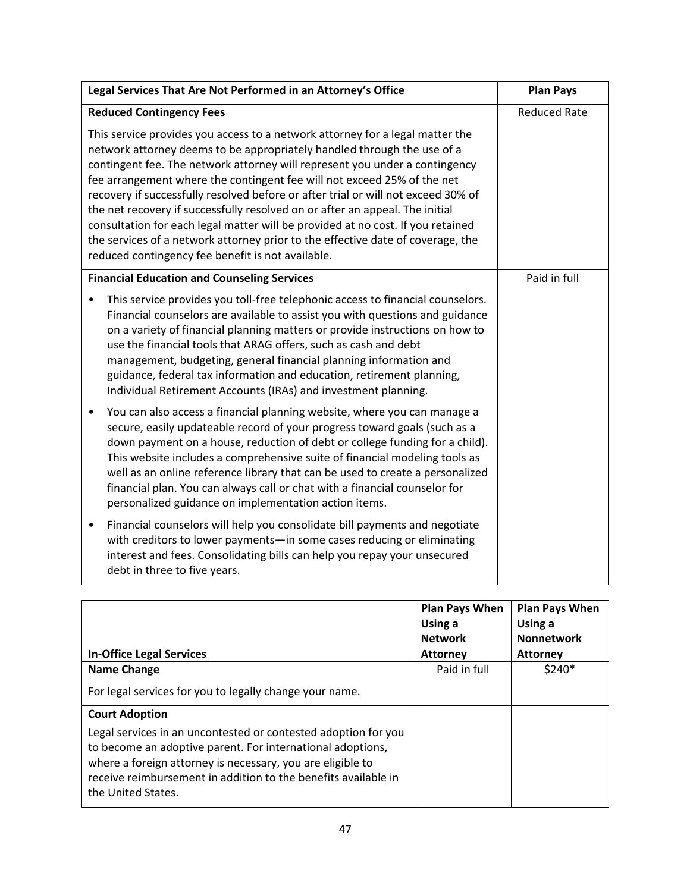| Legal Services That Are Not Performed in an Attorney's Office | Plan Pays |
|---|---|
| **Reduced Contingency Fees**<br><br>This service provides you access to a network attorney for a legal matter the network attorney deems to be appropriately handled through the use of a contingent fee. The network attorney will represent you under a contingency fee arrangement where the contingent fee will not exceed 25% of the net recovery if successfully resolved before or after trial or will not exceed 30% of the net recovery if successfully resolved on or after an appeal. The initial consultation for each legal matter will be provided at no cost. If you retained the services of a network attorney prior to the effective date of coverage, the reduced contingency fee benefit is not available. | Reduced Rate |
| **Financial Education and Counseling Services**<br><br>• This service provides you toll-free telephonic access to financial counselors. Financial counselors are available to assist you with questions and guidance on a variety of financial planning matters or provide instructions on how to use the financial tools that ARAG offers, such as cash and debt management, budgeting, general financial planning information and guidance, federal tax information and education, retirement planning, Individual Retirement Accounts (IRAs) and investment planning.<br><br>• You can also access a financial planning website, where you can manage a secure, easily updateable record of your progress toward goals (such as a down payment on a house, reduction of debt or college funding for a child). This website includes a comprehensive suite of financial modeling tools as well as an online reference library that can be used to create a personalized financial plan. You can always call or chat with a financial counselor for personalized guidance on implementation action items.<br><br>• Financial counselors will help you consolidate bill payments and negotiate with creditors to lower payments—in some cases reducing or eliminating interest and fees. Consolidating bills can help you repay your unsecured debt in three to five years. | Paid in full |

| In-Office Legal Services | Plan Pays When Using a Network Attorney | Plan Pays When Using a Nonnetwork Attorney |
|---|---|---|
| **Name Change**<br><br>For legal services for you to legally change your name. | Paid in full | $240* |
| **Court Adoption**<br><br>Legal services in an uncontested or contested adoption for you to become an adoptive parent. For international adoptions, where a foreign attorney is necessary, you are eligible to receive reimbursement in addition to the benefits available in the United States. | | |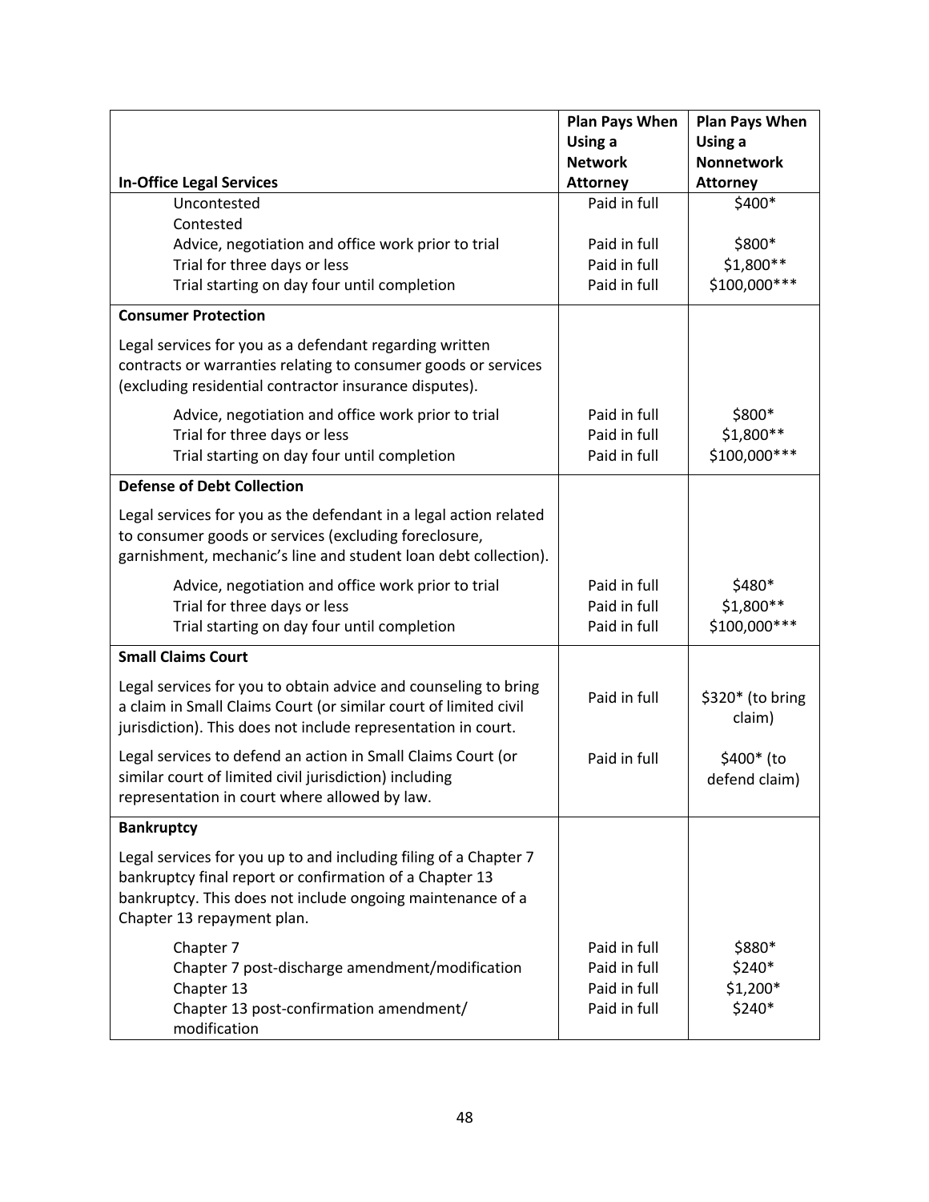| **In-Office Legal Services** | **Plan Pays When Using a Network Attorney** | **Plan Pays When Using a Nonnetwork Attorney** |
|---|---|---|
| Uncontested | Paid in full | $400* |
| Contested | | |
| Advice, negotiation and office work prior to trial | Paid in full | $800* |
| Trial for three days or less | Paid in full | $1,800** |
| Trial starting on day four until completion | Paid in full | $100,000*** |
| **Consumer Protection** | | |
| Legal services for you as a defendant regarding written contracts or warranties relating to consumer goods or services (excluding residential contractor insurance disputes). | | |
| Advice, negotiation and office work prior to trial | Paid in full | $800* |
| Trial for three days or less | Paid in full | $1,800** |
| Trial starting on day four until completion | Paid in full | $100,000*** |
| **Defense of Debt Collection** | | |
| Legal services for you as the defendant in a legal action related to consumer goods or services (excluding foreclosure, garnishment, mechanic's line and student loan debt collection). | | |
| Advice, negotiation and office work prior to trial | Paid in full | $480* |
| Trial for three days or less | Paid in full | $1,800** |
| Trial starting on day four until completion | Paid in full | $100,000*** |
| **Small Claims Court** | | |
| Legal services for you to obtain advice and counseling to bring a claim in Small Claims Court (or similar court of limited civil jurisdiction). This does not include representation in court. | Paid in full | $320* (to bring claim) |
| Legal services to defend an action in Small Claims Court (or similar court of limited civil jurisdiction) including representation in court where allowed by law. | Paid in full | $400* (to defend claim) |
| **Bankruptcy** | | |
| Legal services for you up to and including filing of a Chapter 7 bankruptcy final report or confirmation of a Chapter 13 bankruptcy. This does not include ongoing maintenance of a Chapter 13 repayment plan. | | |
| Chapter 7 | Paid in full | $880* |
| Chapter 7 post-discharge amendment/modification | Paid in full | $240* |
| Chapter 13 | Paid in full | $1,200* |
| Chapter 13 post-confirmation amendment/ modification | Paid in full | $240* |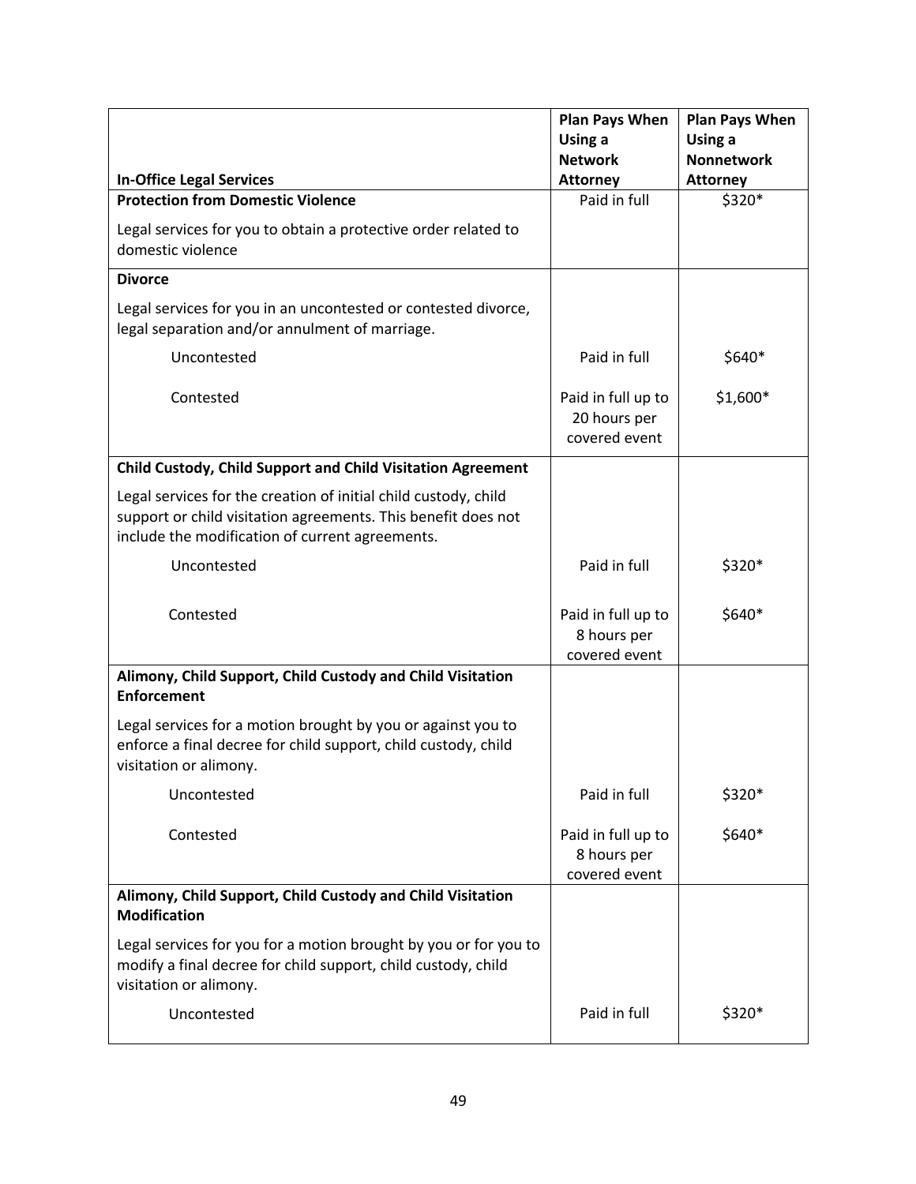| In-Office Legal Services | Plan Pays When Using a Network Attorney | Plan Pays When Using a Nonnetwork Attorney |
|---|---|---|
| **Protection from Domestic Violence** | Paid in full | $320* |
| Legal services for you to obtain a protective order related to domestic violence | | |
| **Divorce** | | |
| Legal services for you in an uncontested or contested divorce, legal separation and/or annulment of marriage. | | |
| Uncontested | Paid in full | $640* |
| Contested | Paid in full up to 20 hours per covered event | $1,600* |
| **Child Custody, Child Support and Child Visitation Agreement** | | |
| Legal services for the creation of initial child custody, child support or child visitation agreements. This benefit does not include the modification of current agreements. | | |
| Uncontested | Paid in full | $320* |
| Contested | Paid in full up to 8 hours per covered event | $640* |
| **Alimony, Child Support, Child Custody and Child Visitation Enforcement** | | |
| Legal services for a motion brought by you or against you to enforce a final decree for child support, child custody, child visitation or alimony. | | |
| Uncontested | Paid in full | $320* |
| Contested | Paid in full up to 8 hours per covered event | $640* |
| **Alimony, Child Support, Child Custody and Child Visitation Modification** | | |
| Legal services for you for a motion brought by you or for you to modify a final decree for child support, child custody, child visitation or alimony. | | |
| Uncontested | Paid in full | $320* |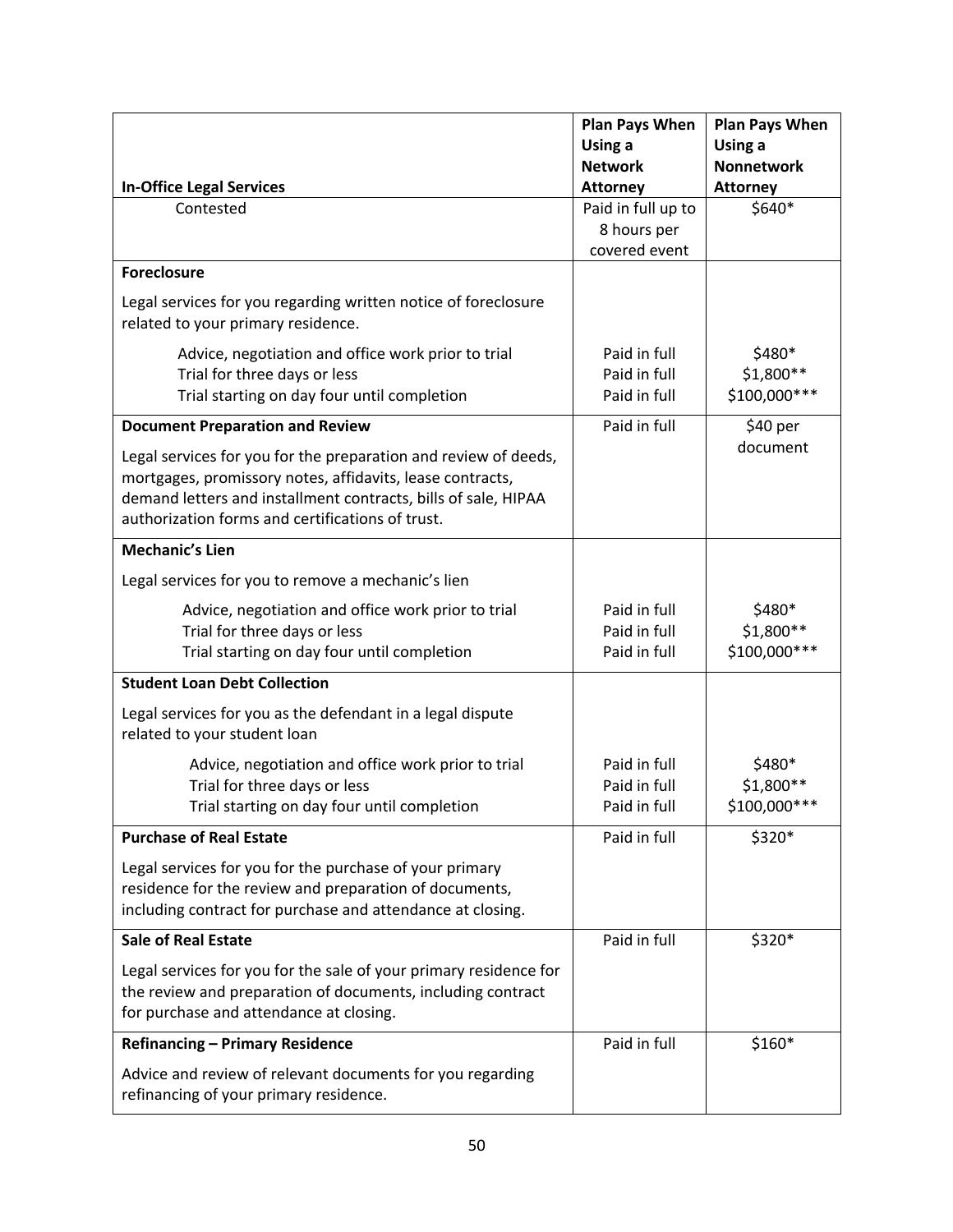| In-Office Legal Services | Plan Pays When Using a Network Attorney | Plan Pays When Using a Nonnetwork Attorney |
|---|---|---|
| Contested | Paid in full up to 8 hours per covered event | $640* |
| **Foreclosure** | | |
| Legal services for you regarding written notice of foreclosure related to your primary residence. | | |
| Advice, negotiation and office work prior to trial | Paid in full | $480* |
| Trial for three days or less | Paid in full | $1,800** |
| Trial starting on day four until completion | Paid in full | $100,000*** |
| **Document Preparation and Review** | Paid in full | $40 per document |
| Legal services for you for the preparation and review of deeds, mortgages, promissory notes, affidavits, lease contracts, demand letters and installment contracts, bills of sale, HIPAA authorization forms and certifications of trust. | | |
| **Mechanic's Lien** | | |
| Legal services for you to remove a mechanic's lien | | |
| Advice, negotiation and office work prior to trial | Paid in full | $480* |
| Trial for three days or less | Paid in full | $1,800** |
| Trial starting on day four until completion | Paid in full | $100,000*** |
| **Student Loan Debt Collection** | | |
| Legal services for you as the defendant in a legal dispute related to your student loan | | |
| Advice, negotiation and office work prior to trial | Paid in full | $480* |
| Trial for three days or less | Paid in full | $1,800** |
| Trial starting on day four until completion | Paid in full | $100,000*** |
| **Purchase of Real Estate** | Paid in full | $320* |
| Legal services for you for the purchase of your primary residence for the review and preparation of documents, including contract for purchase and attendance at closing. | | |
| **Sale of Real Estate** | Paid in full | $320* |
| Legal services for you for the sale of your primary residence for the review and preparation of documents, including contract for purchase and attendance at closing. | | |
| **Refinancing – Primary Residence** | Paid in full | $160* |
| Advice and review of relevant documents for you regarding refinancing of your primary residence. | | |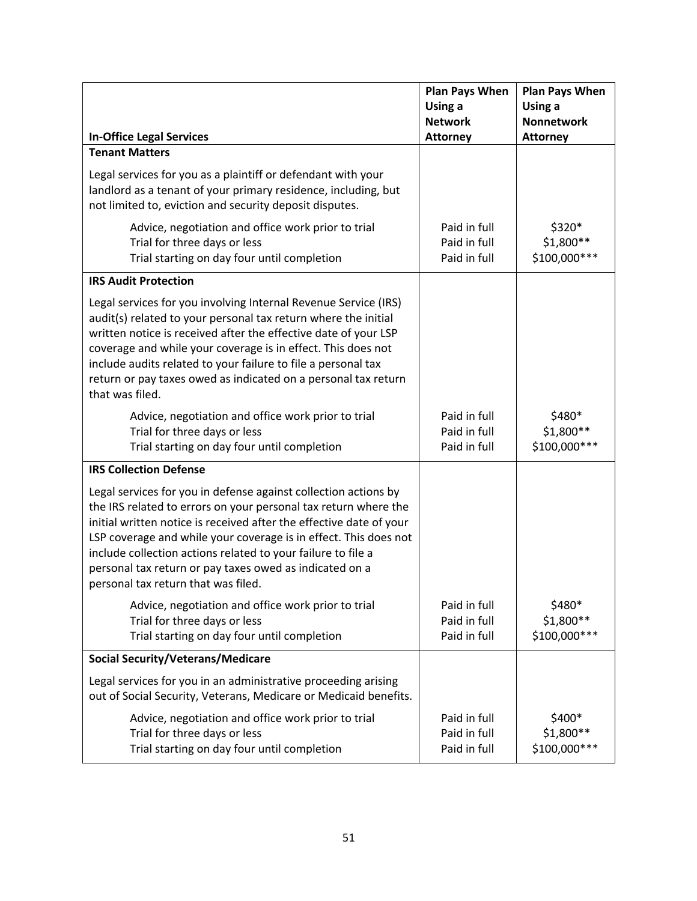| In-Office Legal Services | Plan Pays When Using a Network Attorney | Plan Pays When Using a Nonnetwork Attorney |
|---|---|---|
| **Tenant Matters** | | |
| Legal services for you as a plaintiff or defendant with your landlord as a tenant of your primary residence, including, but not limited to, eviction and security deposit disputes. | | |
| Advice, negotiation and office work prior to trial | Paid in full | $320* |
| Trial for three days or less | Paid in full | $1,800** |
| Trial starting on day four until completion | Paid in full | $100,000*** |
| **IRS Audit Protection** | | |
| Legal services for you involving Internal Revenue Service (IRS) audit(s) related to your personal tax return where the initial written notice is received after the effective date of your LSP coverage and while your coverage is in effect. This does not include audits related to your failure to file a personal tax return or pay taxes owed as indicated on a personal tax return that was filed. | | |
| Advice, negotiation and office work prior to trial | Paid in full | $480* |
| Trial for three days or less | Paid in full | $1,800** |
| Trial starting on day four until completion | Paid in full | $100,000*** |
| **IRS Collection Defense** | | |
| Legal services for you in defense against collection actions by the IRS related to errors on your personal tax return where the initial written notice is received after the effective date of your LSP coverage and while your coverage is in effect. This does not include collection actions related to your failure to file a personal tax return or pay taxes owed as indicated on a personal tax return that was filed. | | |
| Advice, negotiation and office work prior to trial | Paid in full | $480* |
| Trial for three days or less | Paid in full | $1,800** |
| Trial starting on day four until completion | Paid in full | $100,000*** |
| **Social Security/Veterans/Medicare** | | |
| Legal services for you in an administrative proceeding arising out of Social Security, Veterans, Medicare or Medicaid benefits. | | |
| Advice, negotiation and office work prior to trial | Paid in full | $400* |
| Trial for three days or less | Paid in full | $1,800** |
| Trial starting on day four until completion | Paid in full | $100,000*** |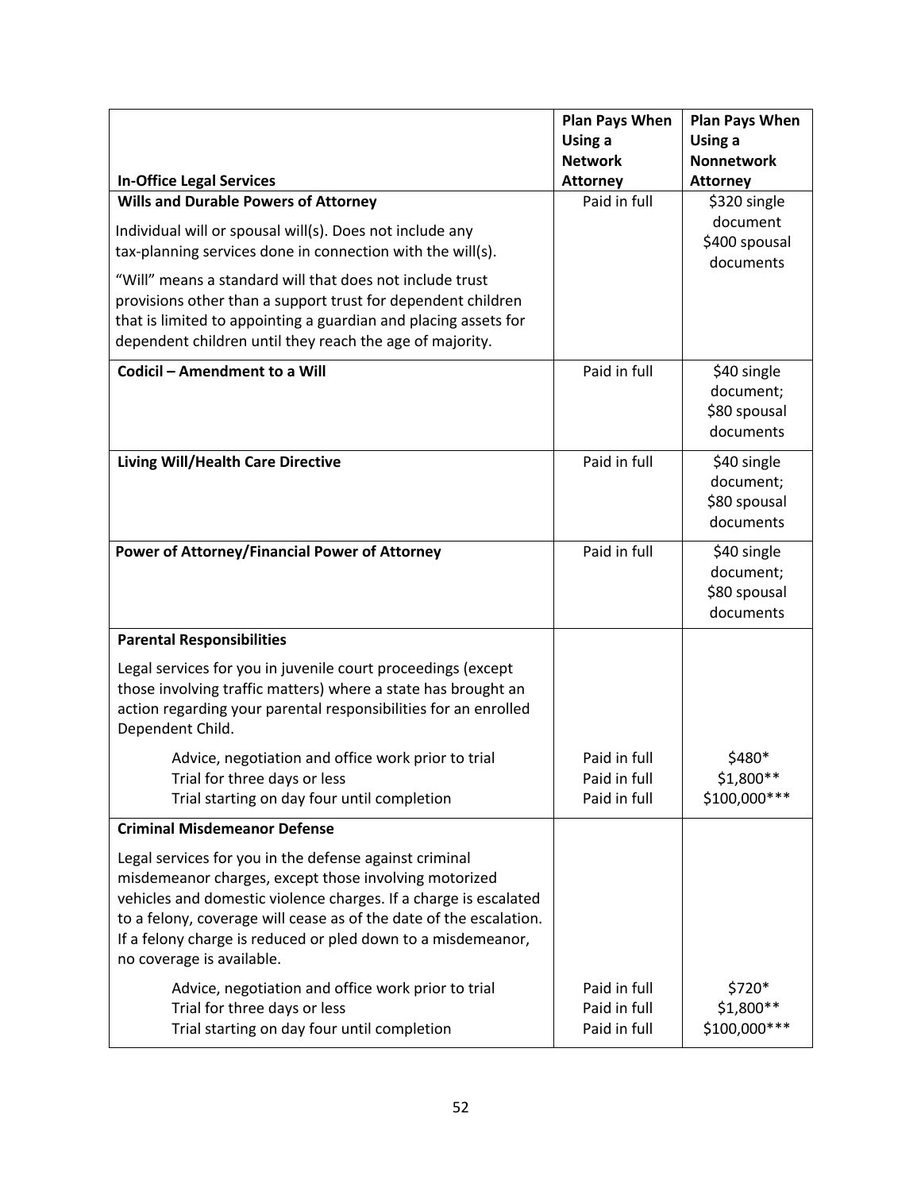| In-Office Legal Services | Plan Pays When Using a Network Attorney | Plan Pays When Using a Nonnetwork Attorney |
|---|---|---|
| **Wills and Durable Powers of Attorney**<br><br>Individual will or spousal will(s). Does not include any tax-planning services done in connection with the will(s).<br><br>“Will” means a standard will that does not include trust provisions other than a support trust for dependent children that is limited to appointing a guardian and placing assets for dependent children until they reach the age of majority. | Paid in full | $320 single document<br>$400 spousal documents |
| **Codicil – Amendment to a Will** | Paid in full | $40 single document;<br>$80 spousal documents |
| **Living Will/Health Care Directive** | Paid in full | $40 single document;<br>$80 spousal documents |
| **Power of Attorney/Financial Power of Attorney** | Paid in full | $40 single document;<br>$80 spousal documents |
| **Parental Responsibilities**<br><br>Legal services for you in juvenile court proceedings (except those involving traffic matters) where a state has brought an action regarding your parental responsibilities for an enrolled Dependent Child. | | |
| Advice, negotiation and office work prior to trial | Paid in full | $480* |
| Trial for three days or less | Paid in full | $1,800** |
| Trial starting on day four until completion | Paid in full | $100,000*** |
| **Criminal Misdemeanor Defense**<br><br>Legal services for you in the defense against criminal misdemeanor charges, except those involving motorized vehicles and domestic violence charges. If a charge is escalated to a felony, coverage will cease as of the date of the escalation. If a felony charge is reduced or pled down to a misdemeanor, no coverage is available. | | |
| Advice, negotiation and office work prior to trial | Paid in full | $720* |
| Trial for three days or less | Paid in full | $1,800** |
| Trial starting on day four until completion | Paid in full | $100,000*** |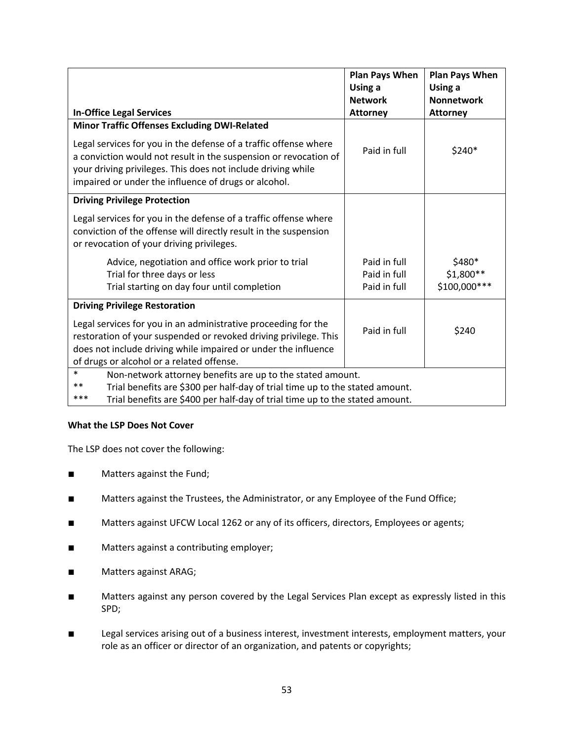| In-Office Legal Services | Plan Pays When Using a Network Attorney | Plan Pays When Using a Nonnetwork Attorney |
|---|---|---|
| **Minor Traffic Offenses Excluding DWI-Related**<br><br>Legal services for you in the defense of a traffic offense where a conviction would not result in the suspension or revocation of your driving privileges. This does not include driving while impaired or under the influence of drugs or alcohol. | Paid in full | $240* |
| **Driving Privilege Protection**<br><br>Legal services for you in the defense of a traffic offense where conviction of the offense will directly result in the suspension or revocation of your driving privileges. | | |
| Advice, negotiation and office work prior to trial | Paid in full | $480* |
| Trial for three days or less | Paid in full | $1,800** |
| Trial starting on day four until completion | Paid in full | $100,000*** |
| **Driving Privilege Restoration**<br><br>Legal services for you in an administrative proceeding for the restoration of your suspended or revoked driving privilege. This does not include driving while impaired or under the influence of drugs or alcohol or a related offense. | Paid in full | $240 |

\* Non-network attorney benefits are up to the stated amount.
\** Trial benefits are $300 per half-day of trial time up to the stated amount.
\*** Trial benefits are $400 per half-day of trial time up to the stated amount.

**What the LSP Does Not Cover**

The LSP does not cover the following:

- Matters against the Fund;
- Matters against the Trustees, the Administrator, or any Employee of the Fund Office;
- Matters against UFCW Local 1262 or any of its officers, directors, Employees or agents;
- Matters against a contributing employer;
- Matters against ARAG;
- Matters against any person covered by the Legal Services Plan except as expressly listed in this SPD;
- Legal services arising out of a business interest, investment interests, employment matters, your role as an officer or director of an organization, and patents or copyrights;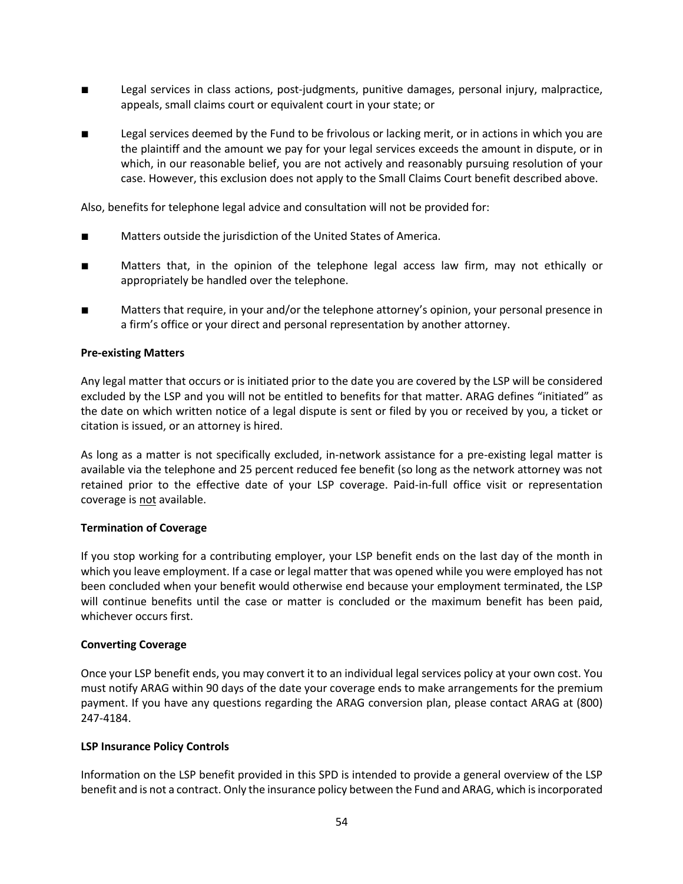- Legal services in class actions, post-judgments, punitive damages, personal injury, malpractice, appeals, small claims court or equivalent court in your state; or

- Legal services deemed by the Fund to be frivolous or lacking merit, or in actions in which you are the plaintiff and the amount we pay for your legal services exceeds the amount in dispute, or in which, in our reasonable belief, you are not actively and reasonably pursuing resolution of your case. However, this exclusion does not apply to the Small Claims Court benefit described above.

Also, benefits for telephone legal advice and consultation will not be provided for:

- Matters outside the jurisdiction of the United States of America.

- Matters that, in the opinion of the telephone legal access law firm, may not ethically or appropriately be handled over the telephone.

- Matters that require, in your and/or the telephone attorney's opinion, your personal presence in a firm's office or your direct and personal representation by another attorney.

**Pre-existing Matters**

Any legal matter that occurs or is initiated prior to the date you are covered by the LSP will be considered excluded by the LSP and you will not be entitled to benefits for that matter. ARAG defines "initiated" as the date on which written notice of a legal dispute is sent or filed by you or received by you, a ticket or citation is issued, or an attorney is hired.

As long as a matter is not specifically excluded, in-network assistance for a pre-existing legal matter is available via the telephone and 25 percent reduced fee benefit (so long as the network attorney was not retained prior to the effective date of your LSP coverage. Paid-in-full office visit or representation coverage is <u>not</u> available.

**Termination of Coverage**

If you stop working for a contributing employer, your LSP benefit ends on the last day of the month in which you leave employment. If a case or legal matter that was opened while you were employed has not been concluded when your benefit would otherwise end because your employment terminated, the LSP will continue benefits until the case or matter is concluded or the maximum benefit has been paid, whichever occurs first.

**Converting Coverage**

Once your LSP benefit ends, you may convert it to an individual legal services policy at your own cost. You must notify ARAG within 90 days of the date your coverage ends to make arrangements for the premium payment. If you have any questions regarding the ARAG conversion plan, please contact ARAG at (800) 247-4184.

**LSP Insurance Policy Controls**

Information on the LSP benefit provided in this SPD is intended to provide a general overview of the LSP benefit and is not a contract. Only the insurance policy between the Fund and ARAG, which is incorporated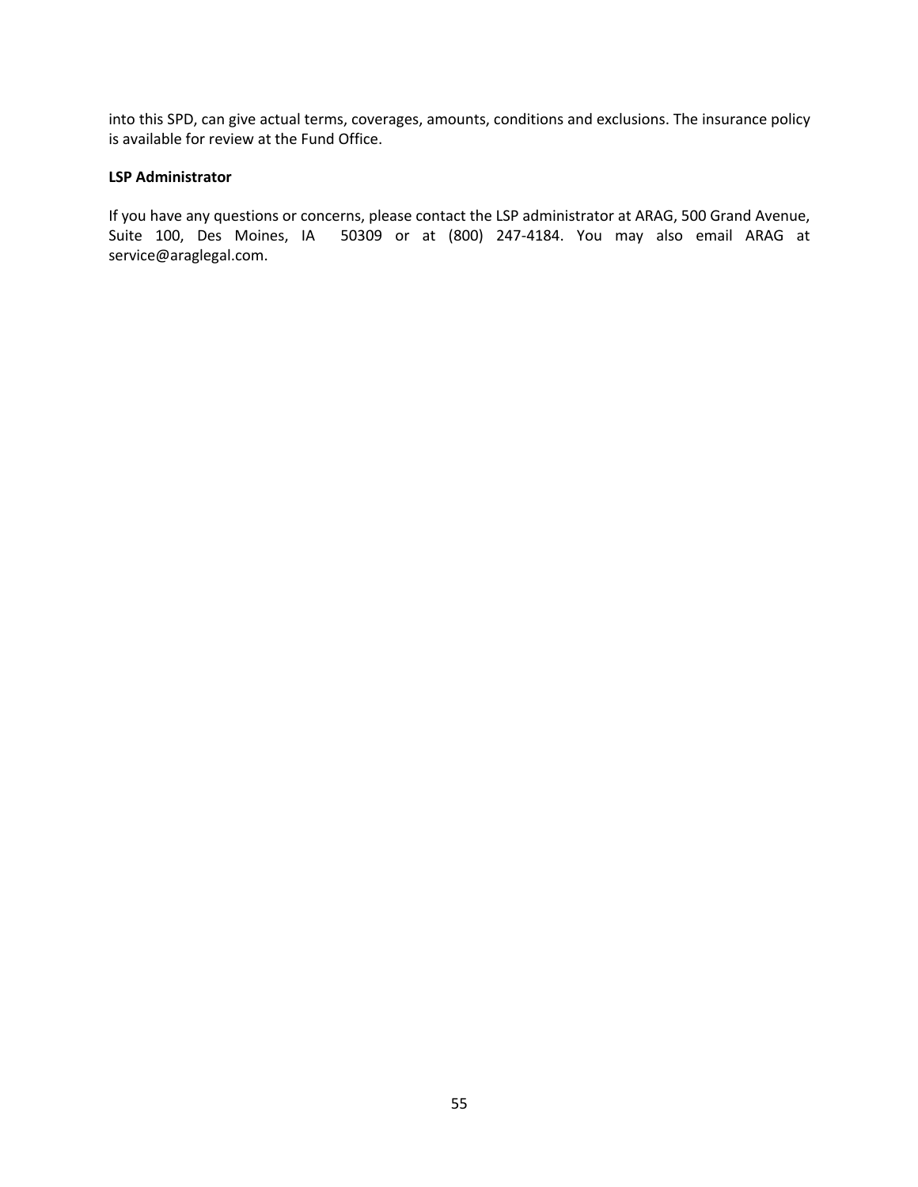into this SPD, can give actual terms, coverages, amounts, conditions and exclusions. The insurance policy is available for review at the Fund Office.

**LSP Administrator**

If you have any questions or concerns, please contact the LSP administrator at ARAG, 500 Grand Avenue, Suite 100, Des Moines, IA 50309 or at (800) 247-4184. You may also email ARAG at service@araglegal.com.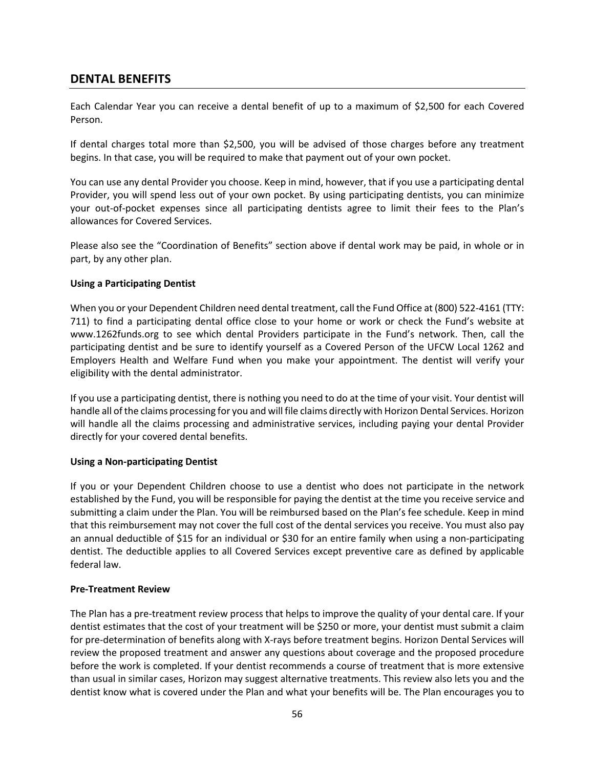## DENTAL BENEFITS

Each Calendar Year you can receive a dental benefit of up to a maximum of $2,500 for each Covered Person.

If dental charges total more than $2,500, you will be advised of those charges before any treatment begins. In that case, you will be required to make that payment out of your own pocket.

You can use any dental Provider you choose. Keep in mind, however, that if you use a participating dental Provider, you will spend less out of your own pocket. By using participating dentists, you can minimize your out-of-pocket expenses since all participating dentists agree to limit their fees to the Plan's allowances for Covered Services.

Please also see the "Coordination of Benefits" section above if dental work may be paid, in whole or in part, by any other plan.

**Using a Participating Dentist**

When you or your Dependent Children need dental treatment, call the Fund Office at (800) 522-4161 (TTY: 711) to find a participating dental office close to your home or work or check the Fund's website at www.1262funds.org to see which dental Providers participate in the Fund's network. Then, call the participating dentist and be sure to identify yourself as a Covered Person of the UFCW Local 1262 and Employers Health and Welfare Fund when you make your appointment. The dentist will verify your eligibility with the dental administrator.

If you use a participating dentist, there is nothing you need to do at the time of your visit. Your dentist will handle all of the claims processing for you and will file claims directly with Horizon Dental Services. Horizon will handle all the claims processing and administrative services, including paying your dental Provider directly for your covered dental benefits.

**Using a Non-participating Dentist**

If you or your Dependent Children choose to use a dentist who does not participate in the network established by the Fund, you will be responsible for paying the dentist at the time you receive service and submitting a claim under the Plan. You will be reimbursed based on the Plan's fee schedule. Keep in mind that this reimbursement may not cover the full cost of the dental services you receive. You must also pay an annual deductible of $15 for an individual or $30 for an entire family when using a non-participating dentist. The deductible applies to all Covered Services except preventive care as defined by applicable federal law.

**Pre-Treatment Review**

The Plan has a pre-treatment review process that helps to improve the quality of your dental care. If your dentist estimates that the cost of your treatment will be $250 or more, your dentist must submit a claim for pre-determination of benefits along with X-rays before treatment begins. Horizon Dental Services will review the proposed treatment and answer any questions about coverage and the proposed procedure before the work is completed. If your dentist recommends a course of treatment that is more extensive than usual in similar cases, Horizon may suggest alternative treatments. This review also lets you and the dentist know what is covered under the Plan and what your benefits will be. The Plan encourages you to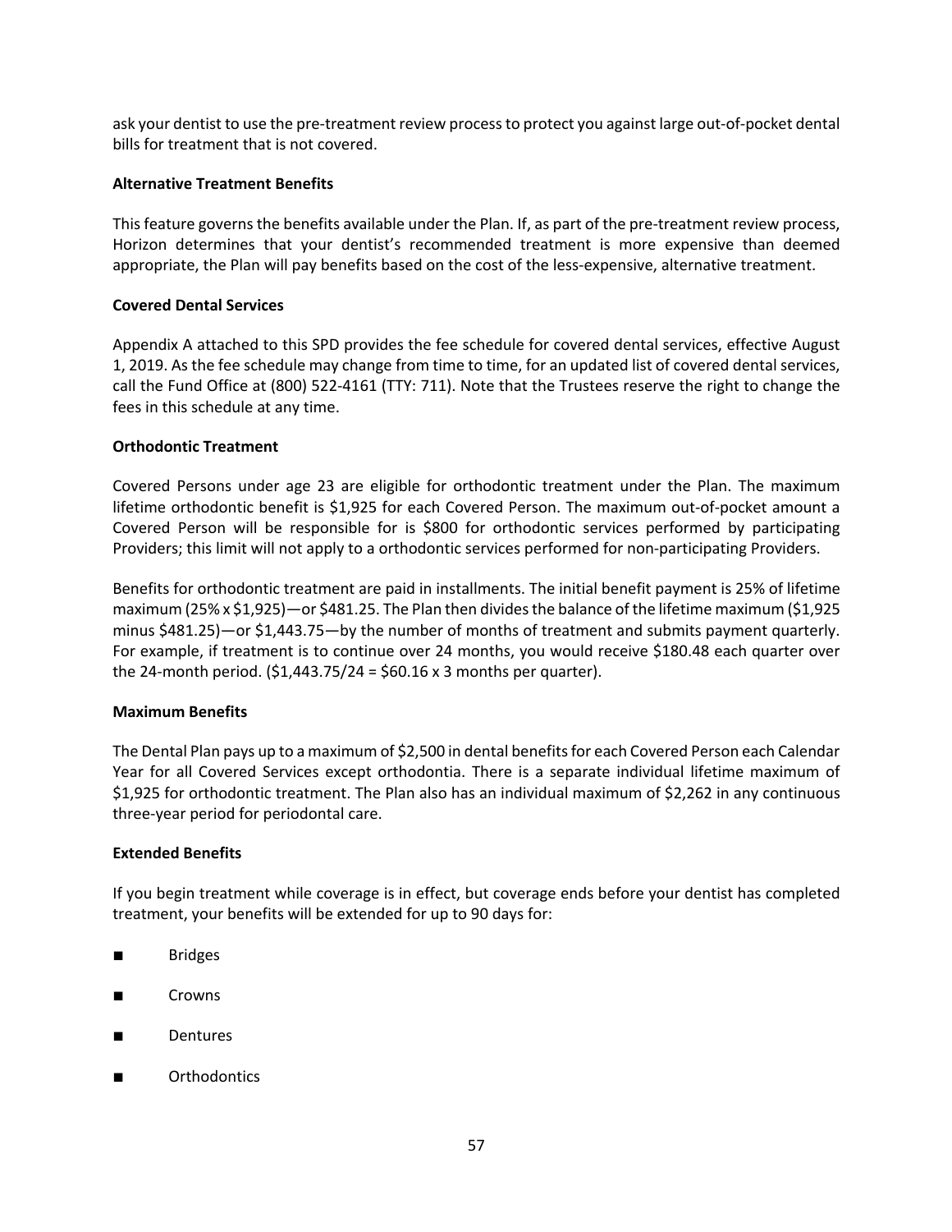ask your dentist to use the pre-treatment review process to protect you against large out-of-pocket dental bills for treatment that is not covered.

**Alternative Treatment Benefits**

This feature governs the benefits available under the Plan. If, as part of the pre-treatment review process, Horizon determines that your dentist's recommended treatment is more expensive than deemed appropriate, the Plan will pay benefits based on the cost of the less-expensive, alternative treatment.

**Covered Dental Services**

Appendix A attached to this SPD provides the fee schedule for covered dental services, effective August 1, 2019. As the fee schedule may change from time to time, for an updated list of covered dental services, call the Fund Office at (800) 522-4161 (TTY: 711). Note that the Trustees reserve the right to change the fees in this schedule at any time.

**Orthodontic Treatment**

Covered Persons under age 23 are eligible for orthodontic treatment under the Plan. The maximum lifetime orthodontic benefit is $1,925 for each Covered Person. The maximum out-of-pocket amount a Covered Person will be responsible for is $800 for orthodontic services performed by participating Providers; this limit will not apply to a orthodontic services performed for non-participating Providers.

Benefits for orthodontic treatment are paid in installments. The initial benefit payment is 25% of lifetime maximum (25% x $1,925)—or $481.25. The Plan then divides the balance of the lifetime maximum ($1,925 minus $481.25)—or $1,443.75—by the number of months of treatment and submits payment quarterly. For example, if treatment is to continue over 24 months, you would receive $180.48 each quarter over the 24-month period. ($1,443.75/24 = $60.16 x 3 months per quarter).

**Maximum Benefits**

The Dental Plan pays up to a maximum of $2,500 in dental benefits for each Covered Person each Calendar Year for all Covered Services except orthodontia. There is a separate individual lifetime maximum of $1,925 for orthodontic treatment. The Plan also has an individual maximum of $2,262 in any continuous three-year period for periodontal care.

**Extended Benefits**

If you begin treatment while coverage is in effect, but coverage ends before your dentist has completed treatment, your benefits will be extended for up to 90 days for:

- Bridges
- Crowns
- Dentures
- Orthodontics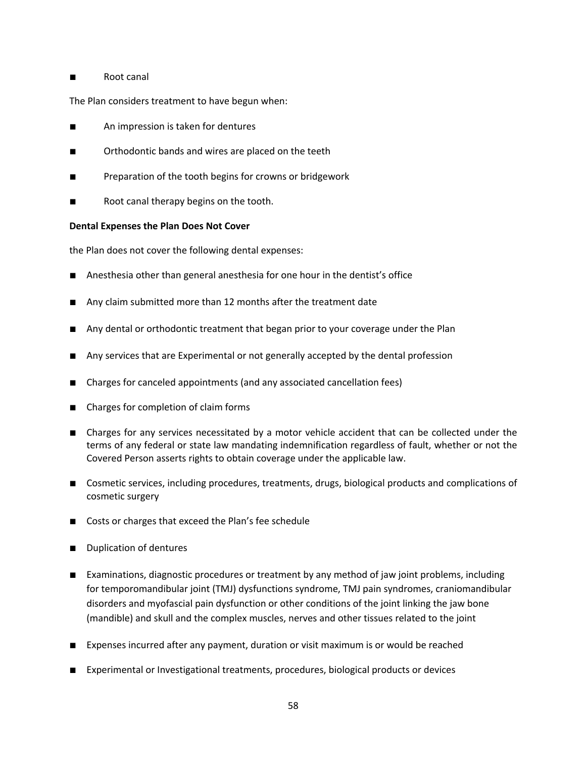- Root canal

The Plan considers treatment to have begun when:

- An impression is taken for dentures
- Orthodontic bands and wires are placed on the teeth
- Preparation of the tooth begins for crowns or bridgework
- Root canal therapy begins on the tooth.

**Dental Expenses the Plan Does Not Cover**

the Plan does not cover the following dental expenses:

- Anesthesia other than general anesthesia for one hour in the dentist's office
- Any claim submitted more than 12 months after the treatment date
- Any dental or orthodontic treatment that began prior to your coverage under the Plan
- Any services that are Experimental or not generally accepted by the dental profession
- Charges for canceled appointments (and any associated cancellation fees)
- Charges for completion of claim forms
- Charges for any services necessitated by a motor vehicle accident that can be collected under the terms of any federal or state law mandating indemnification regardless of fault, whether or not the Covered Person asserts rights to obtain coverage under the applicable law.
- Cosmetic services, including procedures, treatments, drugs, biological products and complications of cosmetic surgery
- Costs or charges that exceed the Plan's fee schedule
- Duplication of dentures
- Examinations, diagnostic procedures or treatment by any method of jaw joint problems, including for temporomandibular joint (TMJ) dysfunctions syndrome, TMJ pain syndromes, craniomandibular disorders and myofascial pain dysfunction or other conditions of the joint linking the jaw bone (mandible) and skull and the complex muscles, nerves and other tissues related to the joint
- Expenses incurred after any payment, duration or visit maximum is or would be reached
- Experimental or Investigational treatments, procedures, biological products or devices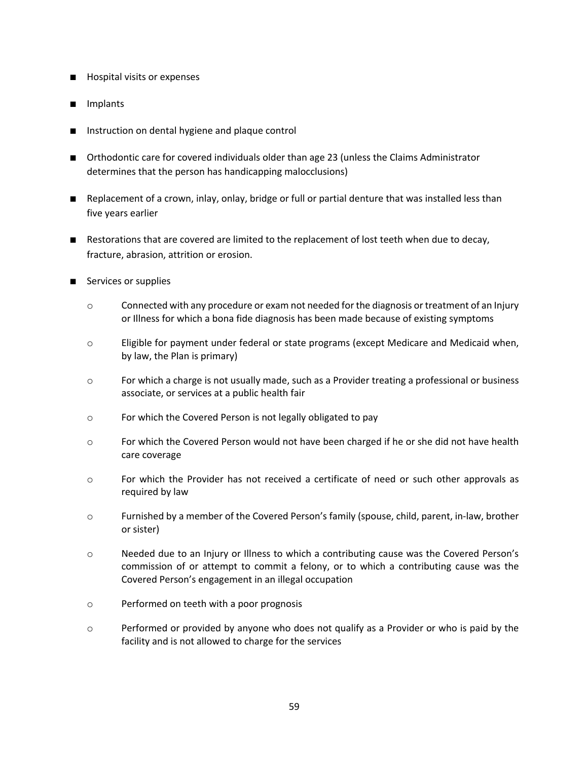- Hospital visits or expenses
- Implants
- Instruction on dental hygiene and plaque control
- Orthodontic care for covered individuals older than age 23 (unless the Claims Administrator determines that the person has handicapping malocclusions)
- Replacement of a crown, inlay, onlay, bridge or full or partial denture that was installed less than five years earlier
- Restorations that are covered are limited to the replacement of lost teeth when due to decay, fracture, abrasion, attrition or erosion.
- Services or supplies
  - Connected with any procedure or exam not needed for the diagnosis or treatment of an Injury or Illness for which a bona fide diagnosis has been made because of existing symptoms
  - Eligible for payment under federal or state programs (except Medicare and Medicaid when, by law, the Plan is primary)
  - For which a charge is not usually made, such as a Provider treating a professional or business associate, or services at a public health fair
  - For which the Covered Person is not legally obligated to pay
  - For which the Covered Person would not have been charged if he or she did not have health care coverage
  - For which the Provider has not received a certificate of need or such other approvals as required by law
  - Furnished by a member of the Covered Person's family (spouse, child, parent, in-law, brother or sister)
  - Needed due to an Injury or Illness to which a contributing cause was the Covered Person's commission of or attempt to commit a felony, or to which a contributing cause was the Covered Person's engagement in an illegal occupation
  - Performed on teeth with a poor prognosis
  - Performed or provided by anyone who does not qualify as a Provider or who is paid by the facility and is not allowed to charge for the services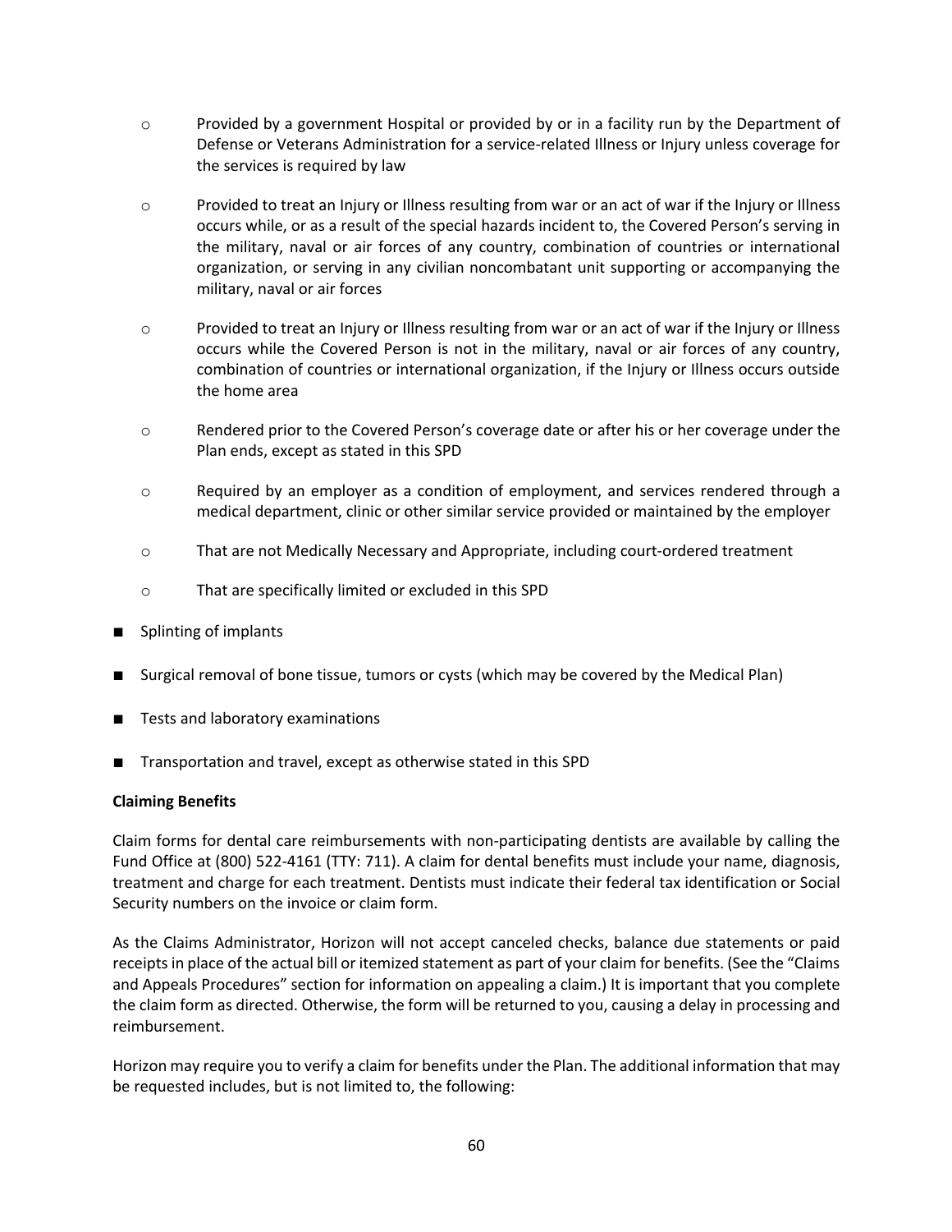- Provided by a government Hospital or provided by or in a facility run by the Department of Defense or Veterans Administration for a service-related Illness or Injury unless coverage for the services is required by law
- Provided to treat an Injury or Illness resulting from war or an act of war if the Injury or Illness occurs while, or as a result of the special hazards incident to, the Covered Person's serving in the military, naval or air forces of any country, combination of countries or international organization, or serving in any civilian noncombatant unit supporting or accompanying the military, naval or air forces
- Provided to treat an Injury or Illness resulting from war or an act of war if the Injury or Illness occurs while the Covered Person is not in the military, naval or air forces of any country, combination of countries or international organization, if the Injury or Illness occurs outside the home area
- Rendered prior to the Covered Person's coverage date or after his or her coverage under the Plan ends, except as stated in this SPD
- Required by an employer as a condition of employment, and services rendered through a medical department, clinic or other similar service provided or maintained by the employer
- That are not Medically Necessary and Appropriate, including court-ordered treatment
- That are specifically limited or excluded in this SPD

- Splinting of implants
- Surgical removal of bone tissue, tumors or cysts (which may be covered by the Medical Plan)
- Tests and laboratory examinations
- Transportation and travel, except as otherwise stated in this SPD

**Claiming Benefits**

Claim forms for dental care reimbursements with non-participating dentists are available by calling the Fund Office at (800) 522-4161 (TTY: 711). A claim for dental benefits must include your name, diagnosis, treatment and charge for each treatment. Dentists must indicate their federal tax identification or Social Security numbers on the invoice or claim form.

As the Claims Administrator, Horizon will not accept canceled checks, balance due statements or paid receipts in place of the actual bill or itemized statement as part of your claim for benefits. (See the "Claims and Appeals Procedures" section for information on appealing a claim.) It is important that you complete the claim form as directed. Otherwise, the form will be returned to you, causing a delay in processing and reimbursement.

Horizon may require you to verify a claim for benefits under the Plan. The additional information that may be requested includes, but is not limited to, the following: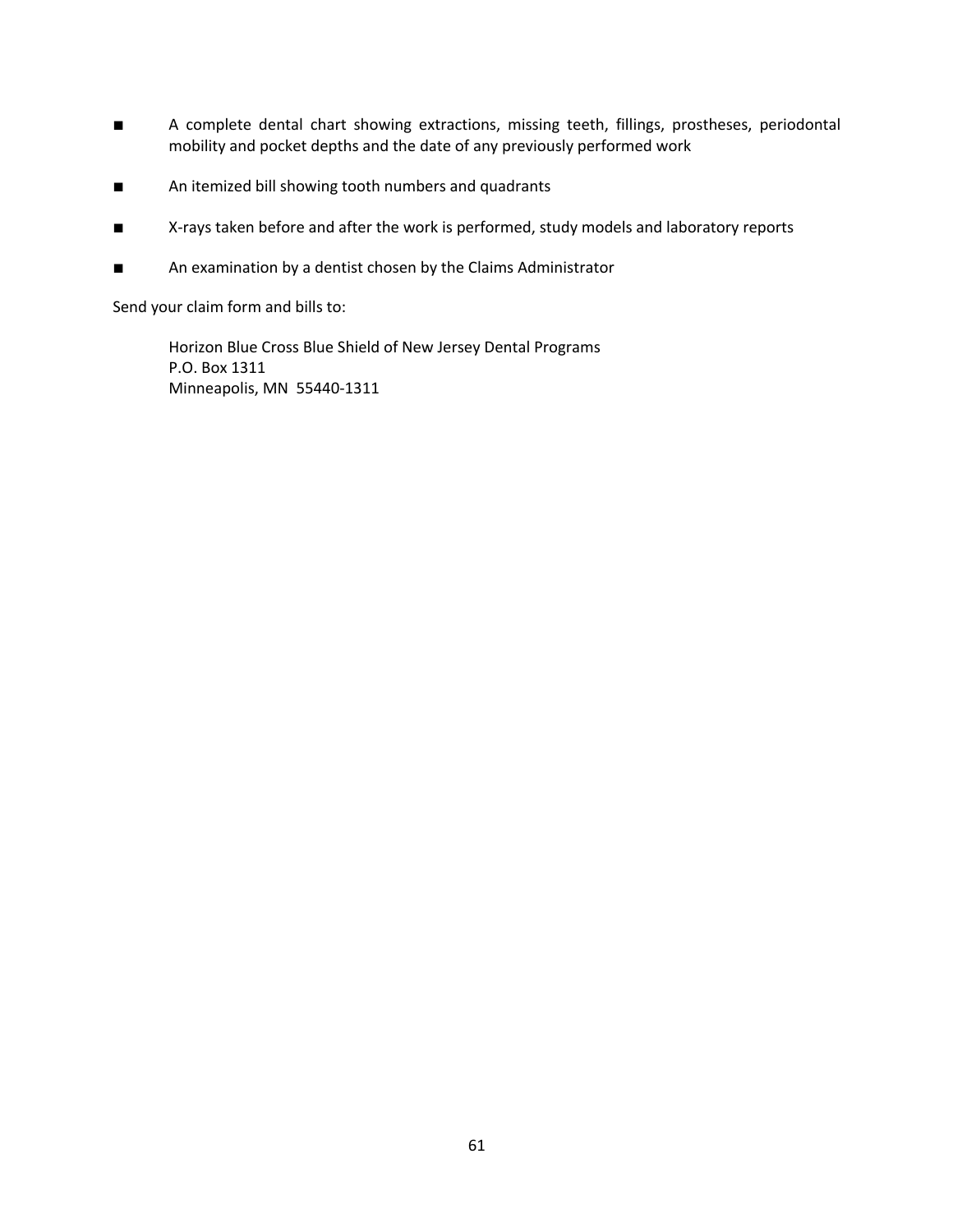- A complete dental chart showing extractions, missing teeth, fillings, prostheses, periodontal mobility and pocket depths and the date of any previously performed work
- An itemized bill showing tooth numbers and quadrants
- X-rays taken before and after the work is performed, study models and laboratory reports
- An examination by a dentist chosen by the Claims Administrator

Send your claim form and bills to:

Horizon Blue Cross Blue Shield of New Jersey Dental Programs
P.O. Box 1311
Minneapolis, MN 55440-1311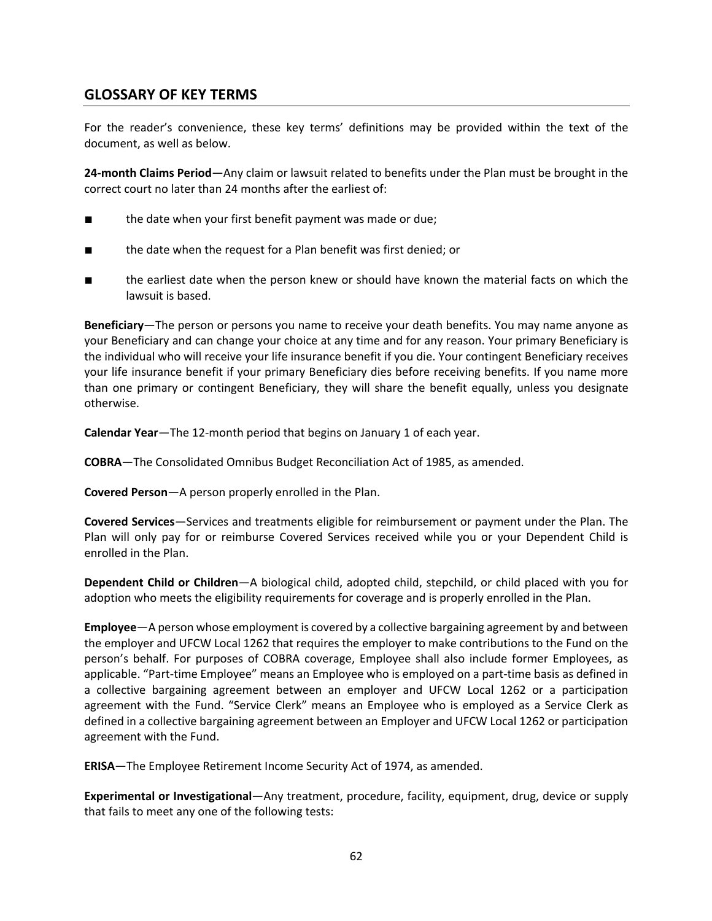## GLOSSARY OF KEY TERMS

For the reader's convenience, these key terms' definitions may be provided within the text of the document, as well as below.

**24-month Claims Period**—Any claim or lawsuit related to benefits under the Plan must be brought in the correct court no later than 24 months after the earliest of:

- the date when your first benefit payment was made or due;
- the date when the request for a Plan benefit was first denied; or
- the earliest date when the person knew or should have known the material facts on which the lawsuit is based.

**Beneficiary**—The person or persons you name to receive your death benefits. You may name anyone as your Beneficiary and can change your choice at any time and for any reason. Your primary Beneficiary is the individual who will receive your life insurance benefit if you die. Your contingent Beneficiary receives your life insurance benefit if your primary Beneficiary dies before receiving benefits. If you name more than one primary or contingent Beneficiary, they will share the benefit equally, unless you designate otherwise.

**Calendar Year**—The 12-month period that begins on January 1 of each year.

**COBRA**—The Consolidated Omnibus Budget Reconciliation Act of 1985, as amended.

**Covered Person**—A person properly enrolled in the Plan.

**Covered Services**—Services and treatments eligible for reimbursement or payment under the Plan. The Plan will only pay for or reimburse Covered Services received while you or your Dependent Child is enrolled in the Plan.

**Dependent Child or Children**—A biological child, adopted child, stepchild, or child placed with you for adoption who meets the eligibility requirements for coverage and is properly enrolled in the Plan.

**Employee**—A person whose employment is covered by a collective bargaining agreement by and between the employer and UFCW Local 1262 that requires the employer to make contributions to the Fund on the person's behalf. For purposes of COBRA coverage, Employee shall also include former Employees, as applicable. "Part-time Employee" means an Employee who is employed on a part-time basis as defined in a collective bargaining agreement between an employer and UFCW Local 1262 or a participation agreement with the Fund. "Service Clerk" means an Employee who is employed as a Service Clerk as defined in a collective bargaining agreement between an Employer and UFCW Local 1262 or participation agreement with the Fund.

**ERISA**—The Employee Retirement Income Security Act of 1974, as amended.

**Experimental or Investigational**—Any treatment, procedure, facility, equipment, drug, device or supply that fails to meet any one of the following tests: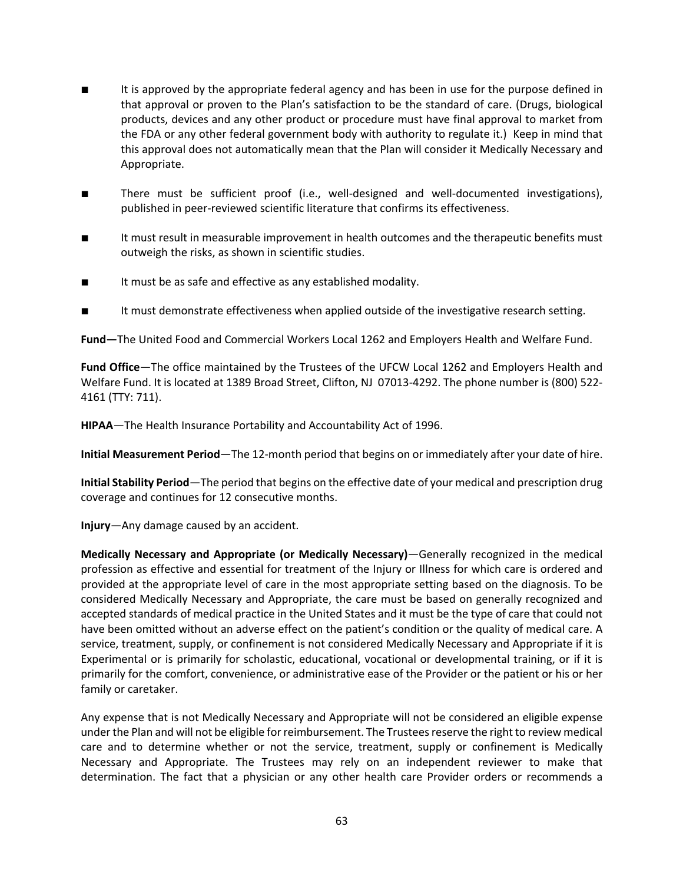- It is approved by the appropriate federal agency and has been in use for the purpose defined in that approval or proven to the Plan's satisfaction to be the standard of care. (Drugs, biological products, devices and any other product or procedure must have final approval to market from the FDA or any other federal government body with authority to regulate it.) Keep in mind that this approval does not automatically mean that the Plan will consider it Medically Necessary and Appropriate.
- There must be sufficient proof (i.e., well-designed and well-documented investigations), published in peer-reviewed scientific literature that confirms its effectiveness.
- It must result in measurable improvement in health outcomes and the therapeutic benefits must outweigh the risks, as shown in scientific studies.
- It must be as safe and effective as any established modality.
- It must demonstrate effectiveness when applied outside of the investigative research setting.

**Fund—**The United Food and Commercial Workers Local 1262 and Employers Health and Welfare Fund.

**Fund Office**—The office maintained by the Trustees of the UFCW Local 1262 and Employers Health and Welfare Fund. It is located at 1389 Broad Street, Clifton, NJ 07013-4292. The phone number is (800) 522-4161 (TTY: 711).

**HIPAA**—The Health Insurance Portability and Accountability Act of 1996.

**Initial Measurement Period**—The 12-month period that begins on or immediately after your date of hire.

**Initial Stability Period**—The period that begins on the effective date of your medical and prescription drug coverage and continues for 12 consecutive months.

**Injury**—Any damage caused by an accident.

**Medically Necessary and Appropriate (or Medically Necessary)**—Generally recognized in the medical profession as effective and essential for treatment of the Injury or Illness for which care is ordered and provided at the appropriate level of care in the most appropriate setting based on the diagnosis. To be considered Medically Necessary and Appropriate, the care must be based on generally recognized and accepted standards of medical practice in the United States and it must be the type of care that could not have been omitted without an adverse effect on the patient's condition or the quality of medical care. A service, treatment, supply, or confinement is not considered Medically Necessary and Appropriate if it is Experimental or is primarily for scholastic, educational, vocational or developmental training, or if it is primarily for the comfort, convenience, or administrative ease of the Provider or the patient or his or her family or caretaker.

Any expense that is not Medically Necessary and Appropriate will not be considered an eligible expense under the Plan and will not be eligible for reimbursement. The Trustees reserve the right to review medical care and to determine whether or not the service, treatment, supply or confinement is Medically Necessary and Appropriate. The Trustees may rely on an independent reviewer to make that determination. The fact that a physician or any other health care Provider orders or recommends a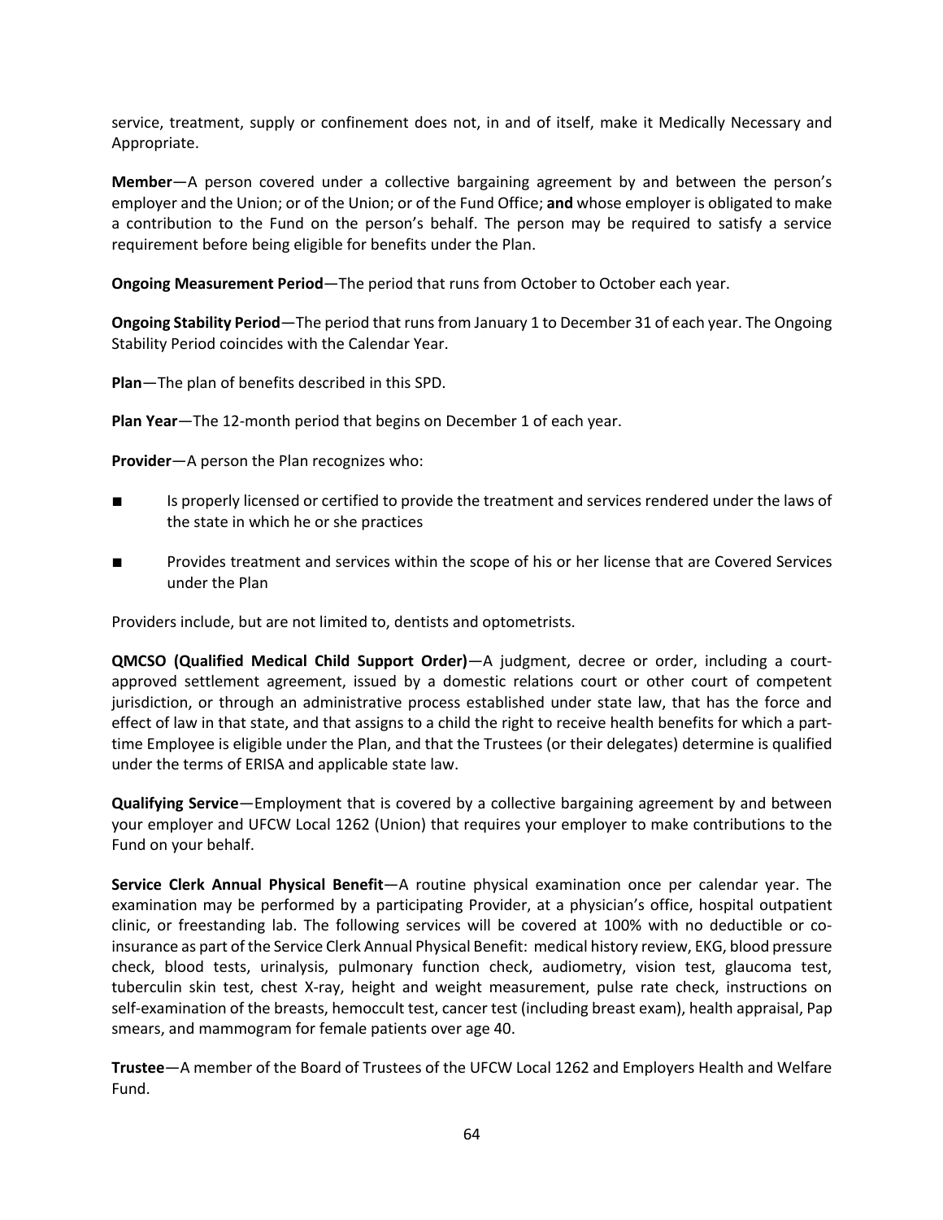service, treatment, supply or confinement does not, in and of itself, make it Medically Necessary and Appropriate.

**Member**—A person covered under a collective bargaining agreement by and between the person's employer and the Union; or of the Union; or of the Fund Office; **and** whose employer is obligated to make a contribution to the Fund on the person's behalf. The person may be required to satisfy a service requirement before being eligible for benefits under the Plan.

**Ongoing Measurement Period**—The period that runs from October to October each year.

**Ongoing Stability Period**—The period that runs from January 1 to December 31 of each year. The Ongoing Stability Period coincides with the Calendar Year.

**Plan**—The plan of benefits described in this SPD.

**Plan Year**—The 12-month period that begins on December 1 of each year.

**Provider**—A person the Plan recognizes who:

- Is properly licensed or certified to provide the treatment and services rendered under the laws of the state in which he or she practices
- Provides treatment and services within the scope of his or her license that are Covered Services under the Plan

Providers include, but are not limited to, dentists and optometrists.

**QMCSO (Qualified Medical Child Support Order)**—A judgment, decree or order, including a court-approved settlement agreement, issued by a domestic relations court or other court of competent jurisdiction, or through an administrative process established under state law, that has the force and effect of law in that state, and that assigns to a child the right to receive health benefits for which a part-time Employee is eligible under the Plan, and that the Trustees (or their delegates) determine is qualified under the terms of ERISA and applicable state law.

**Qualifying Service**—Employment that is covered by a collective bargaining agreement by and between your employer and UFCW Local 1262 (Union) that requires your employer to make contributions to the Fund on your behalf.

**Service Clerk Annual Physical Benefit**—A routine physical examination once per calendar year. The examination may be performed by a participating Provider, at a physician's office, hospital outpatient clinic, or freestanding lab. The following services will be covered at 100% with no deductible or co-insurance as part of the Service Clerk Annual Physical Benefit: medical history review, EKG, blood pressure check, blood tests, urinalysis, pulmonary function check, audiometry, vision test, glaucoma test, tuberculin skin test, chest X-ray, height and weight measurement, pulse rate check, instructions on self-examination of the breasts, hemoccult test, cancer test (including breast exam), health appraisal, Pap smears, and mammogram for female patients over age 40.

**Trustee**—A member of the Board of Trustees of the UFCW Local 1262 and Employers Health and Welfare Fund.